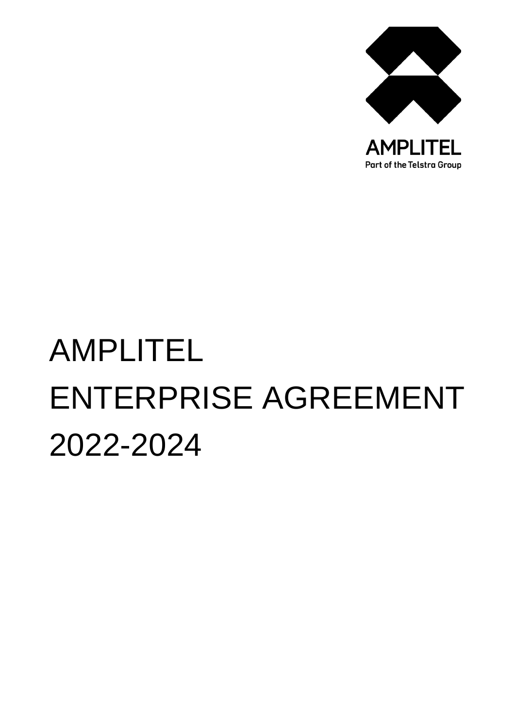AMPLITEL

Part of the Telstra Group

# AMPLITEL ENTERPRISE AGREEMENT 2022-2024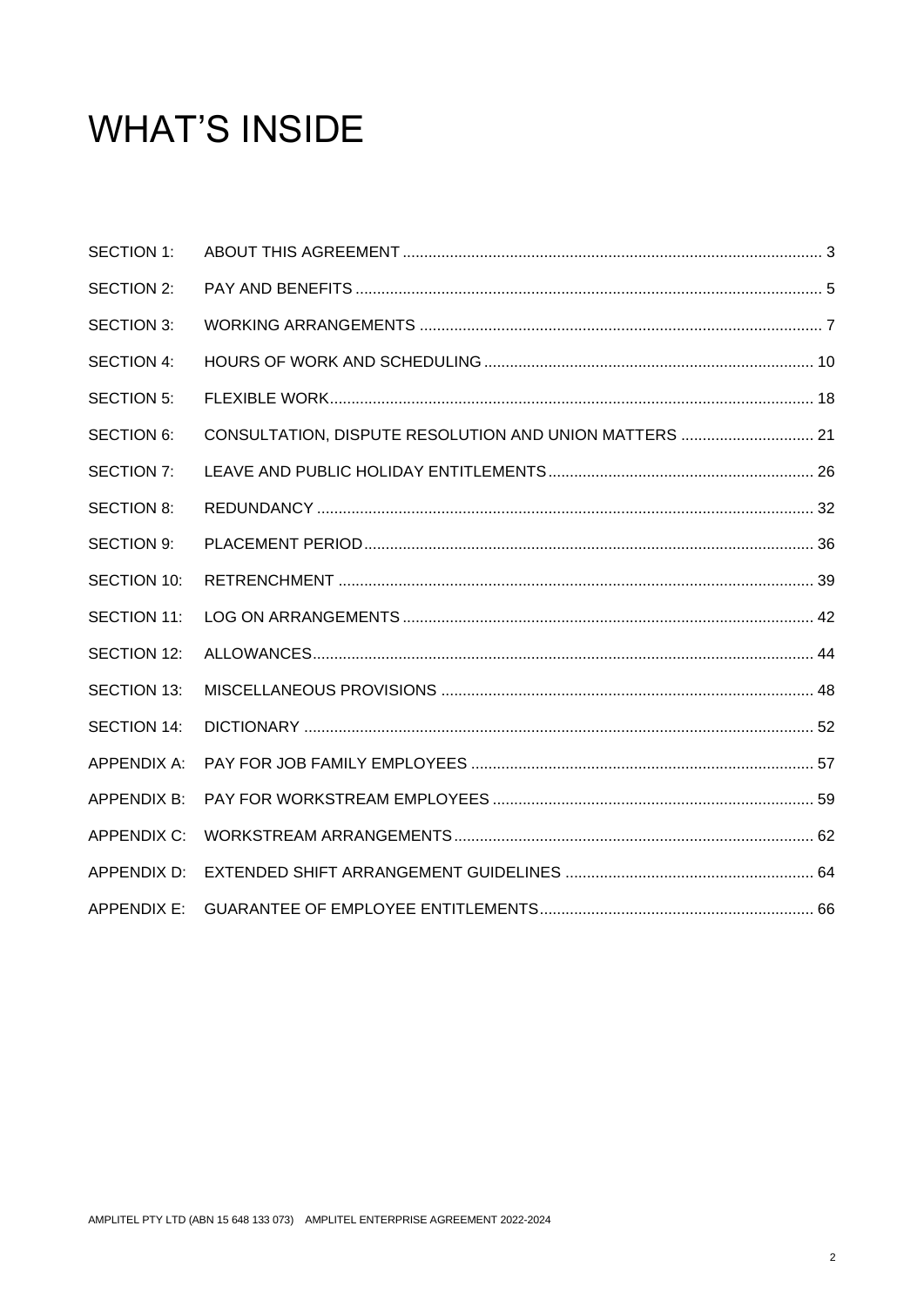# WHAT'S INSIDE

| | | |
|---|---|---|
| SECTION 1: | ABOUT THIS AGREEMENT | 3 |
| SECTION 2: | PAY AND BENEFITS | 5 |
| SECTION 3: | WORKING ARRANGEMENTS | 7 |
| SECTION 4: | HOURS OF WORK AND SCHEDULING | 10 |
| SECTION 5: | FLEXIBLE WORK | 18 |
| SECTION 6: | CONSULTATION, DISPUTE RESOLUTION AND UNION MATTERS | 21 |
| SECTION 7: | LEAVE AND PUBLIC HOLIDAY ENTITLEMENTS | 26 |
| SECTION 8: | REDUNDANCY | 32 |
| SECTION 9: | PLACEMENT PERIOD | 36 |
| SECTION 10: | RETRENCHMENT | 39 |
| SECTION 11: | LOG ON ARRANGEMENTS | 42 |
| SECTION 12: | ALLOWANCES | 44 |
| SECTION 13: | MISCELLANEOUS PROVISIONS | 48 |
| SECTION 14: | DICTIONARY | 52 |
| APPENDIX A: | PAY FOR JOB FAMILY EMPLOYEES | 57 |
| APPENDIX B: | PAY FOR WORKSTREAM EMPLOYEES | 59 |
| APPENDIX C: | WORKSTREAM ARRANGEMENTS | 62 |
| APPENDIX D: | EXTENDED SHIFT ARRANGEMENT GUIDELINES | 64 |
| APPENDIX E: | GUARANTEE OF EMPLOYEE ENTITLEMENTS | 66 |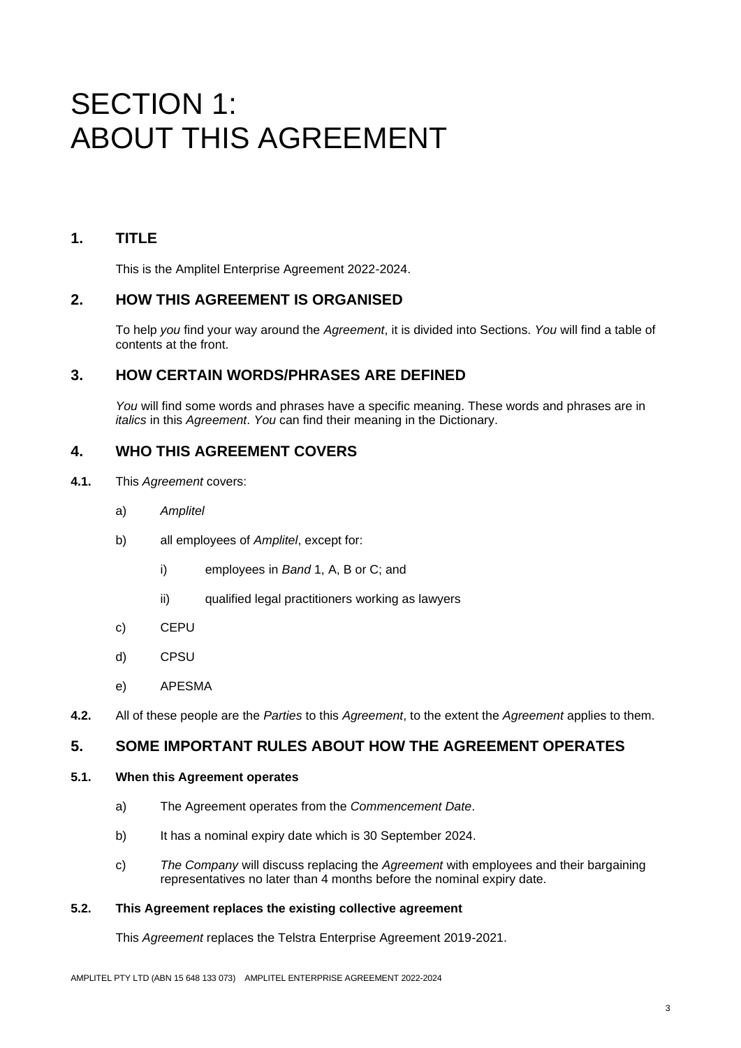# SECTION 1: ABOUT THIS AGREEMENT

## 1. TITLE

This is the Amplitel Enterprise Agreement 2022-2024.

## 2. HOW THIS AGREEMENT IS ORGANISED

To help *you* find your way around the *Agreement*, it is divided into Sections. *You* will find a table of contents at the front.

## 3. HOW CERTAIN WORDS/PHRASES ARE DEFINED

*You* will find some words and phrases have a specific meaning. These words and phrases are in *italics* in this *Agreement*. *You* can find their meaning in the Dictionary.

## 4. WHO THIS AGREEMENT COVERS

**4.1.** This *Agreement* covers:

a) *Amplitel*

b) all employees of *Amplitel*, except for:

  i) employees in *Band* 1, A, B or C; and

  ii) qualified legal practitioners working as lawyers

c) CEPU

d) CPSU

e) APESMA

**4.2.** All of these people are the *Parties* to this *Agreement*, to the extent the *Agreement* applies to them.

## 5. SOME IMPORTANT RULES ABOUT HOW THE AGREEMENT OPERATES

### 5.1. When this Agreement operates

a) The Agreement operates from the *Commencement Date*.

b) It has a nominal expiry date which is 30 September 2024.

c) *The Company* will discuss replacing the *Agreement* with employees and their bargaining representatives no later than 4 months before the nominal expiry date.

### 5.2. This Agreement replaces the existing collective agreement

This *Agreement* replaces the Telstra Enterprise Agreement 2019-2021.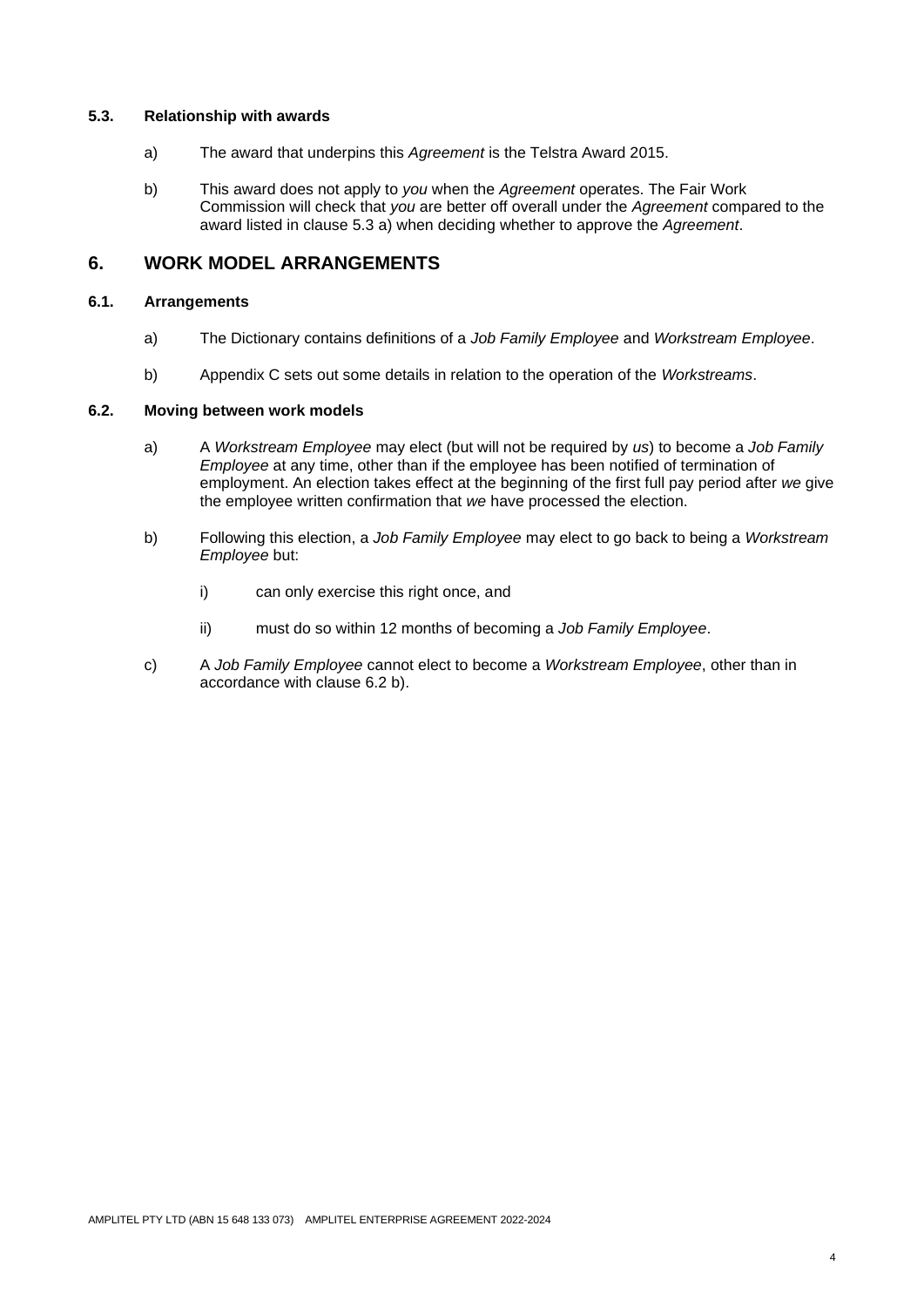### 5.3. Relationship with awards

a) The award that underpins this *Agreement* is the Telstra Award 2015.

b) This award does not apply to *you* when the *Agreement* operates. The Fair Work Commission will check that *you* are better off overall under the *Agreement* compared to the award listed in clause 5.3 a) when deciding whether to approve the *Agreement*.

## 6. WORK MODEL ARRANGEMENTS

### 6.1. Arrangements

a) The Dictionary contains definitions of a *Job Family Employee* and *Workstream Employee*.

b) Appendix C sets out some details in relation to the operation of the *Workstreams*.

### 6.2. Moving between work models

a) A *Workstream Employee* may elect (but will not be required by *us*) to become a *Job Family Employee* at any time, other than if the employee has been notified of termination of employment. An election takes effect at the beginning of the first full pay period after *we* give the employee written confirmation that *we* have processed the election.

b) Following this election, a *Job Family Employee* may elect to go back to being a *Workstream Employee* but:

   i) can only exercise this right once, and

   ii) must do so within 12 months of becoming a *Job Family Employee*.

c) A *Job Family Employee* cannot elect to become a *Workstream Employee*, other than in accordance with clause 6.2 b).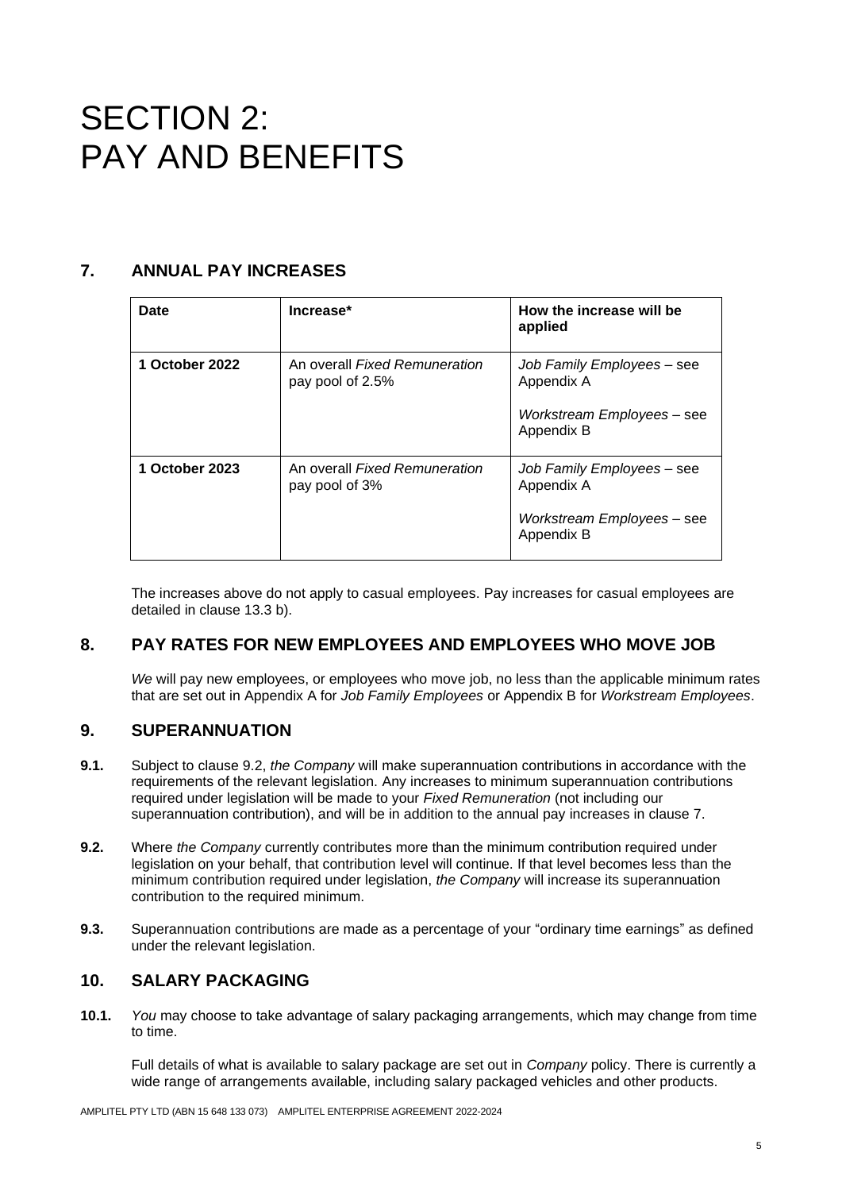# SECTION 2: PAY AND BENEFITS

## 7. ANNUAL PAY INCREASES

| Date | Increase* | How the increase will be applied |
|---|---|---|
| **1 October 2022** | An overall *Fixed Remuneration* pay pool of 2.5% | *Job Family Employees* – see Appendix A<br><br>*Workstream Employees* – see Appendix B |
| **1 October 2023** | An overall *Fixed Remuneration* pay pool of 3% | *Job Family Employees* – see Appendix A<br><br>*Workstream Employees* – see Appendix B |

The increases above do not apply to casual employees. Pay increases for casual employees are detailed in clause 13.3 b).

## 8. PAY RATES FOR NEW EMPLOYEES AND EMPLOYEES WHO MOVE JOB

*We* will pay new employees, or employees who move job, no less than the applicable minimum rates that are set out in Appendix A for *Job Family Employees* or Appendix B for *Workstream Employees*.

## 9. SUPERANNUATION

**9.1.** Subject to clause 9.2, *the Company* will make superannuation contributions in accordance with the requirements of the relevant legislation. Any increases to minimum superannuation contributions required under legislation will be made to your *Fixed Remuneration* (not including our superannuation contribution), and will be in addition to the annual pay increases in clause 7.

**9.2.** Where *the Company* currently contributes more than the minimum contribution required under legislation on your behalf, that contribution level will continue. If that level becomes less than the minimum contribution required under legislation, *the Company* will increase its superannuation contribution to the required minimum.

**9.3.** Superannuation contributions are made as a percentage of your "ordinary time earnings" as defined under the relevant legislation.

## 10. SALARY PACKAGING

**10.1.** *You* may choose to take advantage of salary packaging arrangements, which may change from time to time.

Full details of what is available to salary package are set out in *Company* policy. There is currently a wide range of arrangements available, including salary packaged vehicles and other products.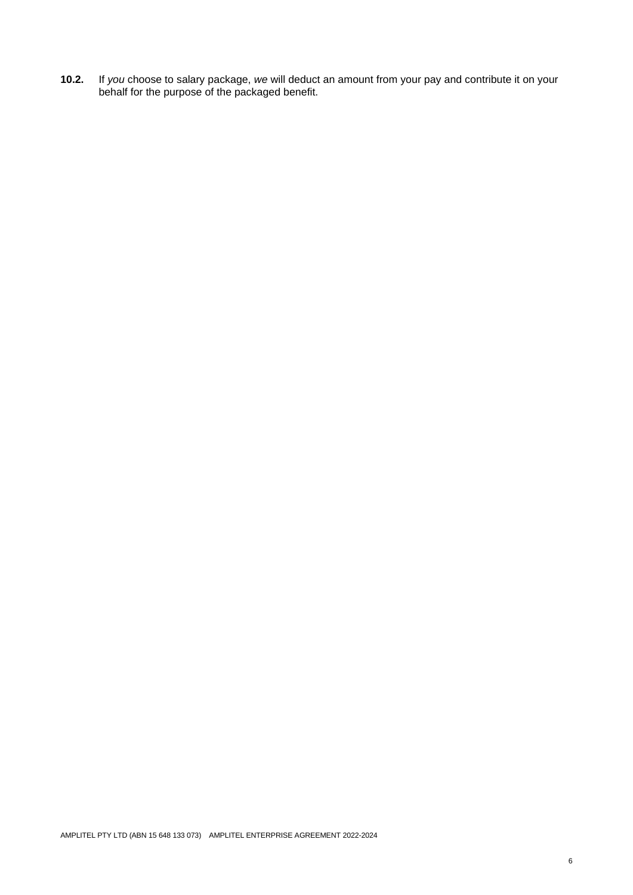**10.2.** If *you* choose to salary package, *we* will deduct an amount from your pay and contribute it on your behalf for the purpose of the packaged benefit.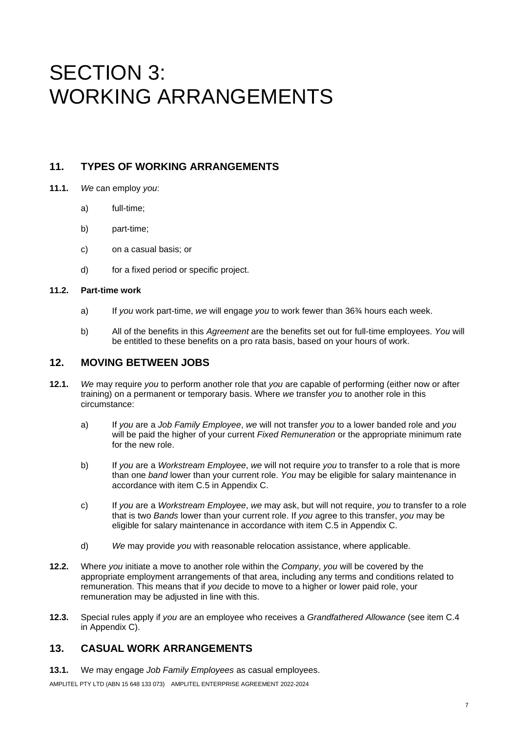# SECTION 3: WORKING ARRANGEMENTS

## 11. TYPES OF WORKING ARRANGEMENTS

**11.1.** *We* can employ *you*:

a) full-time;

b) part-time;

c) on a casual basis; or

d) for a fixed period or specific project.

**11.2. Part-time work**

a) If *you* work part-time, *we* will engage *you* to work fewer than 36¾ hours each week.

b) All of the benefits in this *Agreement* are the benefits set out for full-time employees. *You* will be entitled to these benefits on a pro rata basis, based on your hours of work.

## 12. MOVING BETWEEN JOBS

**12.1.** *We* may require *you* to perform another role that *you* are capable of performing (either now or after training) on a permanent or temporary basis. Where *we* transfer *you* to another role in this circumstance:

a) If *you* are a *Job Family Employee*, *we* will not transfer *you* to a lower banded role and *you* will be paid the higher of your current *Fixed Remuneration* or the appropriate minimum rate for the new role.

b) If *you* are a *Workstream Employee*, *we* will not require *you* to transfer to a role that is more than one *band* lower than your current role. *You* may be eligible for salary maintenance in accordance with item C.5 in Appendix C.

c) If *you* are a *Workstream Employee*, *we* may ask, but will not require, *you* to transfer to a role that is two *Bands* lower than your current role. If *you* agree to this transfer, *you* may be eligible for salary maintenance in accordance with item C.5 in Appendix C.

d) *We* may provide *you* with reasonable relocation assistance, where applicable.

**12.2.** Where *you* initiate a move to another role within the *Company*, *you* will be covered by the appropriate employment arrangements of that area, including any terms and conditions related to remuneration. This means that if *you* decide to move to a higher or lower paid role, your remuneration may be adjusted in line with this.

**12.3.** Special rules apply if *you* are an employee who receives a *Grandfathered Allowance* (see item C.4 in Appendix C).

## 13. CASUAL WORK ARRANGEMENTS

**13.1.** W*e* may engage *Job Family Employees* as casual employees.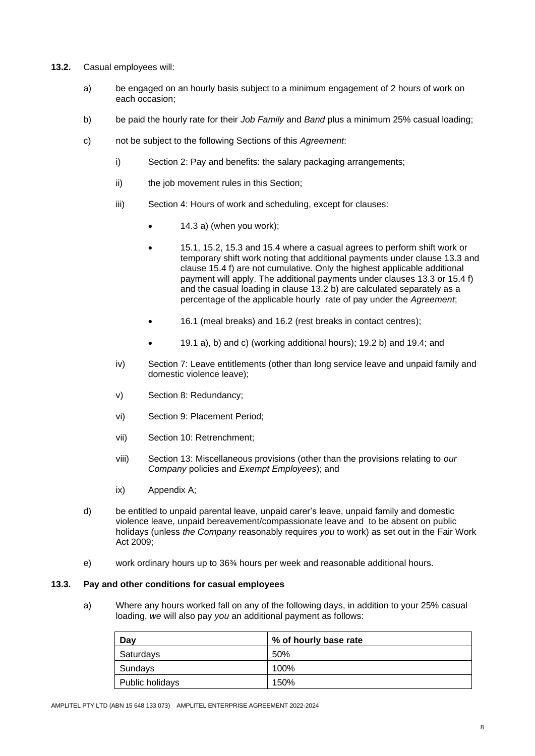**13.2.** Casual employees will:

a) be engaged on an hourly basis subject to a minimum engagement of 2 hours of work on each occasion;

b) be paid the hourly rate for their *Job Family* and *Band* plus a minimum 25% casual loading;

c) not be subject to the following Sections of this *Agreement*:

   i) Section 2: Pay and benefits: the salary packaging arrangements;

   ii) the job movement rules in this Section;

   iii) Section 4: Hours of work and scheduling, except for clauses:

      - 14.3 a) (when you work);
      - 15.1, 15.2, 15.3 and 15.4 where a casual agrees to perform shift work or temporary shift work noting that additional payments under clause 13.3 and clause 15.4 f) are not cumulative. Only the highest applicable additional payment will apply. The additional payments under clauses 13.3 or 15.4 f) and the casual loading in clause 13.2 b) are calculated separately as a percentage of the applicable hourly rate of pay under the *Agreement*;
      - 16.1 (meal breaks) and 16.2 (rest breaks in contact centres);
      - 19.1 a), b) and c) (working additional hours); 19.2 b) and 19.4; and

   iv) Section 7: Leave entitlements (other than long service leave and unpaid family and domestic violence leave);

   v) Section 8: Redundancy;

   vi) Section 9: Placement Period;

   vii) Section 10: Retrenchment;

   viii) Section 13: Miscellaneous provisions (other than the provisions relating to *our Company* policies and *Exempt Employees*); and

   ix) Appendix A;

d) be entitled to unpaid parental leave, unpaid carer's leave, unpaid family and domestic violence leave, unpaid bereavement/compassionate leave and to be absent on public holidays (unless *the Company* reasonably requires *you* to work) as set out in the Fair Work Act 2009;

e) work ordinary hours up to 36¾ hours per week and reasonable additional hours.

**13.3. Pay and other conditions for casual employees**

a) Where any hours worked fall on any of the following days, in addition to your 25% casual loading, *we* will also pay *you* an additional payment as follows:

| Day | % of hourly base rate |
| --- | --- |
| Saturdays | 50% |
| Sundays | 100% |
| Public holidays | 150% |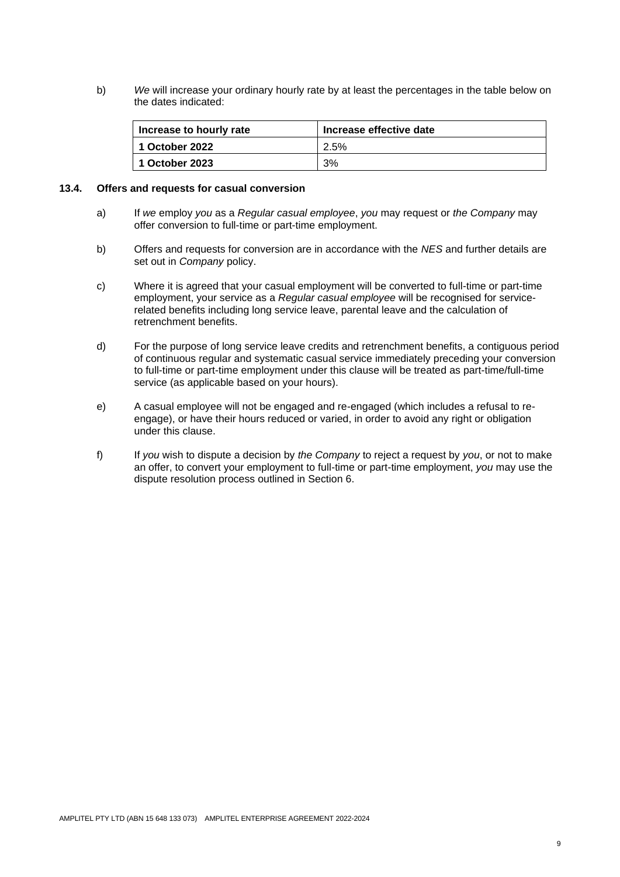b) *We* will increase your ordinary hourly rate by at least the percentages in the table below on the dates indicated:

| Increase to hourly rate | Increase effective date |
|---|---|
| **1 October 2022** | 2.5% |
| **1 October 2023** | 3% |

### 13.4. Offers and requests for casual conversion

a) If *we* employ *you* as a *Regular casual employee*, *you* may request or *the Company* may offer conversion to full-time or part-time employment.

b) Offers and requests for conversion are in accordance with the *NES* and further details are set out in *Company* policy.

c) Where it is agreed that your casual employment will be converted to full-time or part-time employment, your service as a *Regular casual employee* will be recognised for service-related benefits including long service leave, parental leave and the calculation of retrenchment benefits.

d) For the purpose of long service leave credits and retrenchment benefits, a contiguous period of continuous regular and systematic casual service immediately preceding your conversion to full-time or part-time employment under this clause will be treated as part-time/full-time service (as applicable based on your hours).

e) A casual employee will not be engaged and re-engaged (which includes a refusal to re-engage), or have their hours reduced or varied, in order to avoid any right or obligation under this clause.

f) If *you* wish to dispute a decision by *the Company* to reject a request by *you*, or not to make an offer, to convert your employment to full-time or part-time employment, *you* may use the dispute resolution process outlined in Section 6.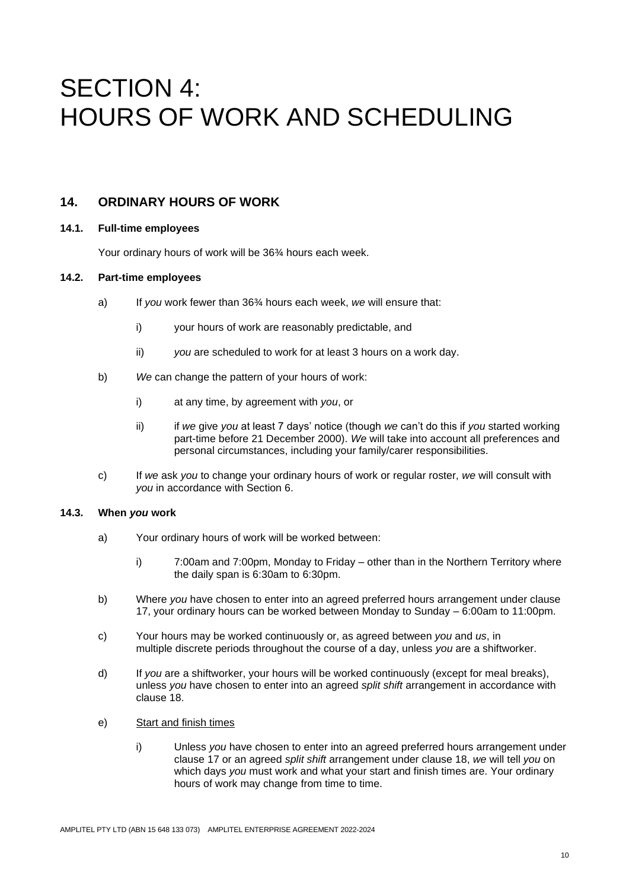# SECTION 4: HOURS OF WORK AND SCHEDULING

## 14. ORDINARY HOURS OF WORK

### 14.1. Full-time employees

Your ordinary hours of work will be 36¾ hours each week.

### 14.2. Part-time employees

a) If *you* work fewer than 36¾ hours each week, *we* will ensure that:

i) your hours of work are reasonably predictable, and

ii) *you* are scheduled to work for at least 3 hours on a work day.

b) *We* can change the pattern of your hours of work:

i) at any time, by agreement with *you*, or

ii) if *we* give *you* at least 7 days' notice (though *we* can't do this if *you* started working part-time before 21 December 2000). *We* will take into account all preferences and personal circumstances, including your family/carer responsibilities.

c) If *we* ask *you* to change your ordinary hours of work or regular roster, *we* will consult with *you* in accordance with Section 6.

### 14.3. When *you* work

a) Your ordinary hours of work will be worked between:

i) 7:00am and 7:00pm, Monday to Friday – other than in the Northern Territory where the daily span is 6:30am to 6:30pm.

b) Where *you* have chosen to enter into an agreed preferred hours arrangement under clause 17, your ordinary hours can be worked between Monday to Sunday – 6:00am to 11:00pm.

c) Your hours may be worked continuously or, as agreed between *you* and *us*, in multiple discrete periods throughout the course of a day, unless *you* are a shiftworker.

d) If *you* are a shiftworker, your hours will be worked continuously (except for meal breaks), unless *you* have chosen to enter into an agreed *split shift* arrangement in accordance with clause 18.

e) Start and finish times

i) Unless *you* have chosen to enter into an agreed preferred hours arrangement under clause 17 or an agreed *split shift* arrangement under clause 18, *we* will tell *you* on which days *you* must work and what your start and finish times are. Your ordinary hours of work may change from time to time.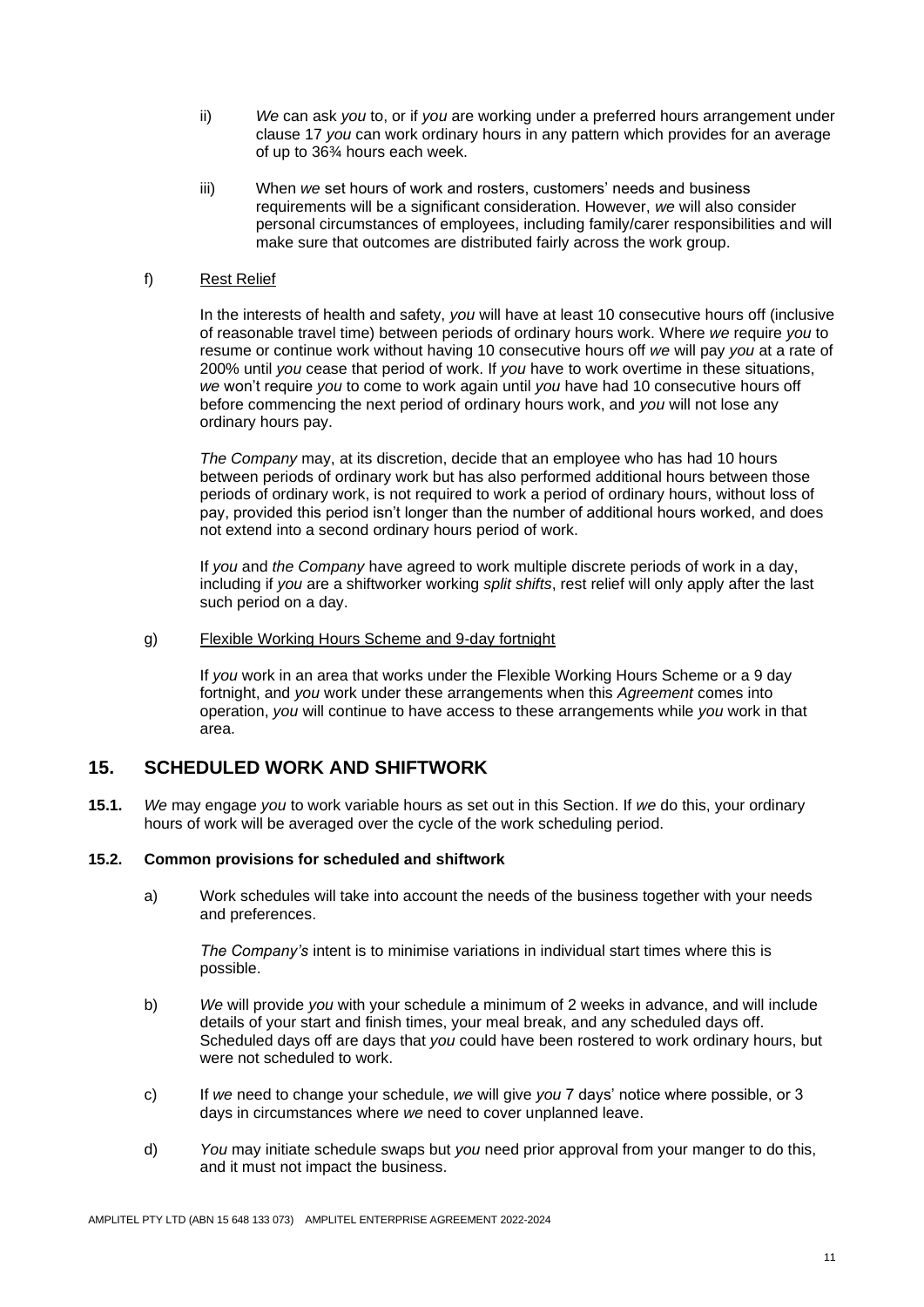ii) *We* can ask *you* to, or if *you* are working under a preferred hours arrangement under clause 17 *you* can work ordinary hours in any pattern which provides for an average of up to 36¾ hours each week.

iii) When *we* set hours of work and rosters, customers' needs and business requirements will be a significant consideration. However, *we* will also consider personal circumstances of employees, including family/carer responsibilities and will make sure that outcomes are distributed fairly across the work group.

f) Rest Relief

In the interests of health and safety, *you* will have at least 10 consecutive hours off (inclusive of reasonable travel time) between periods of ordinary hours work. Where *we* require *you* to resume or continue work without having 10 consecutive hours off *we* will pay *you* at a rate of 200% until *you* cease that period of work. If *you* have to work overtime in these situations, *we* won't require *you* to come to work again until *you* have had 10 consecutive hours off before commencing the next period of ordinary hours work, and *you* will not lose any ordinary hours pay.

*The Company* may, at its discretion, decide that an employee who has had 10 hours between periods of ordinary work but has also performed additional hours between those periods of ordinary work, is not required to work a period of ordinary hours, without loss of pay, provided this period isn't longer than the number of additional hours worked, and does not extend into a second ordinary hours period of work.

If *you* and *the Company* have agreed to work multiple discrete periods of work in a day, including if *you* are a shiftworker working *split shifts*, rest relief will only apply after the last such period on a day.

g) Flexible Working Hours Scheme and 9-day fortnight

If *you* work in an area that works under the Flexible Working Hours Scheme or a 9 day fortnight, and *you* work under these arrangements when this *Agreement* comes into operation, *you* will continue to have access to these arrangements while *you* work in that area.

## 15. SCHEDULED WORK AND SHIFTWORK

**15.1.** *We* may engage *you* to work variable hours as set out in this Section. If *we* do this, your ordinary hours of work will be averaged over the cycle of the work scheduling period.

**15.2. Common provisions for scheduled and shiftwork**

a) Work schedules will take into account the needs of the business together with your needs and preferences.

*The Company's* intent is to minimise variations in individual start times where this is possible.

b) *We* will provide *you* with your schedule a minimum of 2 weeks in advance, and will include details of your start and finish times, your meal break, and any scheduled days off. Scheduled days off are days that *you* could have been rostered to work ordinary hours, but were not scheduled to work.

c) If *we* need to change your schedule, *we* will give *you* 7 days' notice where possible, or 3 days in circumstances where *we* need to cover unplanned leave.

d) *You* may initiate schedule swaps but *you* need prior approval from your manger to do this, and it must not impact the business.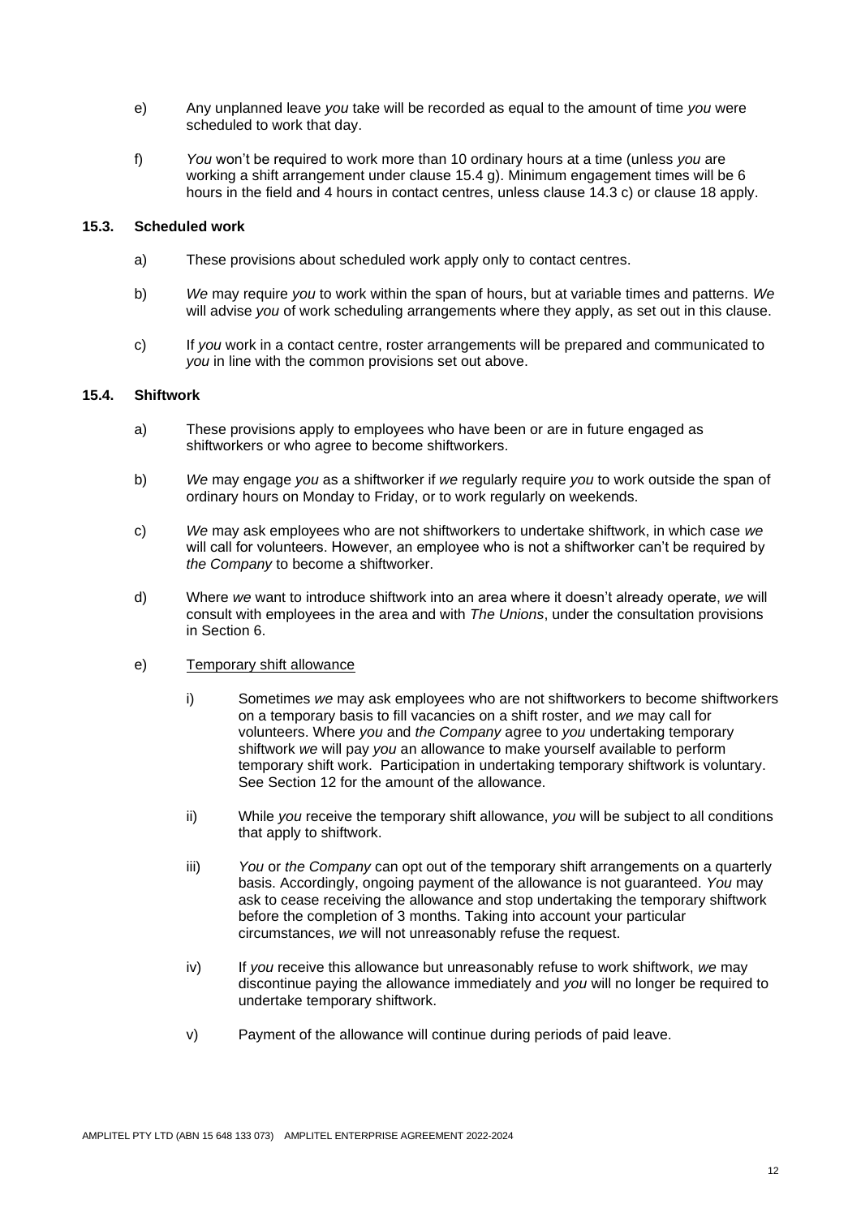e) Any unplanned leave *you* take will be recorded as equal to the amount of time *you* were scheduled to work that day.

f) *You* won't be required to work more than 10 ordinary hours at a time (unless *you* are working a shift arrangement under clause 15.4 g). Minimum engagement times will be 6 hours in the field and 4 hours in contact centres, unless clause 14.3 c) or clause 18 apply.

### 15.3. Scheduled work

a) These provisions about scheduled work apply only to contact centres.

b) *We* may require *you* to work within the span of hours, but at variable times and patterns. *We* will advise *you* of work scheduling arrangements where they apply, as set out in this clause.

c) If *you* work in a contact centre, roster arrangements will be prepared and communicated to *you* in line with the common provisions set out above.

### 15.4. Shiftwork

a) These provisions apply to employees who have been or are in future engaged as shiftworkers or who agree to become shiftworkers.

b) *We* may engage *you* as a shiftworker if *we* regularly require *you* to work outside the span of ordinary hours on Monday to Friday, or to work regularly on weekends.

c) *We* may ask employees who are not shiftworkers to undertake shiftwork, in which case *we* will call for volunteers. However, an employee who is not a shiftworker can't be required by *the Company* to become a shiftworker.

d) Where *we* want to introduce shiftwork into an area where it doesn't already operate, *we* will consult with employees in the area and with *The Unions*, under the consultation provisions in Section 6.

e) Temporary shift allowance

i) Sometimes *we* may ask employees who are not shiftworkers to become shiftworkers on a temporary basis to fill vacancies on a shift roster, and *we* may call for volunteers. Where *you* and *the Company* agree to *you* undertaking temporary shiftwork *we* will pay *you* an allowance to make yourself available to perform temporary shift work. Participation in undertaking temporary shiftwork is voluntary. See Section 12 for the amount of the allowance.

ii) While *you* receive the temporary shift allowance, *you* will be subject to all conditions that apply to shiftwork.

iii) *You* or *the Company* can opt out of the temporary shift arrangements on a quarterly basis. Accordingly, ongoing payment of the allowance is not guaranteed. *You* may ask to cease receiving the allowance and stop undertaking the temporary shiftwork before the completion of 3 months. Taking into account your particular circumstances, *we* will not unreasonably refuse the request.

iv) If *you* receive this allowance but unreasonably refuse to work shiftwork, *we* may discontinue paying the allowance immediately and *you* will no longer be required to undertake temporary shiftwork.

v) Payment of the allowance will continue during periods of paid leave.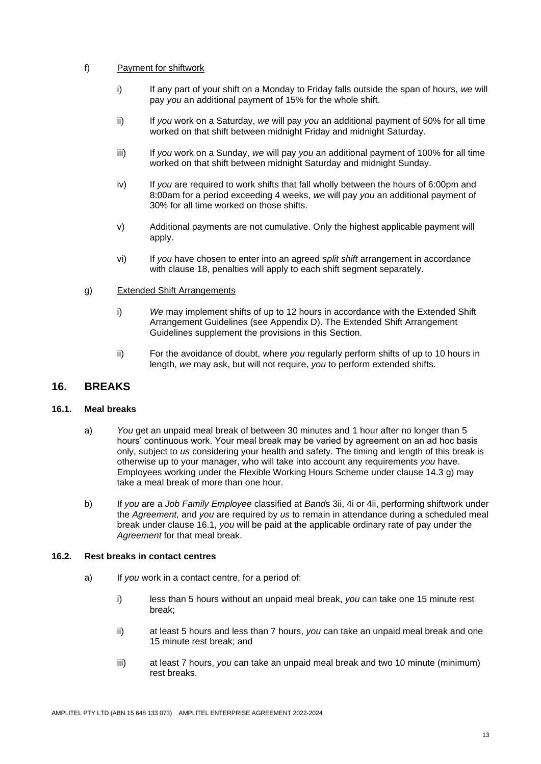f) <u>Payment for shiftwork</u>

i) If any part of your shift on a Monday to Friday falls outside the span of hours, *we* will pay *you* an additional payment of 15% for the whole shift.

ii) If *you* work on a Saturday, *we* will pay *you* an additional payment of 50% for all time worked on that shift between midnight Friday and midnight Saturday.

iii) If *you* work on a Sunday, *we* will pay *you* an additional payment of 100% for all time worked on that shift between midnight Saturday and midnight Sunday.

iv) If *you* are required to work shifts that fall wholly between the hours of 6:00pm and 8:00am for a period exceeding 4 weeks, *we* will pay *you* an additional payment of 30% for all time worked on those shifts.

v) Additional payments are not cumulative. Only the highest applicable payment will apply.

vi) If *you* have chosen to enter into an agreed *split shift* arrangement in accordance with clause 18, penalties will apply to each shift segment separately.

g) <u>Extended Shift Arrangements</u>

i) *We* may implement shifts of up to 12 hours in accordance with the Extended Shift Arrangement Guidelines (see Appendix D). The Extended Shift Arrangement Guidelines supplement the provisions in this Section.

ii) For the avoidance of doubt, where *you* regularly perform shifts of up to 10 hours in length, *we* may ask, but will not require, *you* to perform extended shifts.

## 16. BREAKS

### 16.1. Meal breaks

a) *You* get an unpaid meal break of between 30 minutes and 1 hour after no longer than 5 hours' continuous work. Your meal break may be varied by agreement on an ad hoc basis only, subject to *us* considering your health and safety. The timing and length of this break is otherwise up to your manager, who will take into account any requirements *you* have. Employees working under the Flexible Working Hours Scheme under clause 14.3 g) may take a meal break of more than one hour.

b) If *you* are a *Job Family Employee* classified at *Band*s 3ii, 4i or 4ii, performing shiftwork under the *Agreement,* and *you* are required by *us* to remain in attendance during a scheduled meal break under clause 16.1, *you* will be paid at the applicable ordinary rate of pay under the *Agreement* for that meal break.

### 16.2. Rest breaks in contact centres

a) If *you* work in a contact centre, for a period of:

i) less than 5 hours without an unpaid meal break, *you* can take one 15 minute rest break;

ii) at least 5 hours and less than 7 hours, *you* can take an unpaid meal break and one 15 minute rest break; and

iii) at least 7 hours, *you* can take an unpaid meal break and two 10 minute (minimum) rest breaks.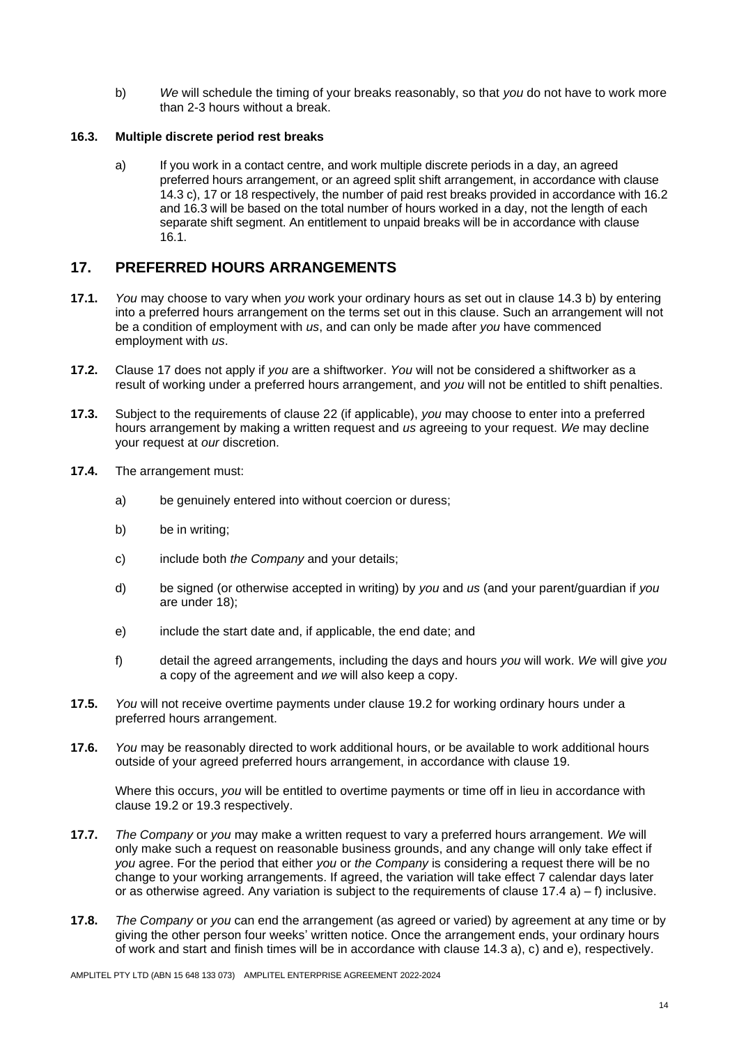b) *We* will schedule the timing of your breaks reasonably, so that *you* do not have to work more than 2-3 hours without a break.

**16.3. Multiple discrete period rest breaks**

a) If you work in a contact centre, and work multiple discrete periods in a day, an agreed preferred hours arrangement, or an agreed split shift arrangement, in accordance with clause 14.3 c), 17 or 18 respectively, the number of paid rest breaks provided in accordance with 16.2 and 16.3 will be based on the total number of hours worked in a day, not the length of each separate shift segment. An entitlement to unpaid breaks will be in accordance with clause 16.1.

## 17. PREFERRED HOURS ARRANGEMENTS

**17.1.** *You* may choose to vary when *you* work your ordinary hours as set out in clause 14.3 b) by entering into a preferred hours arrangement on the terms set out in this clause. Such an arrangement will not be a condition of employment with *us*, and can only be made after *you* have commenced employment with *us*.

**17.2.** Clause 17 does not apply if *you* are a shiftworker. *You* will not be considered a shiftworker as a result of working under a preferred hours arrangement, and *you* will not be entitled to shift penalties.

**17.3.** Subject to the requirements of clause 22 (if applicable), *you* may choose to enter into a preferred hours arrangement by making a written request and *us* agreeing to your request. *We* may decline your request at *our* discretion.

**17.4.** The arrangement must:

a) be genuinely entered into without coercion or duress;

b) be in writing;

c) include both *the Company* and your details;

d) be signed (or otherwise accepted in writing) by *you* and *us* (and your parent/guardian if *you* are under 18);

e) include the start date and, if applicable, the end date; and

f) detail the agreed arrangements, including the days and hours *you* will work. *We* will give *you* a copy of the agreement and *we* will also keep a copy.

**17.5.** *You* will not receive overtime payments under clause 19.2 for working ordinary hours under a preferred hours arrangement.

**17.6.** *You* may be reasonably directed to work additional hours, or be available to work additional hours outside of your agreed preferred hours arrangement, in accordance with clause 19.

Where this occurs, *you* will be entitled to overtime payments or time off in lieu in accordance with clause 19.2 or 19.3 respectively.

**17.7.** *The Company* or *you* may make a written request to vary a preferred hours arrangement. *We* will only make such a request on reasonable business grounds, and any change will only take effect if *you* agree. For the period that either *you* or *the Company* is considering a request there will be no change to your working arrangements. If agreed, the variation will take effect 7 calendar days later or as otherwise agreed. Any variation is subject to the requirements of clause 17.4 a) – f) inclusive.

**17.8.** *The Company* or *you* can end the arrangement (as agreed or varied) by agreement at any time or by giving the other person four weeks' written notice. Once the arrangement ends, your ordinary hours of work and start and finish times will be in accordance with clause 14.3 a), c) and e), respectively.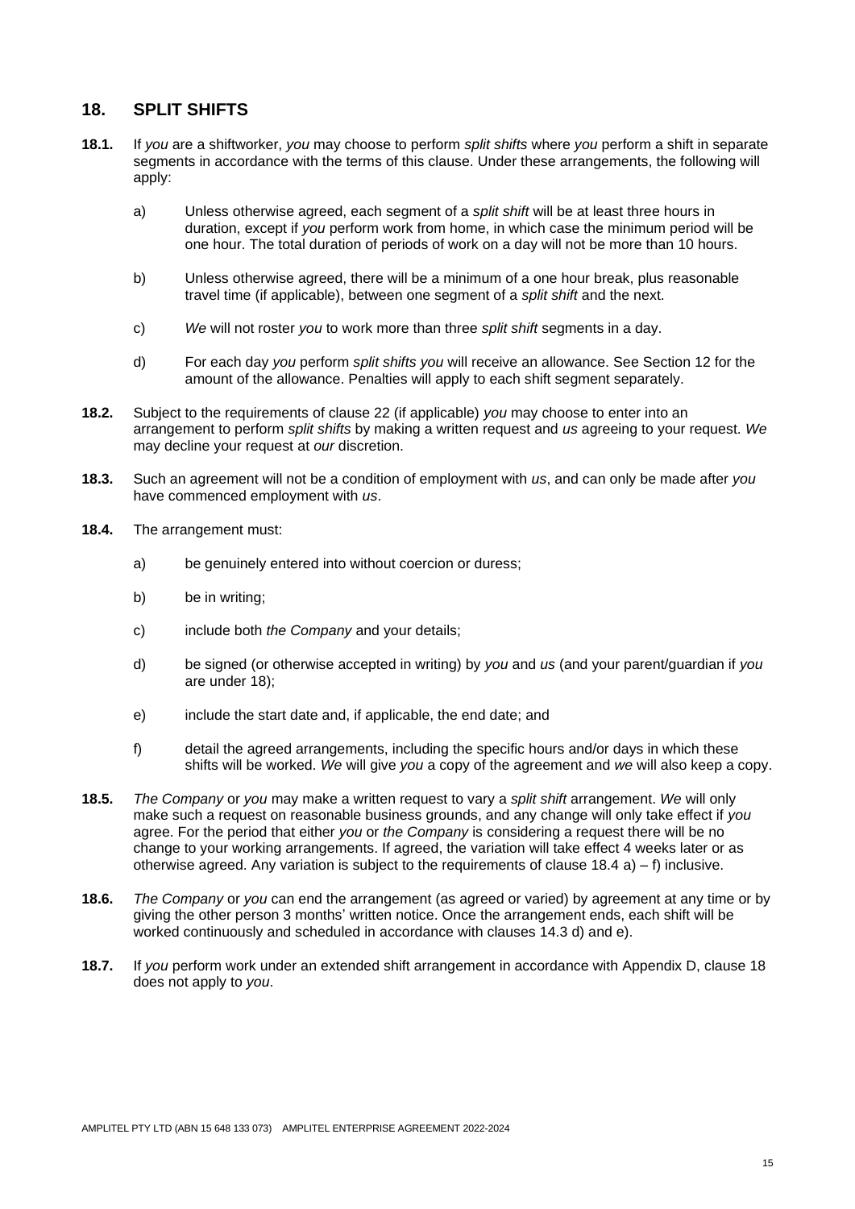## 18. SPLIT SHIFTS

**18.1.** If *you* are a shiftworker, *you* may choose to perform *split shifts* where *you* perform a shift in separate segments in accordance with the terms of this clause. Under these arrangements, the following will apply:

a) Unless otherwise agreed, each segment of a *split shift* will be at least three hours in duration, except if *you* perform work from home, in which case the minimum period will be one hour. The total duration of periods of work on a day will not be more than 10 hours.

b) Unless otherwise agreed, there will be a minimum of a one hour break, plus reasonable travel time (if applicable), between one segment of a *split shift* and the next.

c) *We* will not roster *you* to work more than three *split shift* segments in a day.

d) For each day *you* perform *split shifts you* will receive an allowance. See Section 12 for the amount of the allowance. Penalties will apply to each shift segment separately.

**18.2.** Subject to the requirements of clause 22 (if applicable) *you* may choose to enter into an arrangement to perform *split shifts* by making a written request and *us* agreeing to your request. *We* may decline your request at *our* discretion.

**18.3.** Such an agreement will not be a condition of employment with *us*, and can only be made after *you* have commenced employment with *us*.

**18.4.** The arrangement must:

a) be genuinely entered into without coercion or duress;

b) be in writing;

c) include both *the Company* and your details;

d) be signed (or otherwise accepted in writing) by *you* and *us* (and your parent/guardian if *you* are under 18);

e) include the start date and, if applicable, the end date; and

f) detail the agreed arrangements, including the specific hours and/or days in which these shifts will be worked. *We* will give *you* a copy of the agreement and *we* will also keep a copy.

**18.5.** *The Company* or *you* may make a written request to vary a *split shift* arrangement. *We* will only make such a request on reasonable business grounds, and any change will only take effect if *you* agree. For the period that either *you* or *the Company* is considering a request there will be no change to your working arrangements. If agreed, the variation will take effect 4 weeks later or as otherwise agreed. Any variation is subject to the requirements of clause 18.4 a) – f) inclusive.

**18.6.** *The Company* or *you* can end the arrangement (as agreed or varied) by agreement at any time or by giving the other person 3 months' written notice. Once the arrangement ends, each shift will be worked continuously and scheduled in accordance with clauses 14.3 d) and e).

**18.7.** If *you* perform work under an extended shift arrangement in accordance with Appendix D, clause 18 does not apply to *you*.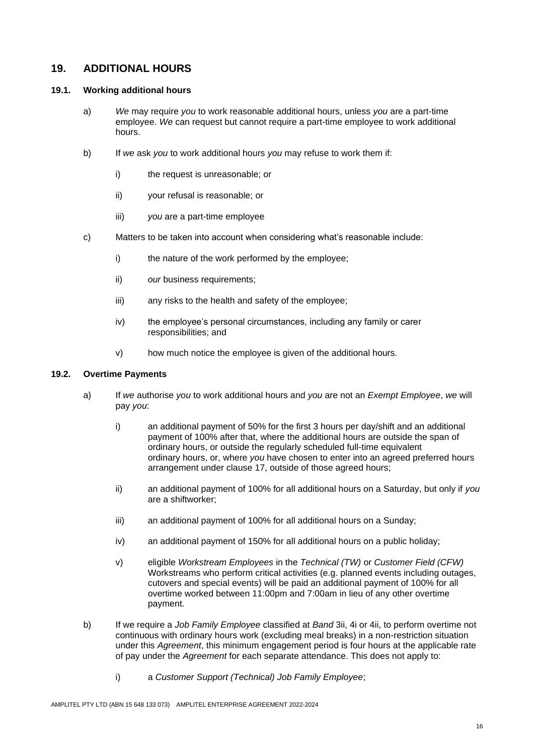## 19. ADDITIONAL HOURS

### 19.1. Working additional hours

a) *We* may require *you* to work reasonable additional hours, unless *you* are a part-time employee. *We* can request but cannot require a part-time employee to work additional hours.

b) If *we* ask *you* to work additional hours *you* may refuse to work them if:

   i) the request is unreasonable; or

   ii) your refusal is reasonable; or

   iii) *you* are a part-time employee

c) Matters to be taken into account when considering what's reasonable include:

   i) the nature of the work performed by the employee;

   ii) *our* business requirements;

   iii) any risks to the health and safety of the employee;

   iv) the employee's personal circumstances, including any family or carer responsibilities; and

   v) how much notice the employee is given of the additional hours.

### 19.2. Overtime Payments

a) If *we* authorise *you* to work additional hours and *you* are not an *Exempt Employee*, *we* will pay *you*:

   i) an additional payment of 50% for the first 3 hours per day/shift and an additional payment of 100% after that, where the additional hours are outside the span of ordinary hours, or outside the regularly scheduled full-time equivalent ordinary hours, or, where *you* have chosen to enter into an agreed preferred hours arrangement under clause 17, outside of those agreed hours;

   ii) an additional payment of 100% for all additional hours on a Saturday, but only if *you* are a shiftworker;

   iii) an additional payment of 100% for all additional hours on a Sunday;

   iv) an additional payment of 150% for all additional hours on a public holiday;

   v) eligible *Workstream Employees* in the *Technical (TW)* or *Customer Field (CFW)* Workstreams who perform critical activities (e.g. planned events including outages, cutovers and special events) will be paid an additional payment of 100% for all overtime worked between 11:00pm and 7:00am in lieu of any other overtime payment.

b) If we require a *Job Family Employee* classified at *Band* 3ii, 4i or 4ii, to perform overtime not continuous with ordinary hours work (excluding meal breaks) in a non-restriction situation under this *Agreement*, this minimum engagement period is four hours at the applicable rate of pay under the *Agreement* for each separate attendance. This does not apply to:

   i) a *Customer Support (Technical) Job Family Employee*;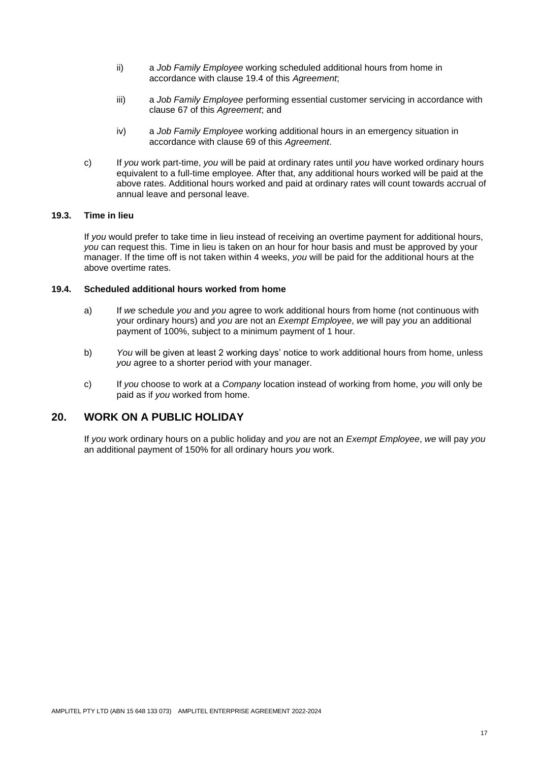ii) a *Job Family Employee* working scheduled additional hours from home in accordance with clause 19.4 of this *Agreement*;

iii) a *Job Family Employee* performing essential customer servicing in accordance with clause 67 of this *Agreement*; and

iv) a *Job Family Employee* working additional hours in an emergency situation in accordance with clause 69 of this *Agreement*.

c) If *you* work part-time, *you* will be paid at ordinary rates until *you* have worked ordinary hours equivalent to a full-time employee. After that, any additional hours worked will be paid at the above rates. Additional hours worked and paid at ordinary rates will count towards accrual of annual leave and personal leave.

### 19.3. Time in lieu

If *you* would prefer to take time in lieu instead of receiving an overtime payment for additional hours, *you* can request this. Time in lieu is taken on an hour for hour basis and must be approved by your manager. If the time off is not taken within 4 weeks, *you* will be paid for the additional hours at the above overtime rates.

### 19.4. Scheduled additional hours worked from home

a) If *we* schedule *you* and *you* agree to work additional hours from home (not continuous with your ordinary hours) and *you* are not an *Exempt Employee*, *we* will pay *you* an additional payment of 100%, subject to a minimum payment of 1 hour.

b) *You* will be given at least 2 working days' notice to work additional hours from home, unless *you* agree to a shorter period with your manager.

c) If *you* choose to work at a *Company* location instead of working from home, *you* will only be paid as if *you* worked from home.

## 20. WORK ON A PUBLIC HOLIDAY

If *you* work ordinary hours on a public holiday and *you* are not an *Exempt Employee*, *we* will pay *you* an additional payment of 150% for all ordinary hours *you* work.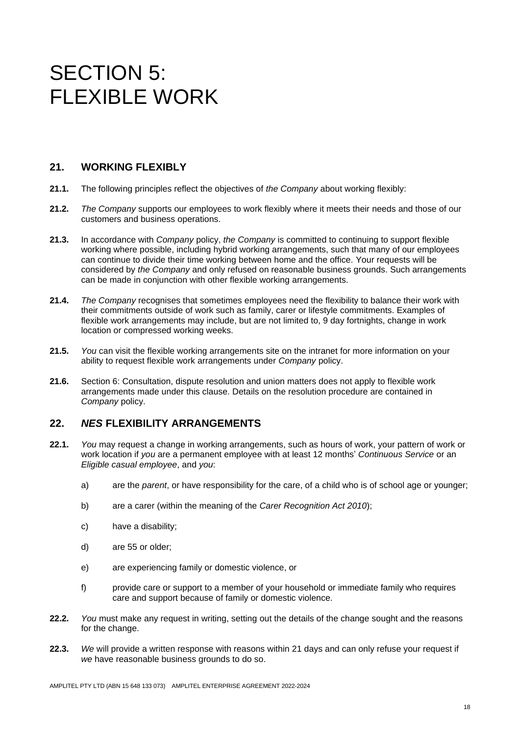# SECTION 5: FLEXIBLE WORK

## 21. WORKING FLEXIBLY

**21.1.** The following principles reflect the objectives of *the Company* about working flexibly:

**21.2.** *The Company* supports our employees to work flexibly where it meets their needs and those of our customers and business operations.

**21.3.** In accordance with *Company* policy, *the Company* is committed to continuing to support flexible working where possible, including hybrid working arrangements, such that many of our employees can continue to divide their time working between home and the office. Your requests will be considered by *the Company* and only refused on reasonable business grounds. Such arrangements can be made in conjunction with other flexible working arrangements.

**21.4.** *The Company* recognises that sometimes employees need the flexibility to balance their work with their commitments outside of work such as family, carer or lifestyle commitments. Examples of flexible work arrangements may include, but are not limited to, 9 day fortnights, change in work location or compressed working weeks.

**21.5.** *You* can visit the flexible working arrangements site on the intranet for more information on your ability to request flexible work arrangements under *Company* policy.

**21.6.** Section 6: Consultation, dispute resolution and union matters does not apply to flexible work arrangements made under this clause. Details on the resolution procedure are contained in *Company* policy.

## 22. *NES* FLEXIBILITY ARRANGEMENTS

**22.1.** *You* may request a change in working arrangements, such as hours of work, your pattern of work or work location if *you* are a permanent employee with at least 12 months' *Continuous Service* or an *Eligible casual employee*, and *you*:

a) are the *parent*, or have responsibility for the care, of a child who is of school age or younger;

b) are a carer (within the meaning of the *Carer Recognition Act 2010*);

c) have a disability;

d) are 55 or older;

e) are experiencing family or domestic violence, or

f) provide care or support to a member of your household or immediate family who requires care and support because of family or domestic violence.

**22.2.** *You* must make any request in writing, setting out the details of the change sought and the reasons for the change.

**22.3.** *We* will provide a written response with reasons within 21 days and can only refuse your request if *we* have reasonable business grounds to do so.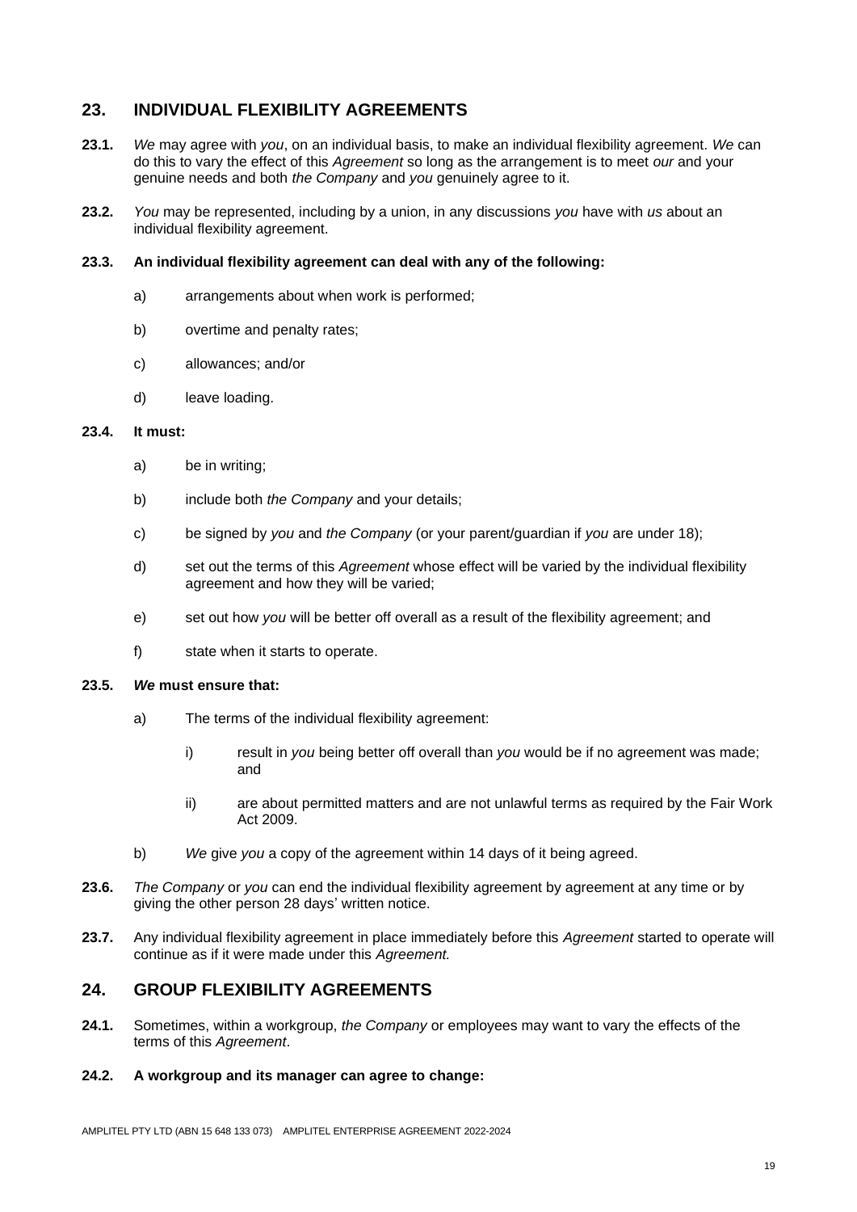## 23. INDIVIDUAL FLEXIBILITY AGREEMENTS

**23.1.** *We* may agree with *you*, on an individual basis, to make an individual flexibility agreement. *We* can do this to vary the effect of this *Agreement* so long as the arrangement is to meet *our* and your genuine needs and both *the Company* and *you* genuinely agree to it.

**23.2.** *You* may be represented, including by a union, in any discussions *you* have with *us* about an individual flexibility agreement.

**23.3. An individual flexibility agreement can deal with any of the following:**

a) arrangements about when work is performed;

b) overtime and penalty rates;

c) allowances; and/or

d) leave loading.

**23.4. It must:**

a) be in writing;

b) include both *the Company* and your details;

c) be signed by *you* and *the Company* (or your parent/guardian if *you* are under 18);

d) set out the terms of this *Agreement* whose effect will be varied by the individual flexibility agreement and how they will be varied;

e) set out how *you* will be better off overall as a result of the flexibility agreement; and

f) state when it starts to operate.

**23.5. *We* must ensure that:**

a) The terms of the individual flexibility agreement:

   i) result in *you* being better off overall than *you* would be if no agreement was made; and

   ii) are about permitted matters and are not unlawful terms as required by the Fair Work Act 2009.

b) *We* give *you* a copy of the agreement within 14 days of it being agreed.

**23.6.** *The Company* or *you* can end the individual flexibility agreement by agreement at any time or by giving the other person 28 days' written notice.

**23.7.** Any individual flexibility agreement in place immediately before this *Agreement* started to operate will continue as if it were made under this *Agreement.*

## 24. GROUP FLEXIBILITY AGREEMENTS

**24.1.** Sometimes, within a workgroup, *the Company* or employees may want to vary the effects of the terms of this *Agreement*.

**24.2. A workgroup and its manager can agree to change:**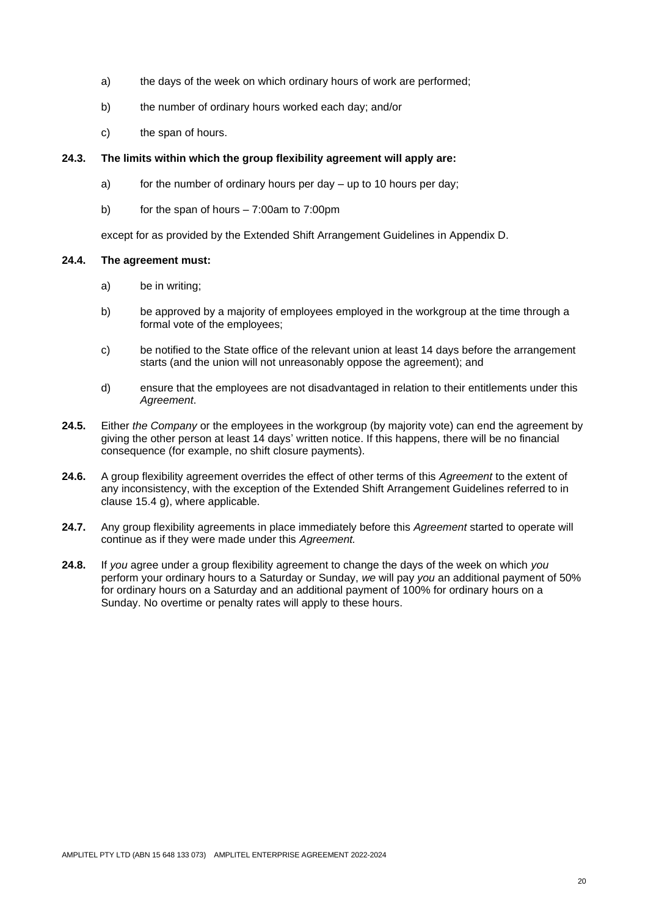a) the days of the week on which ordinary hours of work are performed;

b) the number of ordinary hours worked each day; and/or

c) the span of hours.

**24.3. The limits within which the group flexibility agreement will apply are:**

a) for the number of ordinary hours per day – up to 10 hours per day;

b) for the span of hours – 7:00am to 7:00pm

except for as provided by the Extended Shift Arrangement Guidelines in Appendix D.

**24.4. The agreement must:**

a) be in writing;

b) be approved by a majority of employees employed in the workgroup at the time through a formal vote of the employees;

c) be notified to the State office of the relevant union at least 14 days before the arrangement starts (and the union will not unreasonably oppose the agreement); and

d) ensure that the employees are not disadvantaged in relation to their entitlements under this *Agreement*.

**24.5.** Either *the Company* or the employees in the workgroup (by majority vote) can end the agreement by giving the other person at least 14 days' written notice. If this happens, there will be no financial consequence (for example, no shift closure payments).

**24.6.** A group flexibility agreement overrides the effect of other terms of this *Agreement* to the extent of any inconsistency, with the exception of the Extended Shift Arrangement Guidelines referred to in clause 15.4 g), where applicable.

**24.7.** Any group flexibility agreements in place immediately before this *Agreement* started to operate will continue as if they were made under this *Agreement.*

**24.8.** If *you* agree under a group flexibility agreement to change the days of the week on which *you* perform your ordinary hours to a Saturday or Sunday, *we* will pay *you* an additional payment of 50% for ordinary hours on a Saturday and an additional payment of 100% for ordinary hours on a Sunday. No overtime or penalty rates will apply to these hours.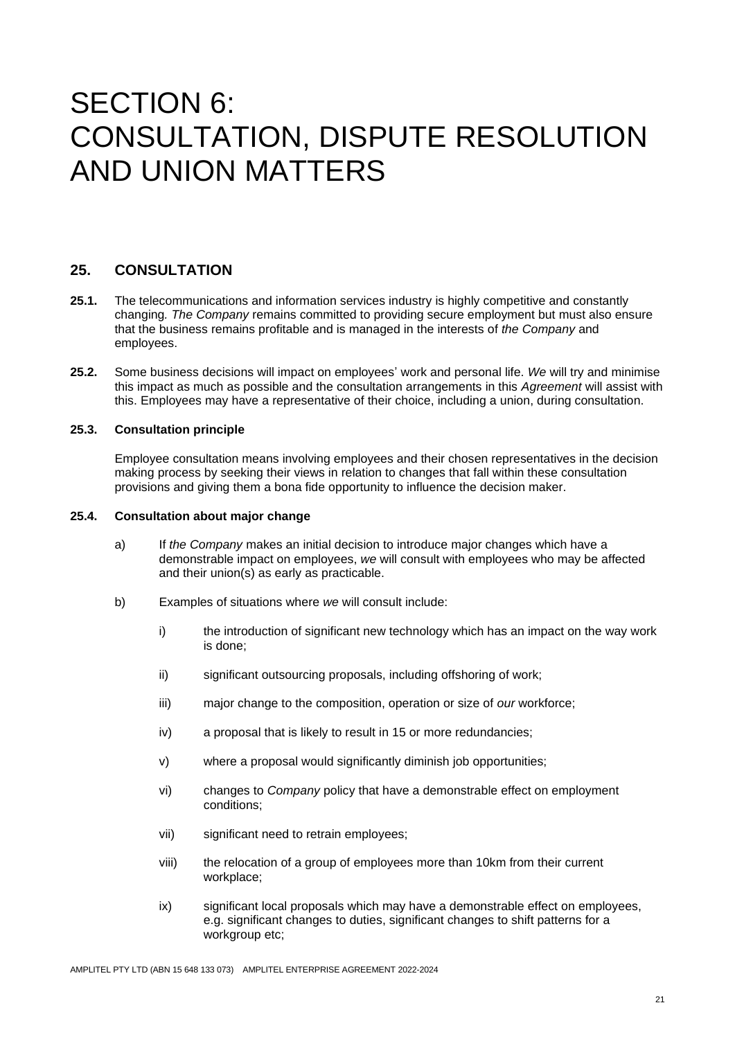# SECTION 6: CONSULTATION, DISPUTE RESOLUTION AND UNION MATTERS

## 25. CONSULTATION

**25.1.** The telecommunications and information services industry is highly competitive and constantly changing. *The Company* remains committed to providing secure employment but must also ensure that the business remains profitable and is managed in the interests of *the Company* and employees.

**25.2.** Some business decisions will impact on employees' work and personal life. *We* will try and minimise this impact as much as possible and the consultation arrangements in this *Agreement* will assist with this. Employees may have a representative of their choice, including a union, during consultation.

**25.3. Consultation principle**

Employee consultation means involving employees and their chosen representatives in the decision making process by seeking their views in relation to changes that fall within these consultation provisions and giving them a bona fide opportunity to influence the decision maker.

**25.4. Consultation about major change**

a) If *the Company* makes an initial decision to introduce major changes which have a demonstrable impact on employees, *we* will consult with employees who may be affected and their union(s) as early as practicable.

b) Examples of situations where *we* will consult include:

i) the introduction of significant new technology which has an impact on the way work is done;

ii) significant outsourcing proposals, including offshoring of work;

iii) major change to the composition, operation or size of *our* workforce;

iv) a proposal that is likely to result in 15 or more redundancies;

v) where a proposal would significantly diminish job opportunities;

vi) changes to *Company* policy that have a demonstrable effect on employment conditions;

vii) significant need to retrain employees;

viii) the relocation of a group of employees more than 10km from their current workplace;

ix) significant local proposals which may have a demonstrable effect on employees, e.g. significant changes to duties, significant changes to shift patterns for a workgroup etc;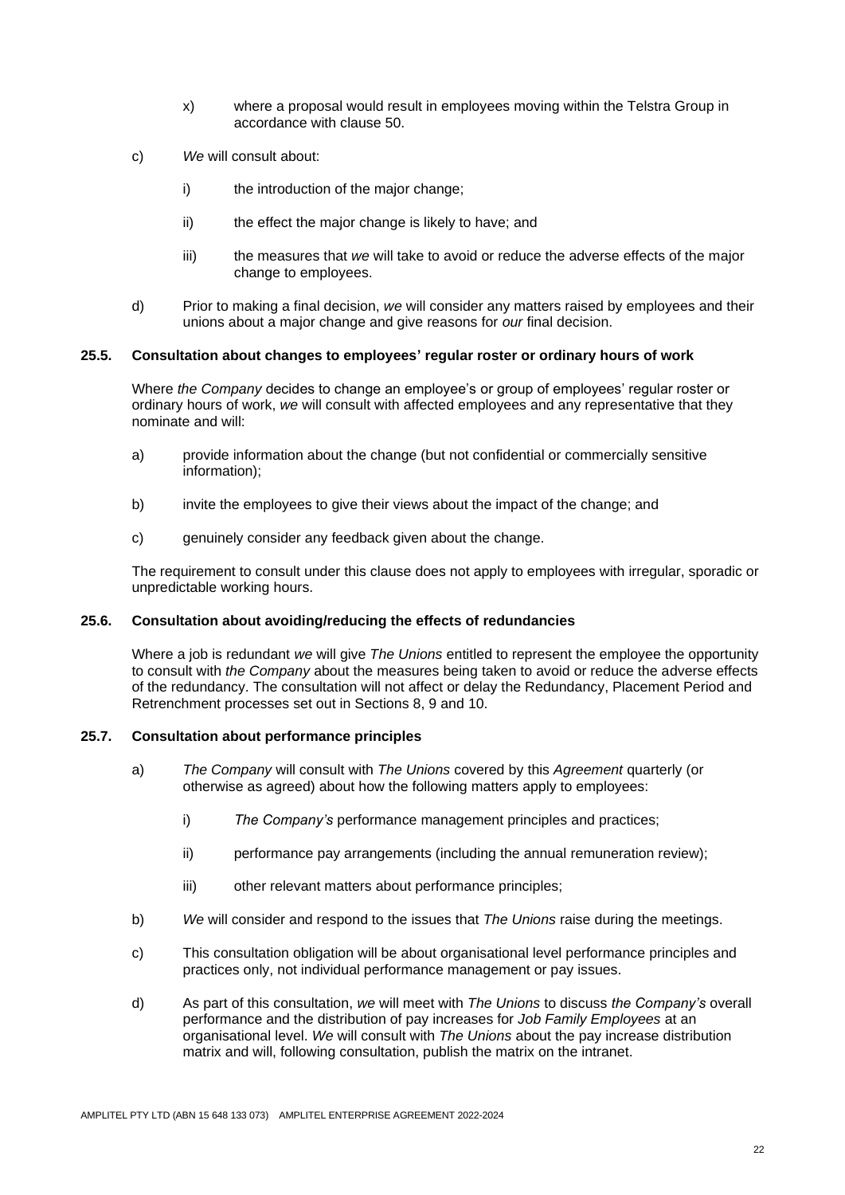x) where a proposal would result in employees moving within the Telstra Group in accordance with clause 50.

c) *We* will consult about:

i) the introduction of the major change;

ii) the effect the major change is likely to have; and

iii) the measures that *we* will take to avoid or reduce the adverse effects of the major change to employees.

d) Prior to making a final decision, *we* will consider any matters raised by employees and their unions about a major change and give reasons for *our* final decision.

### 25.5. Consultation about changes to employees' regular roster or ordinary hours of work

Where *the Company* decides to change an employee's or group of employees' regular roster or ordinary hours of work, *we* will consult with affected employees and any representative that they nominate and will:

a) provide information about the change (but not confidential or commercially sensitive information);

b) invite the employees to give their views about the impact of the change; and

c) genuinely consider any feedback given about the change.

The requirement to consult under this clause does not apply to employees with irregular, sporadic or unpredictable working hours.

### 25.6. Consultation about avoiding/reducing the effects of redundancies

Where a job is redundant *we* will give *The Unions* entitled to represent the employee the opportunity to consult with *the Company* about the measures being taken to avoid or reduce the adverse effects of the redundancy. The consultation will not affect or delay the Redundancy, Placement Period and Retrenchment processes set out in Sections 8, 9 and 10.

### 25.7. Consultation about performance principles

a) *The Company* will consult with *The Unions* covered by this *Agreement* quarterly (or otherwise as agreed) about how the following matters apply to employees:

i) *The Company's* performance management principles and practices;

ii) performance pay arrangements (including the annual remuneration review);

iii) other relevant matters about performance principles;

b) *We* will consider and respond to the issues that *The Unions* raise during the meetings.

c) This consultation obligation will be about organisational level performance principles and practices only, not individual performance management or pay issues.

d) As part of this consultation, *we* will meet with *The Unions* to discuss *the Company's* overall performance and the distribution of pay increases for *Job Family Employees* at an organisational level. *We* will consult with *The Unions* about the pay increase distribution matrix and will, following consultation, publish the matrix on the intranet.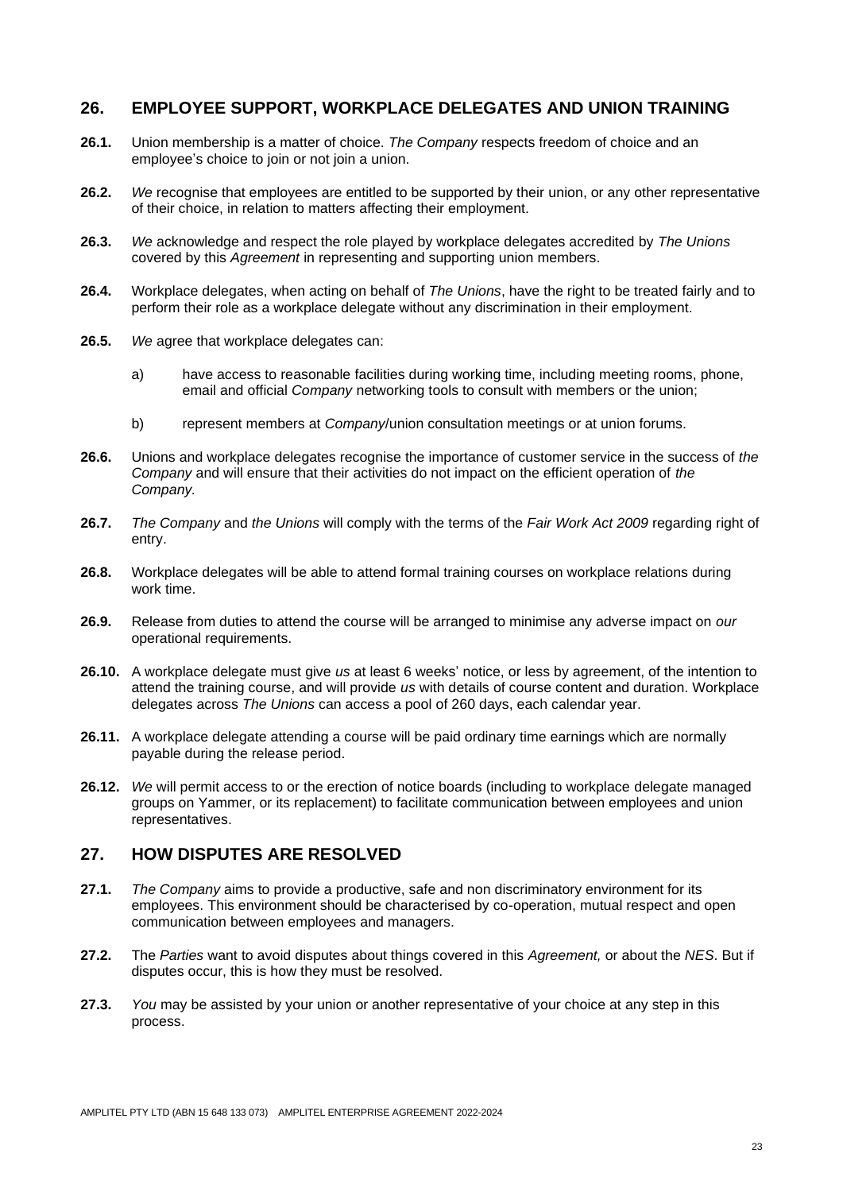## 26. EMPLOYEE SUPPORT, WORKPLACE DELEGATES AND UNION TRAINING

**26.1.** Union membership is a matter of choice. *The Company* respects freedom of choice and an employee's choice to join or not join a union.

**26.2.** *We* recognise that employees are entitled to be supported by their union, or any other representative of their choice, in relation to matters affecting their employment.

**26.3.** *We* acknowledge and respect the role played by workplace delegates accredited by *The Unions* covered by this *Agreement* in representing and supporting union members.

**26.4.** Workplace delegates, when acting on behalf of *The Unions*, have the right to be treated fairly and to perform their role as a workplace delegate without any discrimination in their employment.

**26.5.** *We* agree that workplace delegates can:

a) have access to reasonable facilities during working time, including meeting rooms, phone, email and official *Company* networking tools to consult with members or the union;

b) represent members at *Company*/union consultation meetings or at union forums.

**26.6.** Unions and workplace delegates recognise the importance of customer service in the success of *the Company* and will ensure that their activities do not impact on the efficient operation of *the Company.*

**26.7.** *The Company* and *the Unions* will comply with the terms of the *Fair Work Act 2009* regarding right of entry.

**26.8.** Workplace delegates will be able to attend formal training courses on workplace relations during work time.

**26.9.** Release from duties to attend the course will be arranged to minimise any adverse impact on *our* operational requirements.

**26.10.** A workplace delegate must give *us* at least 6 weeks' notice, or less by agreement, of the intention to attend the training course, and will provide *us* with details of course content and duration. Workplace delegates across *The Unions* can access a pool of 260 days, each calendar year.

**26.11.** A workplace delegate attending a course will be paid ordinary time earnings which are normally payable during the release period.

**26.12.** *We* will permit access to or the erection of notice boards (including to workplace delegate managed groups on Yammer, or its replacement) to facilitate communication between employees and union representatives.

## 27. HOW DISPUTES ARE RESOLVED

**27.1.** *The Company* aims to provide a productive, safe and non discriminatory environment for its employees. This environment should be characterised by co-operation, mutual respect and open communication between employees and managers.

**27.2.** The *Parties* want to avoid disputes about things covered in this *Agreement,* or about the *NES*. But if disputes occur, this is how they must be resolved.

**27.3.** *You* may be assisted by your union or another representative of your choice at any step in this process.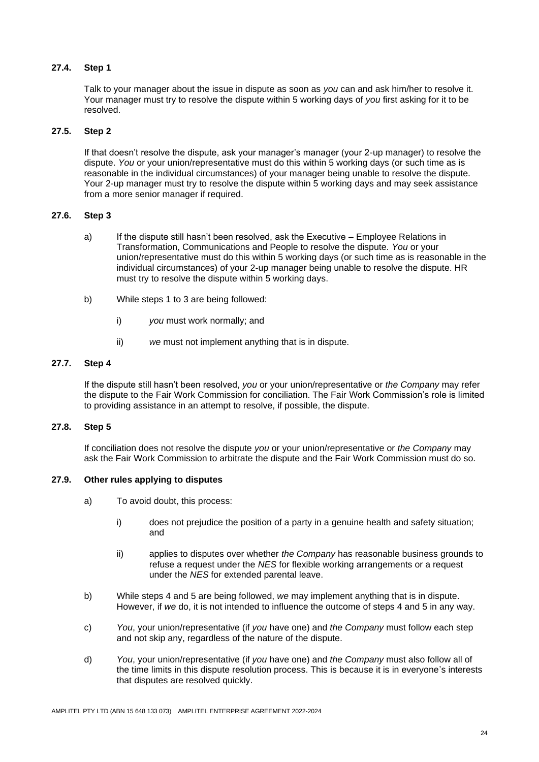### 27.4. Step 1

Talk to your manager about the issue in dispute as soon as *you* can and ask him/her to resolve it. Your manager must try to resolve the dispute within 5 working days of *you* first asking for it to be resolved.

### 27.5. Step 2

If that doesn't resolve the dispute, ask your manager's manager (your 2-up manager) to resolve the dispute. *You* or your union/representative must do this within 5 working days (or such time as is reasonable in the individual circumstances) of your manager being unable to resolve the dispute. Your 2-up manager must try to resolve the dispute within 5 working days and may seek assistance from a more senior manager if required.

### 27.6. Step 3

a) If the dispute still hasn't been resolved, ask the Executive – Employee Relations in Transformation, Communications and People to resolve the dispute. *You* or your union/representative must do this within 5 working days (or such time as is reasonable in the individual circumstances) of your 2-up manager being unable to resolve the dispute. HR must try to resolve the dispute within 5 working days.

b) While steps 1 to 3 are being followed:

   i) *you* must work normally; and

   ii) *we* must not implement anything that is in dispute.

### 27.7. Step 4

If the dispute still hasn't been resolved, *you* or your union/representative or *the Company* may refer the dispute to the Fair Work Commission for conciliation. The Fair Work Commission's role is limited to providing assistance in an attempt to resolve, if possible, the dispute.

### 27.8. Step 5

If conciliation does not resolve the dispute *you* or your union/representative or *the Company* may ask the Fair Work Commission to arbitrate the dispute and the Fair Work Commission must do so.

### 27.9. Other rules applying to disputes

a) To avoid doubt, this process:

   i) does not prejudice the position of a party in a genuine health and safety situation; and

   ii) applies to disputes over whether *the Company* has reasonable business grounds to refuse a request under the *NES* for flexible working arrangements or a request under the *NES* for extended parental leave.

b) While steps 4 and 5 are being followed, *we* may implement anything that is in dispute. However, if *we* do, it is not intended to influence the outcome of steps 4 and 5 in any way.

c) *You*, your union/representative (if *you* have one) and *the Company* must follow each step and not skip any, regardless of the nature of the dispute.

d) *You*, your union/representative (if *you* have one) and *the Company* must also follow all of the time limits in this dispute resolution process. This is because it is in everyone's interests that disputes are resolved quickly.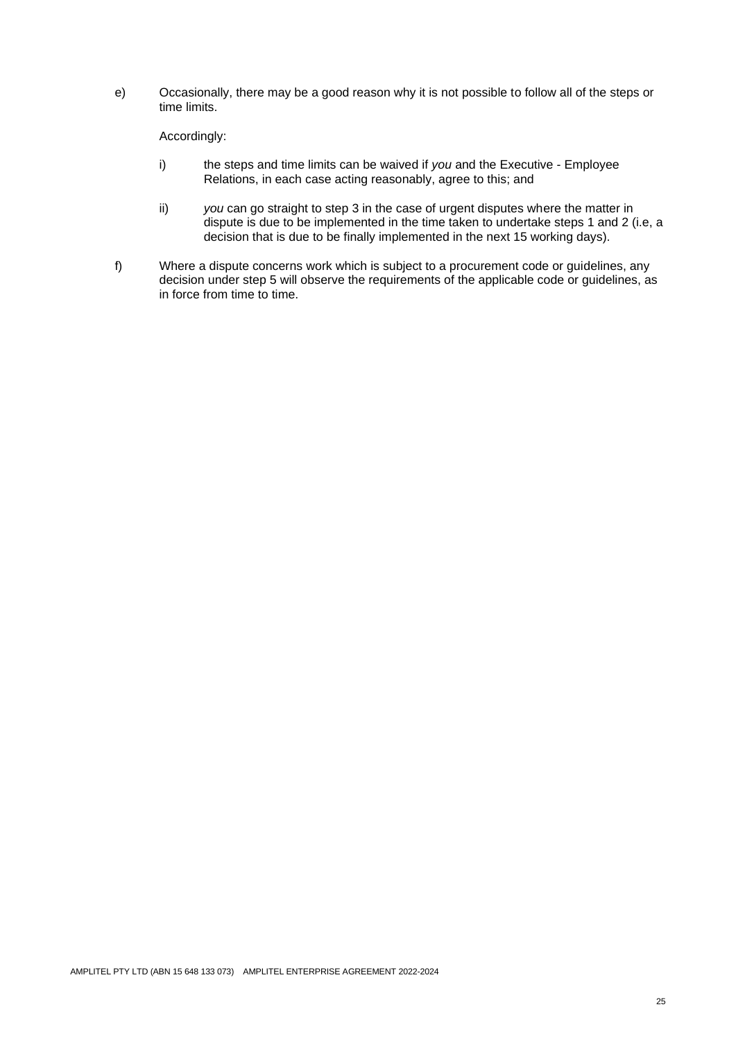e) Occasionally, there may be a good reason why it is not possible to follow all of the steps or time limits.

   Accordingly:

   i) the steps and time limits can be waived if *you* and the Executive - Employee Relations, in each case acting reasonably, agree to this; and

   ii) *you* can go straight to step 3 in the case of urgent disputes where the matter in dispute is due to be implemented in the time taken to undertake steps 1 and 2 (i.e, a decision that is due to be finally implemented in the next 15 working days).

f) Where a dispute concerns work which is subject to a procurement code or guidelines, any decision under step 5 will observe the requirements of the applicable code or guidelines, as in force from time to time.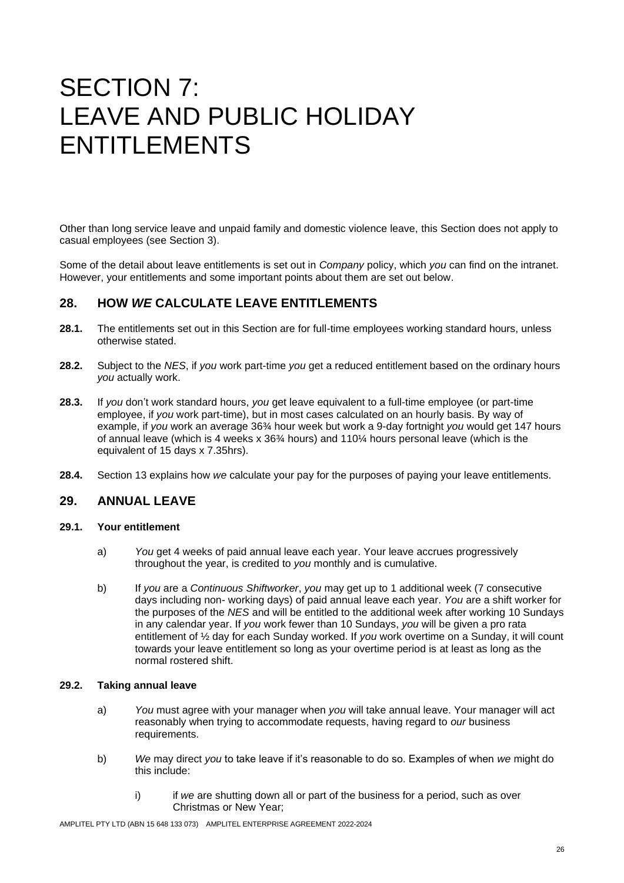# SECTION 7: LEAVE AND PUBLIC HOLIDAY ENTITLEMENTS

Other than long service leave and unpaid family and domestic violence leave, this Section does not apply to casual employees (see Section 3).

Some of the detail about leave entitlements is set out in *Company* policy, which *you* can find on the intranet. However, your entitlements and some important points about them are set out below.

## 28. HOW *WE* CALCULATE LEAVE ENTITLEMENTS

**28.1.** The entitlements set out in this Section are for full-time employees working standard hours, unless otherwise stated.

**28.2.** Subject to the *NES*, if *you* work part-time *you* get a reduced entitlement based on the ordinary hours *you* actually work.

**28.3.** If *you* don't work standard hours, *you* get leave equivalent to a full-time employee (or part-time employee, if *you* work part-time), but in most cases calculated on an hourly basis. By way of example, if *you* work an average 36¾ hour week but work a 9-day fortnight *you* would get 147 hours of annual leave (which is 4 weeks x 36¾ hours) and 110¼ hours personal leave (which is the equivalent of 15 days x 7.35hrs).

**28.4.** Section 13 explains how *we* calculate your pay for the purposes of paying your leave entitlements.

## 29. ANNUAL LEAVE

### 29.1. Your entitlement

a) *You* get 4 weeks of paid annual leave each year. Your leave accrues progressively throughout the year, is credited to *you* monthly and is cumulative.

b) If *you* are a *Continuous Shiftworker*, *you* may get up to 1 additional week (7 consecutive days including non- working days) of paid annual leave each year. *You* are a shift worker for the purposes of the *NES* and will be entitled to the additional week after working 10 Sundays in any calendar year. If *you* work fewer than 10 Sundays, *you* will be given a pro rata entitlement of ½ day for each Sunday worked. If *you* work overtime on a Sunday, it will count towards your leave entitlement so long as your overtime period is at least as long as the normal rostered shift.

### 29.2. Taking annual leave

a) *You* must agree with your manager when *you* will take annual leave. Your manager will act reasonably when trying to accommodate requests, having regard to *our* business requirements.

b) *We* may direct *you* to take leave if it's reasonable to do so. Examples of when *we* might do this include:

   i) if *we* are shutting down all or part of the business for a period, such as over Christmas or New Year;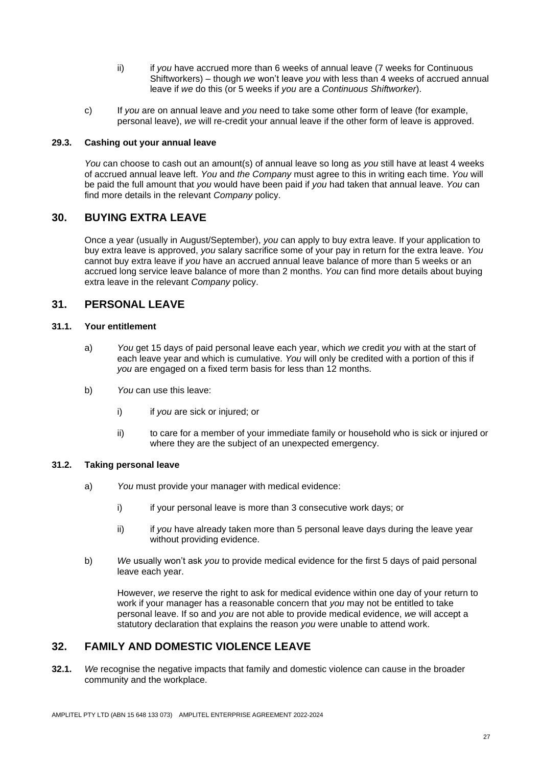ii) if *you* have accrued more than 6 weeks of annual leave (7 weeks for Continuous Shiftworkers) – though *we* won't leave *you* with less than 4 weeks of accrued annual leave if *we* do this (or 5 weeks if *you* are a *Continuous Shiftworker*).

c) If *you* are on annual leave and *you* need to take some other form of leave (for example, personal leave), *we* will re-credit your annual leave if the other form of leave is approved.

**29.3. Cashing out your annual leave**

*You* can choose to cash out an amount(s) of annual leave so long as *you* still have at least 4 weeks of accrued annual leave left. *You* and *the Company* must agree to this in writing each time. *You* will be paid the full amount that *you* would have been paid if *you* had taken that annual leave. *You* can find more details in the relevant *Company* policy.

## 30. BUYING EXTRA LEAVE

Once a year (usually in August/September), *you* can apply to buy extra leave. If your application to buy extra leave is approved, *you* salary sacrifice some of your pay in return for the extra leave. *You* cannot buy extra leave if *you* have an accrued annual leave balance of more than 5 weeks or an accrued long service leave balance of more than 2 months. *You* can find more details about buying extra leave in the relevant *Company* policy.

## 31. PERSONAL LEAVE

**31.1. Your entitlement**

a) *You* get 15 days of paid personal leave each year, which *we* credit *you* with at the start of each leave year and which is cumulative. *You* will only be credited with a portion of this if *you* are engaged on a fixed term basis for less than 12 months.

b) *You* can use this leave:

i) if *you* are sick or injured; or

ii) to care for a member of your immediate family or household who is sick or injured or where they are the subject of an unexpected emergency.

**31.2. Taking personal leave**

a) *You* must provide your manager with medical evidence:

i) if your personal leave is more than 3 consecutive work days; or

ii) if *you* have already taken more than 5 personal leave days during the leave year without providing evidence.

b) *We* usually won't ask *you* to provide medical evidence for the first 5 days of paid personal leave each year.

However, *we* reserve the right to ask for medical evidence within one day of your return to work if your manager has a reasonable concern that *you* may not be entitled to take personal leave. If so and *you* are not able to provide medical evidence, *we* will accept a statutory declaration that explains the reason *you* were unable to attend work.

## 32. FAMILY AND DOMESTIC VIOLENCE LEAVE

**32.1.** *We* recognise the negative impacts that family and domestic violence can cause in the broader community and the workplace.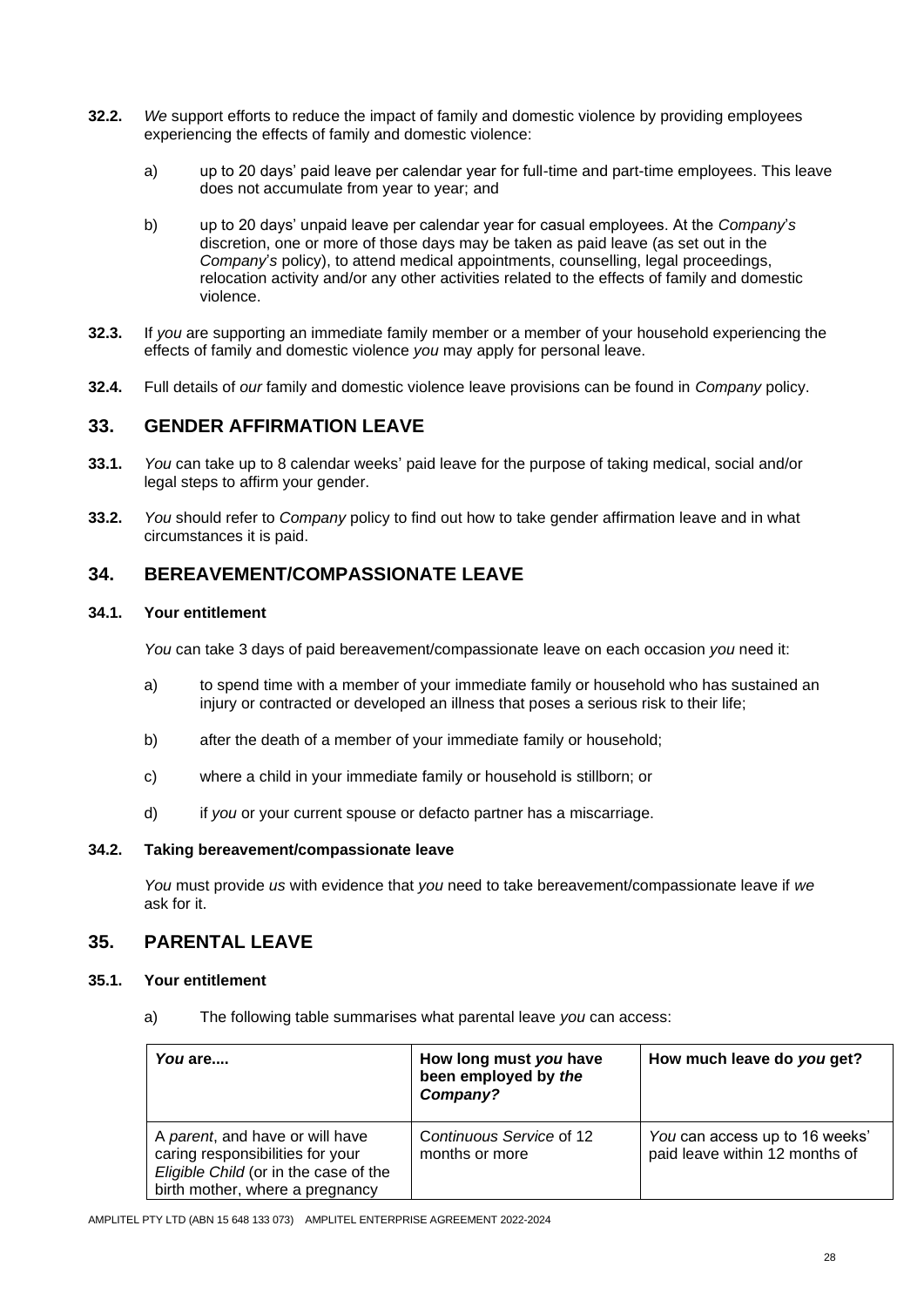**32.2.** *We* support efforts to reduce the impact of family and domestic violence by providing employees experiencing the effects of family and domestic violence:

a) up to 20 days' paid leave per calendar year for full-time and part-time employees. This leave does not accumulate from year to year; and

b) up to 20 days' unpaid leave per calendar year for casual employees. At the *Company's* discretion, one or more of those days may be taken as paid leave (as set out in the *Company's* policy), to attend medical appointments, counselling, legal proceedings, relocation activity and/or any other activities related to the effects of family and domestic violence.

**32.3.** If *you* are supporting an immediate family member or a member of your household experiencing the effects of family and domestic violence *you* may apply for personal leave.

**32.4.** Full details of *our* family and domestic violence leave provisions can be found in *Company* policy.

## 33. GENDER AFFIRMATION LEAVE

**33.1.** *You* can take up to 8 calendar weeks' paid leave for the purpose of taking medical, social and/or legal steps to affirm your gender.

**33.2.** *You* should refer to *Company* policy to find out how to take gender affirmation leave and in what circumstances it is paid.

## 34. BEREAVEMENT/COMPASSIONATE LEAVE

### 34.1. Your entitlement

*You* can take 3 days of paid bereavement/compassionate leave on each occasion *you* need it:

a) to spend time with a member of your immediate family or household who has sustained an injury or contracted or developed an illness that poses a serious risk to their life;

b) after the death of a member of your immediate family or household;

c) where a child in your immediate family or household is stillborn; or

d) if *you* or your current spouse or defacto partner has a miscarriage.

### 34.2. Taking bereavement/compassionate leave

*You* must provide *us* with evidence that *you* need to take bereavement/compassionate leave if *we* ask for it.

## 35. PARENTAL LEAVE

### 35.1. Your entitlement

a) The following table summarises what parental leave *you* can access:

| ***You* are....** | **How long must *you* have been employed by *the Company*?** | **How much leave do *you* get?** |
| --- | --- | --- |
| A *parent*, and have or will have caring responsibilities for your *Eligible Child* (or in the case of the birth mother, where a pregnancy | Continuous Service of 12 months or more | *You* can access up to 16 weeks' paid leave within 12 months of |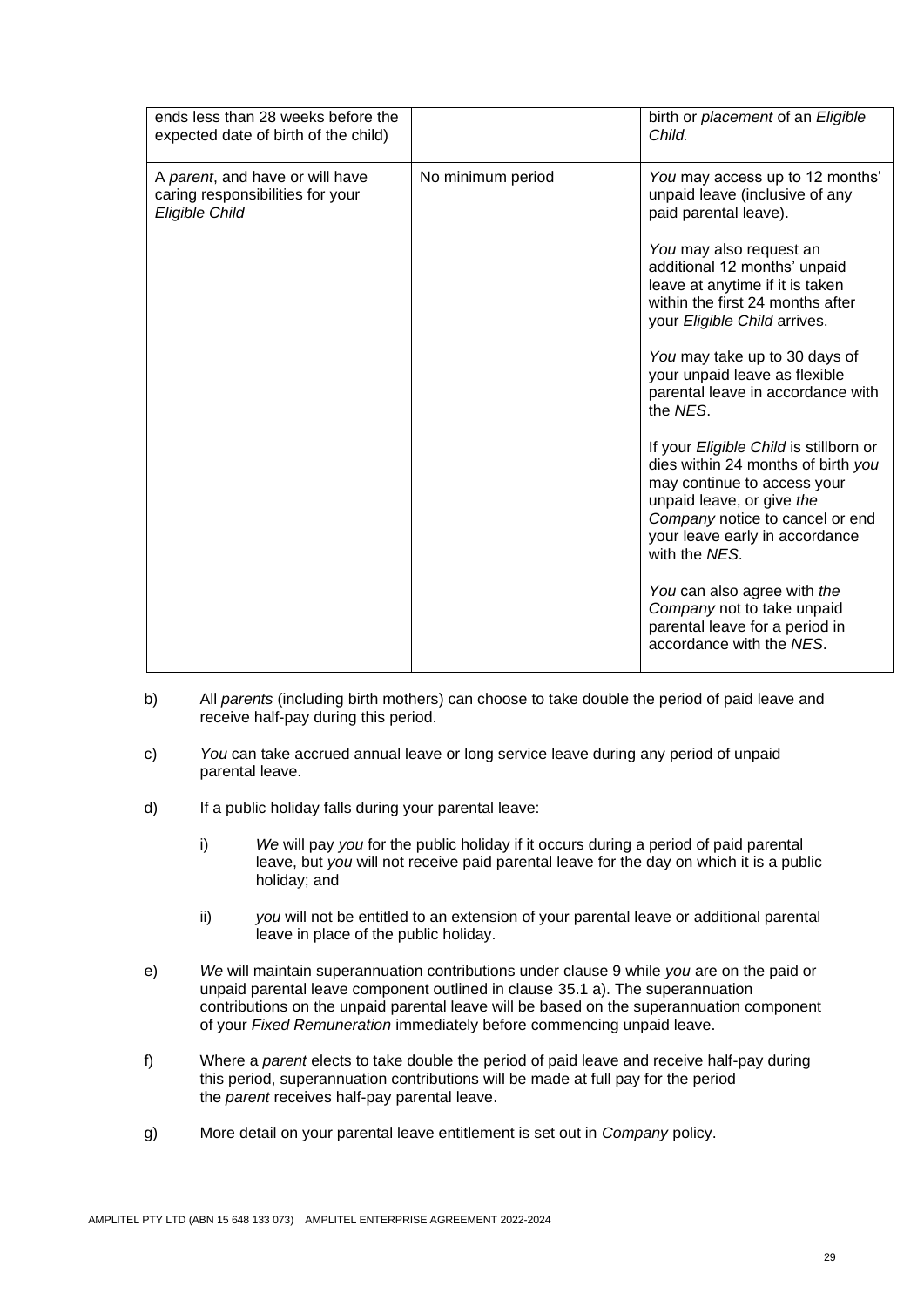| | | |
|---|---|---|
| ends less than 28 weeks before the expected date of birth of the child) | | birth or *placement* of an *Eligible Child.* |
| A *parent*, and have or will have caring responsibilities for your *Eligible Child* | No minimum period | *You* may access up to 12 months' unpaid leave (inclusive of any paid parental leave).<br><br>*You* may also request an additional 12 months' unpaid leave at anytime if it is taken within the first 24 months after your *Eligible Child* arrives.<br><br>*You* may take up to 30 days of your unpaid leave as flexible parental leave in accordance with the *NES*.<br><br>If your *Eligible Child* is stillborn or dies within 24 months of birth *you* may continue to access your unpaid leave, or give *the Company* notice to cancel or end your leave early in accordance with the *NES*.<br><br>*You* can also agree with *the Company* not to take unpaid parental leave for a period in accordance with the *NES*. |

b) All *parents* (including birth mothers) can choose to take double the period of paid leave and receive half-pay during this period.

c) *You* can take accrued annual leave or long service leave during any period of unpaid parental leave.

d) If a public holiday falls during your parental leave:

  i) *We* will pay *you* for the public holiday if it occurs during a period of paid parental leave, but *you* will not receive paid parental leave for the day on which it is a public holiday; and

  ii) *you* will not be entitled to an extension of your parental leave or additional parental leave in place of the public holiday.

e) *We* will maintain superannuation contributions under clause 9 while *you* are on the paid or unpaid parental leave component outlined in clause 35.1 a). The superannuation contributions on the unpaid parental leave will be based on the superannuation component of your *Fixed Remuneration* immediately before commencing unpaid leave.

f) Where a *parent* elects to take double the period of paid leave and receive half-pay during this period, superannuation contributions will be made at full pay for the period the *parent* receives half-pay parental leave.

g) More detail on your parental leave entitlement is set out in *Company* policy.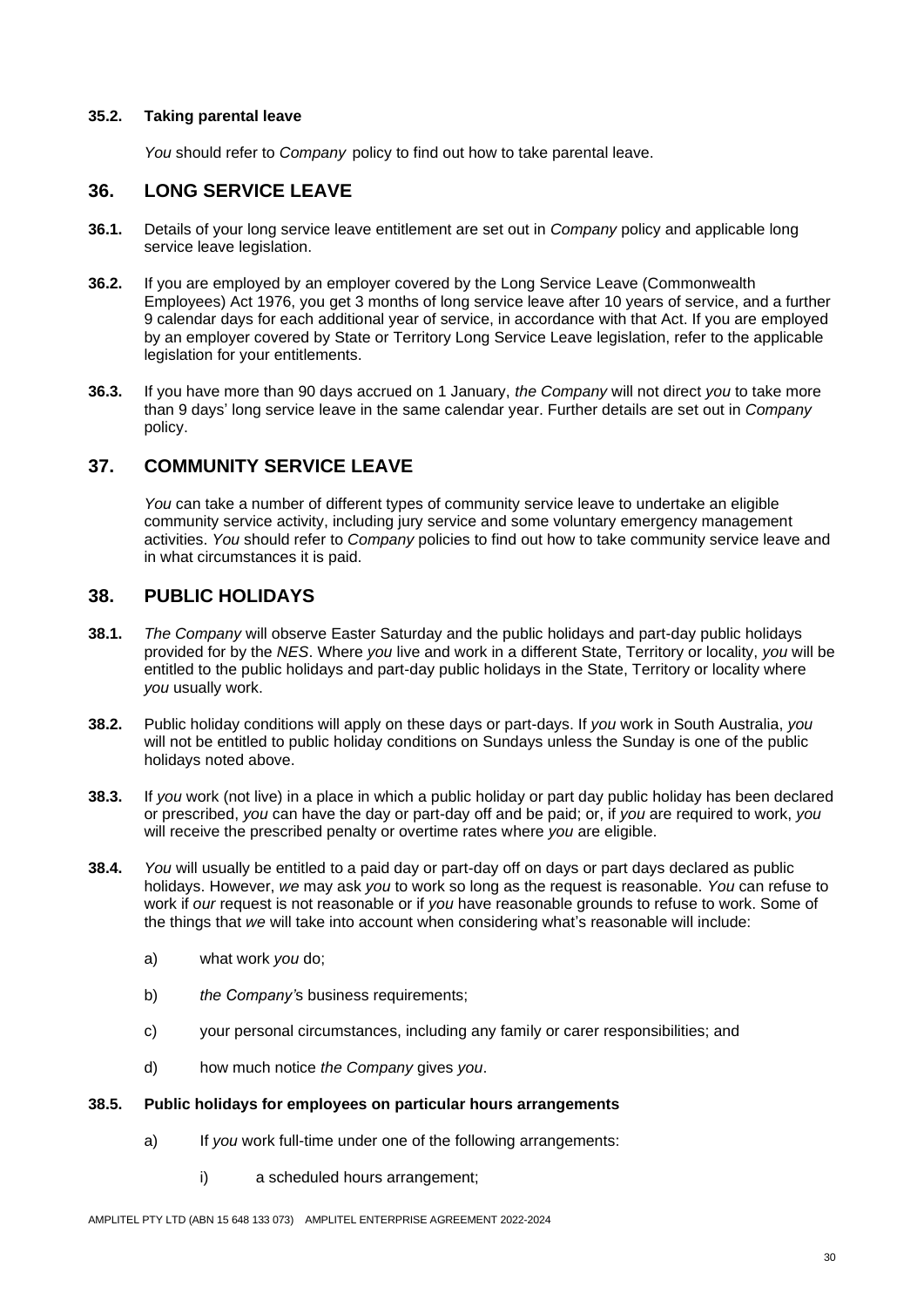**35.2. Taking parental leave**

*You* should refer to *Company* policy to find out how to take parental leave.

## 36. LONG SERVICE LEAVE

**36.1.** Details of your long service leave entitlement are set out in *Company* policy and applicable long service leave legislation.

**36.2.** If you are employed by an employer covered by the Long Service Leave (Commonwealth Employees) Act 1976, you get 3 months of long service leave after 10 years of service, and a further 9 calendar days for each additional year of service, in accordance with that Act. If you are employed by an employer covered by State or Territory Long Service Leave legislation, refer to the applicable legislation for your entitlements.

**36.3.** If you have more than 90 days accrued on 1 January, *the Company* will not direct *you* to take more than 9 days' long service leave in the same calendar year. Further details are set out in *Company* policy.

## 37. COMMUNITY SERVICE LEAVE

*You* can take a number of different types of community service leave to undertake an eligible community service activity, including jury service and some voluntary emergency management activities. *You* should refer to *Company* policies to find out how to take community service leave and in what circumstances it is paid.

## 38. PUBLIC HOLIDAYS

**38.1.** *The Company* will observe Easter Saturday and the public holidays and part-day public holidays provided for by the *NES*. Where *you* live and work in a different State, Territory or locality, *you* will be entitled to the public holidays and part-day public holidays in the State, Territory or locality where *you* usually work.

**38.2.** Public holiday conditions will apply on these days or part-days. If *you* work in South Australia, *you* will not be entitled to public holiday conditions on Sundays unless the Sunday is one of the public holidays noted above.

**38.3.** If *you* work (not live) in a place in which a public holiday or part day public holiday has been declared or prescribed, *you* can have the day or part-day off and be paid; or, if *you* are required to work, *you* will receive the prescribed penalty or overtime rates where *you* are eligible.

**38.4.** *You* will usually be entitled to a paid day or part-day off on days or part days declared as public holidays. However, *we* may ask *you* to work so long as the request is reasonable. *You* can refuse to work if *our* request is not reasonable or if *you* have reasonable grounds to refuse to work. Some of the things that *we* will take into account when considering what's reasonable will include:

a) what work *you* do;

b) *the Company's* business requirements;

c) your personal circumstances, including any family or carer responsibilities; and

d) how much notice *the Company* gives *you*.

**38.5. Public holidays for employees on particular hours arrangements**

a) If *you* work full-time under one of the following arrangements:

i) a scheduled hours arrangement;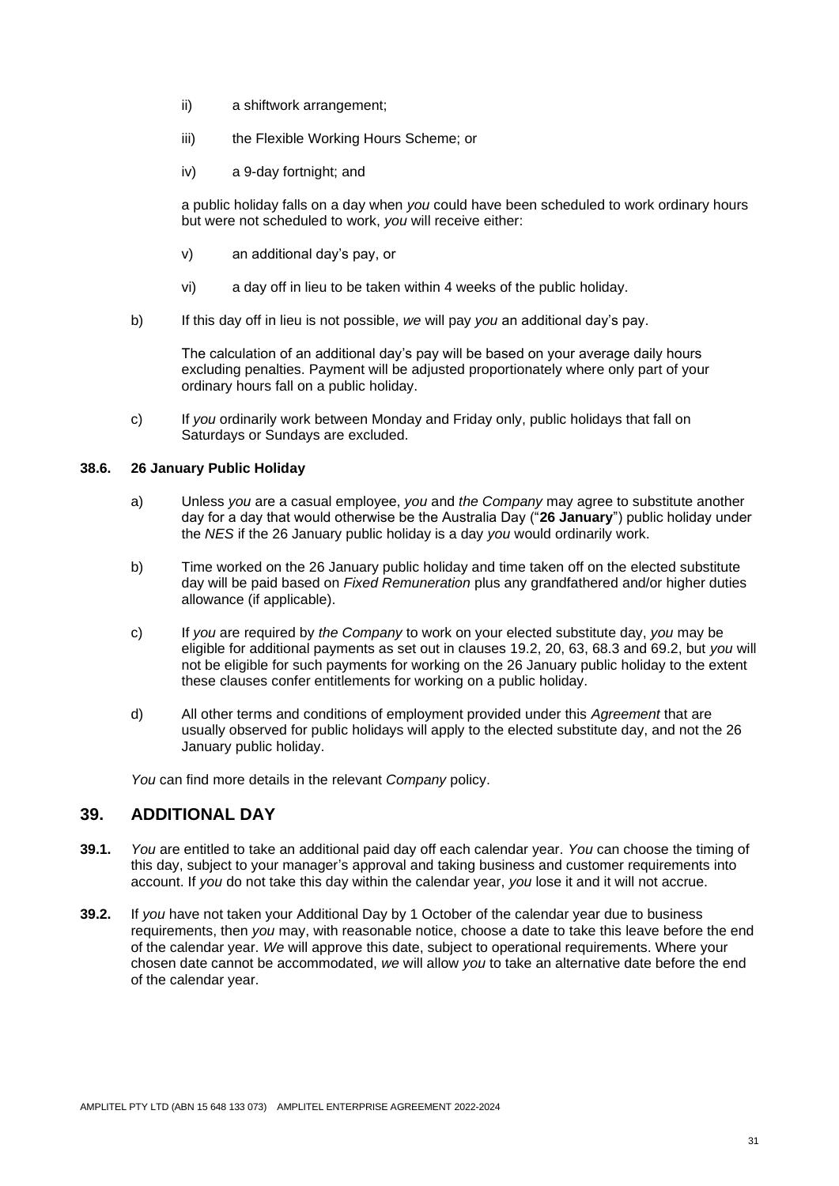ii) a shiftwork arrangement;

iii) the Flexible Working Hours Scheme; or

iv) a 9-day fortnight; and

a public holiday falls on a day when *you* could have been scheduled to work ordinary hours but were not scheduled to work, *you* will receive either:

v) an additional day's pay, or

vi) a day off in lieu to be taken within 4 weeks of the public holiday.

b) If this day off in lieu is not possible, *we* will pay *you* an additional day's pay.

The calculation of an additional day's pay will be based on your average daily hours excluding penalties. Payment will be adjusted proportionately where only part of your ordinary hours fall on a public holiday.

c) If *you* ordinarily work between Monday and Friday only, public holidays that fall on Saturdays or Sundays are excluded.

**38.6. 26 January Public Holiday**

a) Unless *you* are a casual employee, *you* and *the Company* may agree to substitute another day for a day that would otherwise be the Australia Day ("**26 January**") public holiday under the *NES* if the 26 January public holiday is a day *you* would ordinarily work.

b) Time worked on the 26 January public holiday and time taken off on the elected substitute day will be paid based on *Fixed Remuneration* plus any grandfathered and/or higher duties allowance (if applicable).

c) If *you* are required by *the Company* to work on your elected substitute day, *you* may be eligible for additional payments as set out in clauses 19.2, 20, 63, 68.3 and 69.2, but *you* will not be eligible for such payments for working on the 26 January public holiday to the extent these clauses confer entitlements for working on a public holiday.

d) All other terms and conditions of employment provided under this *Agreement* that are usually observed for public holidays will apply to the elected substitute day, and not the 26 January public holiday.

*You* can find more details in the relevant *Company* policy.

## 39. ADDITIONAL DAY

**39.1.** *You* are entitled to take an additional paid day off each calendar year. *You* can choose the timing of this day, subject to your manager's approval and taking business and customer requirements into account. If *you* do not take this day within the calendar year, *you* lose it and it will not accrue.

**39.2.** If *you* have not taken your Additional Day by 1 October of the calendar year due to business requirements, then *you* may, with reasonable notice, choose a date to take this leave before the end of the calendar year. *We* will approve this date, subject to operational requirements. Where your chosen date cannot be accommodated, *we* will allow *you* to take an alternative date before the end of the calendar year.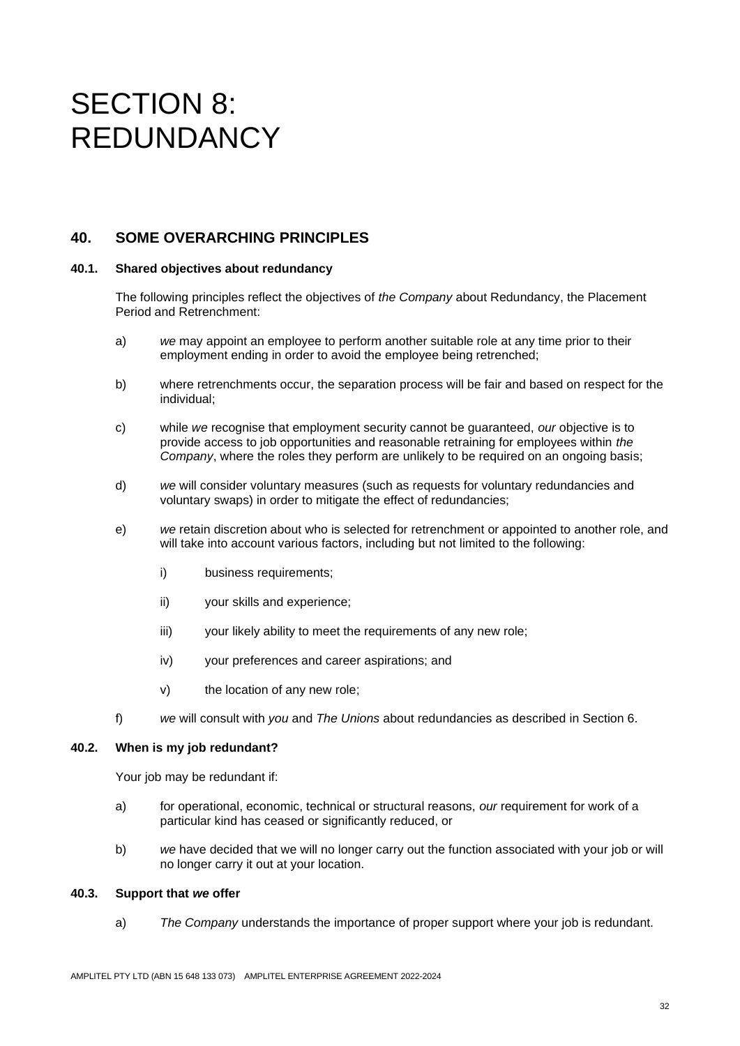# SECTION 8: REDUNDANCY

## 40. SOME OVERARCHING PRINCIPLES

### 40.1. Shared objectives about redundancy

The following principles reflect the objectives of *the Company* about Redundancy, the Placement Period and Retrenchment:

a) *we* may appoint an employee to perform another suitable role at any time prior to their employment ending in order to avoid the employee being retrenched;

b) where retrenchments occur, the separation process will be fair and based on respect for the individual;

c) while *we* recognise that employment security cannot be guaranteed, *our* objective is to provide access to job opportunities and reasonable retraining for employees within *the Company*, where the roles they perform are unlikely to be required on an ongoing basis;

d) *we* will consider voluntary measures (such as requests for voluntary redundancies and voluntary swaps) in order to mitigate the effect of redundancies;

e) *we* retain discretion about who is selected for retrenchment or appointed to another role, and will take into account various factors, including but not limited to the following:

   i) business requirements;

   ii) your skills and experience;

   iii) your likely ability to meet the requirements of any new role;

   iv) your preferences and career aspirations; and

   v) the location of any new role;

f) *we* will consult with *you* and *The Unions* about redundancies as described in Section 6.

### 40.2. When is my job redundant?

Your job may be redundant if:

a) for operational, economic, technical or structural reasons, *our* requirement for work of a particular kind has ceased or significantly reduced, or

b) *we* have decided that we will no longer carry out the function associated with your job or will no longer carry it out at your location.

### 40.3. Support that *we* offer

a) *The Company* understands the importance of proper support where your job is redundant.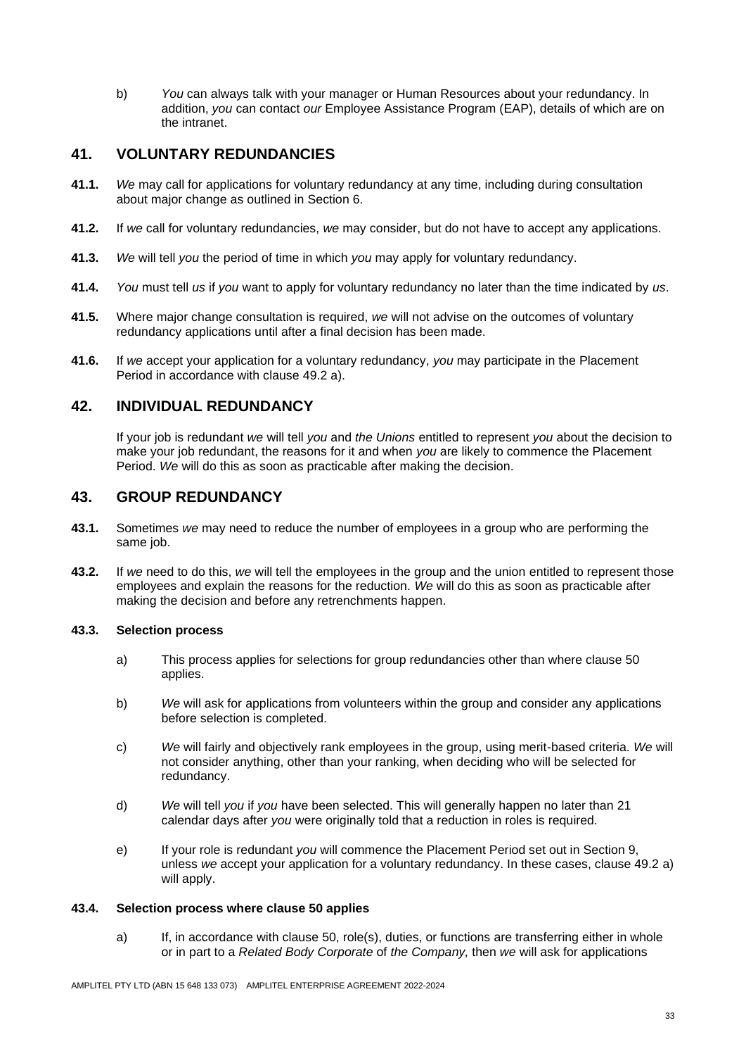b) *You* can always talk with your manager or Human Resources about your redundancy. In addition, *you* can contact *our* Employee Assistance Program (EAP), details of which are on the intranet.

## 41. VOLUNTARY REDUNDANCIES

**41.1.** *We* may call for applications for voluntary redundancy at any time, including during consultation about major change as outlined in Section 6.

**41.2.** If *we* call for voluntary redundancies, *we* may consider, but do not have to accept any applications.

**41.3.** *We* will tell *you* the period of time in which *you* may apply for voluntary redundancy.

**41.4.** *You* must tell *us* if *you* want to apply for voluntary redundancy no later than the time indicated by *us*.

**41.5.** Where major change consultation is required, *we* will not advise on the outcomes of voluntary redundancy applications until after a final decision has been made.

**41.6.** If *we* accept your application for a voluntary redundancy, *you* may participate in the Placement Period in accordance with clause 49.2 a).

## 42. INDIVIDUAL REDUNDANCY

If your job is redundant *we* will tell *you* and *the Unions* entitled to represent *you* about the decision to make your job redundant, the reasons for it and when *you* are likely to commence the Placement Period. *We* will do this as soon as practicable after making the decision.

## 43. GROUP REDUNDANCY

**43.1.** Sometimes *we* may need to reduce the number of employees in a group who are performing the same job.

**43.2.** If *we* need to do this, *we* will tell the employees in the group and the union entitled to represent those employees and explain the reasons for the reduction. *We* will do this as soon as practicable after making the decision and before any retrenchments happen.

**43.3. Selection process**

a) This process applies for selections for group redundancies other than where clause 50 applies.

b) *We* will ask for applications from volunteers within the group and consider any applications before selection is completed.

c) *We* will fairly and objectively rank employees in the group, using merit-based criteria. *We* will not consider anything, other than your ranking, when deciding who will be selected for redundancy.

d) *We* will tell *you* if *you* have been selected. This will generally happen no later than 21 calendar days after *you* were originally told that a reduction in roles is required.

e) If your role is redundant *you* will commence the Placement Period set out in Section 9, unless *we* accept your application for a voluntary redundancy. In these cases, clause 49.2 a) will apply.

**43.4. Selection process where clause 50 applies**

a) If, in accordance with clause 50, role(s), duties, or functions are transferring either in whole or in part to a *Related Body Corporate* of *the Company,* then *we* will ask for applications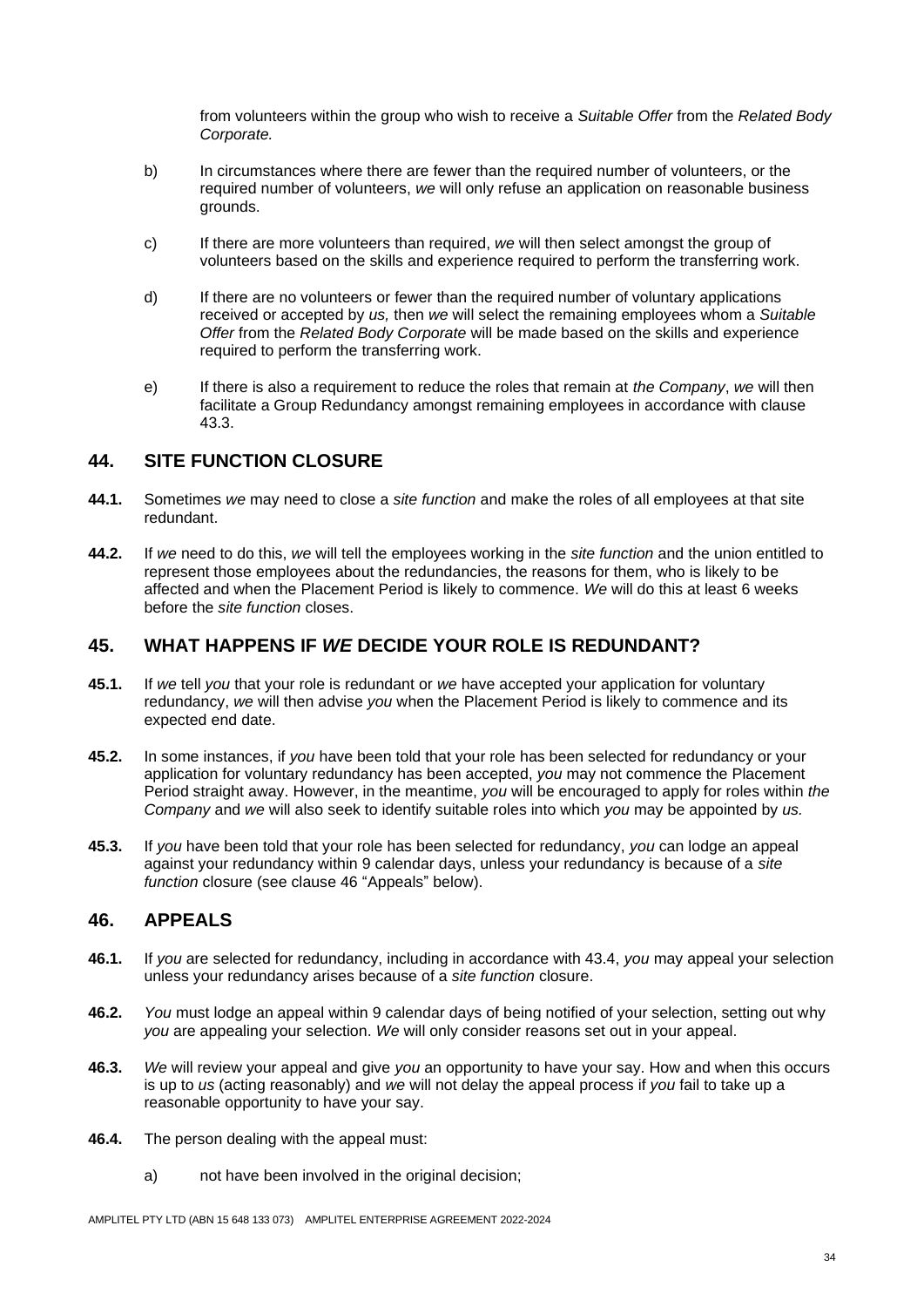from volunteers within the group who wish to receive a *Suitable Offer* from the *Related Body Corporate.*

b) In circumstances where there are fewer than the required number of volunteers, or the required number of volunteers, *we* will only refuse an application on reasonable business grounds.

c) If there are more volunteers than required, *we* will then select amongst the group of volunteers based on the skills and experience required to perform the transferring work.

d) If there are no volunteers or fewer than the required number of voluntary applications received or accepted by *us,* then *we* will select the remaining employees whom a *Suitable Offer* from the *Related Body Corporate* will be made based on the skills and experience required to perform the transferring work.

e) If there is also a requirement to reduce the roles that remain at *the Company*, *we* will then facilitate a Group Redundancy amongst remaining employees in accordance with clause 43.3.

## 44. SITE FUNCTION CLOSURE

**44.1.** Sometimes *we* may need to close a *site function* and make the roles of all employees at that site redundant.

**44.2.** If *we* need to do this, *we* will tell the employees working in the *site function* and the union entitled to represent those employees about the redundancies, the reasons for them, who is likely to be affected and when the Placement Period is likely to commence. *We* will do this at least 6 weeks before the *site function* closes.

## 45. WHAT HAPPENS IF *WE* DECIDE YOUR ROLE IS REDUNDANT?

**45.1.** If *we* tell *you* that your role is redundant or *we* have accepted your application for voluntary redundancy, *we* will then advise *you* when the Placement Period is likely to commence and its expected end date.

**45.2.** In some instances, if *you* have been told that your role has been selected for redundancy or your application for voluntary redundancy has been accepted, *you* may not commence the Placement Period straight away. However, in the meantime, *you* will be encouraged to apply for roles within *the Company* and *we* will also seek to identify suitable roles into which *you* may be appointed by *us.*

**45.3.** If *you* have been told that your role has been selected for redundancy, *you* can lodge an appeal against your redundancy within 9 calendar days, unless your redundancy is because of a *site function* closure (see clause 46 "Appeals" below).

## 46. APPEALS

**46.1.** If *you* are selected for redundancy, including in accordance with 43.4, *you* may appeal your selection unless your redundancy arises because of a *site function* closure.

**46.2.** *You* must lodge an appeal within 9 calendar days of being notified of your selection, setting out why *you* are appealing your selection. *We* will only consider reasons set out in your appeal.

**46.3.** *We* will review your appeal and give *you* an opportunity to have your say. How and when this occurs is up to *us* (acting reasonably) and *we* will not delay the appeal process if *you* fail to take up a reasonable opportunity to have your say.

**46.4.** The person dealing with the appeal must:

a) not have been involved in the original decision;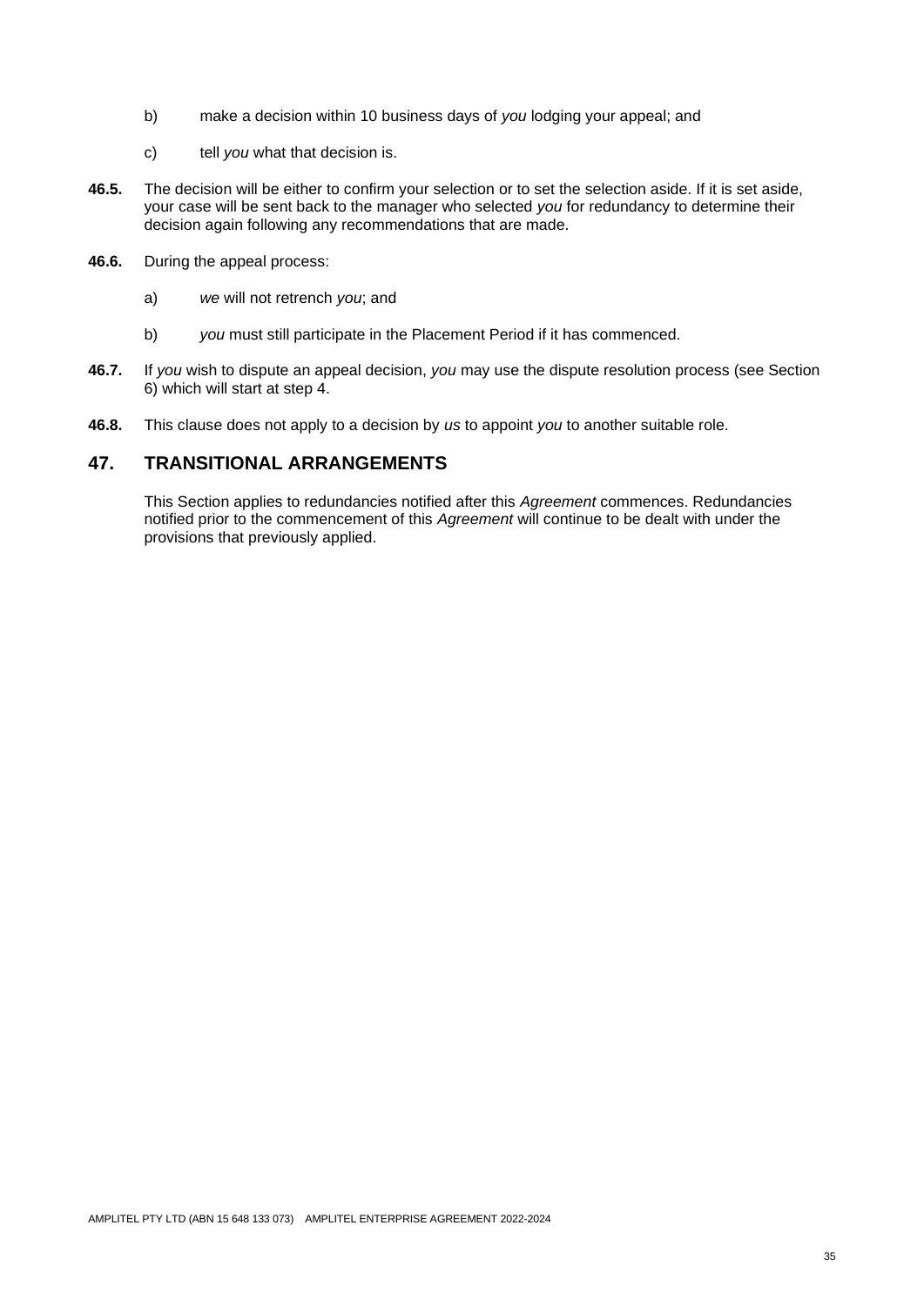b) make a decision within 10 business days of *you* lodging your appeal; and

c) tell *you* what that decision is.

**46.5.** The decision will be either to confirm your selection or to set the selection aside. If it is set aside, your case will be sent back to the manager who selected *you* for redundancy to determine their decision again following any recommendations that are made.

**46.6.** During the appeal process:

a) *we* will not retrench *you*; and

b) *you* must still participate in the Placement Period if it has commenced.

**46.7.** If *you* wish to dispute an appeal decision, *you* may use the dispute resolution process (see Section 6) which will start at step 4.

**46.8.** This clause does not apply to a decision by *us* to appoint *you* to another suitable role.

## 47. TRANSITIONAL ARRANGEMENTS

This Section applies to redundancies notified after this *Agreement* commences. Redundancies notified prior to the commencement of this *Agreement* will continue to be dealt with under the provisions that previously applied.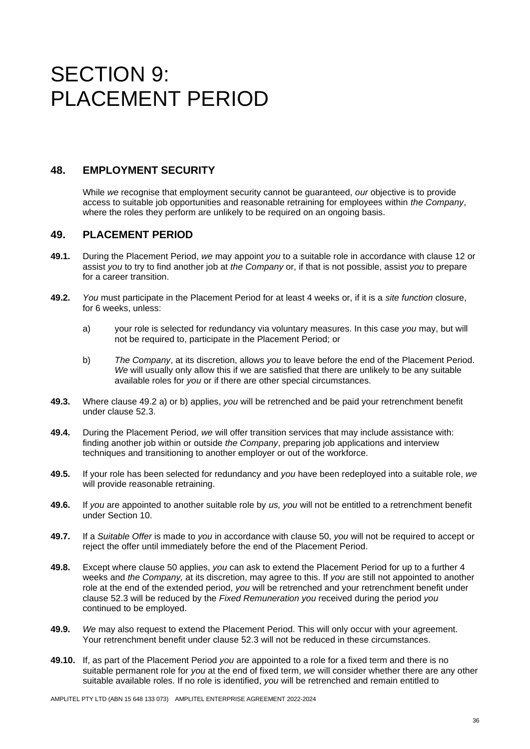# SECTION 9: PLACEMENT PERIOD

## 48. EMPLOYMENT SECURITY

While *we* recognise that employment security cannot be guaranteed, *our* objective is to provide access to suitable job opportunities and reasonable retraining for employees within *the Company*, where the roles they perform are unlikely to be required on an ongoing basis.

## 49. PLACEMENT PERIOD

**49.1.** During the Placement Period, *we* may appoint *you* to a suitable role in accordance with clause 12 or assist *you* to try to find another job at *the Company* or, if that is not possible, assist *you* to prepare for a career transition.

**49.2.** *You* must participate in the Placement Period for at least 4 weeks or, if it is a *site function* closure, for 6 weeks, unless:

a) your role is selected for redundancy via voluntary measures. In this case *you* may, but will not be required to, participate in the Placement Period; or

b) *The Company*, at its discretion, allows *you* to leave before the end of the Placement Period. *We* will usually only allow this if we are satisfied that there are unlikely to be any suitable available roles for *you* or if there are other special circumstances.

**49.3.** Where clause 49.2 a) or b) applies, *you* will be retrenched and be paid your retrenchment benefit under clause 52.3.

**49.4.** During the Placement Period, *we* will offer transition services that may include assistance with: finding another job within or outside *the Company*, preparing job applications and interview techniques and transitioning to another employer or out of the workforce.

**49.5.** If your role has been selected for redundancy and *you* have been redeployed into a suitable role, *we* will provide reasonable retraining.

**49.6.** If *you* are appointed to another suitable role by *us, you* will not be entitled to a retrenchment benefit under Section 10.

**49.7.** If a *Suitable Offer* is made to *you* in accordance with clause 50, *you* will not be required to accept or reject the offer until immediately before the end of the Placement Period.

**49.8.** Except where clause 50 applies, *you* can ask to extend the Placement Period for up to a further 4 weeks and *the Company,* at its discretion, may agree to this. If *you* are still not appointed to another role at the end of the extended period, *you* will be retrenched and your retrenchment benefit under clause 52.3 will be reduced by the *Fixed Remuneration you* received during the period *you* continued to be employed.

**49.9.** *We* may also request to extend the Placement Period. This will only occur with your agreement. Your retrenchment benefit under clause 52.3 will not be reduced in these circumstances.

**49.10.** If, as part of the Placement Period *you* are appointed to a role for a fixed term and there is no suitable permanent role for *you* at the end of fixed term, *we* will consider whether there are any other suitable available roles. If no role is identified, *you* will be retrenched and remain entitled to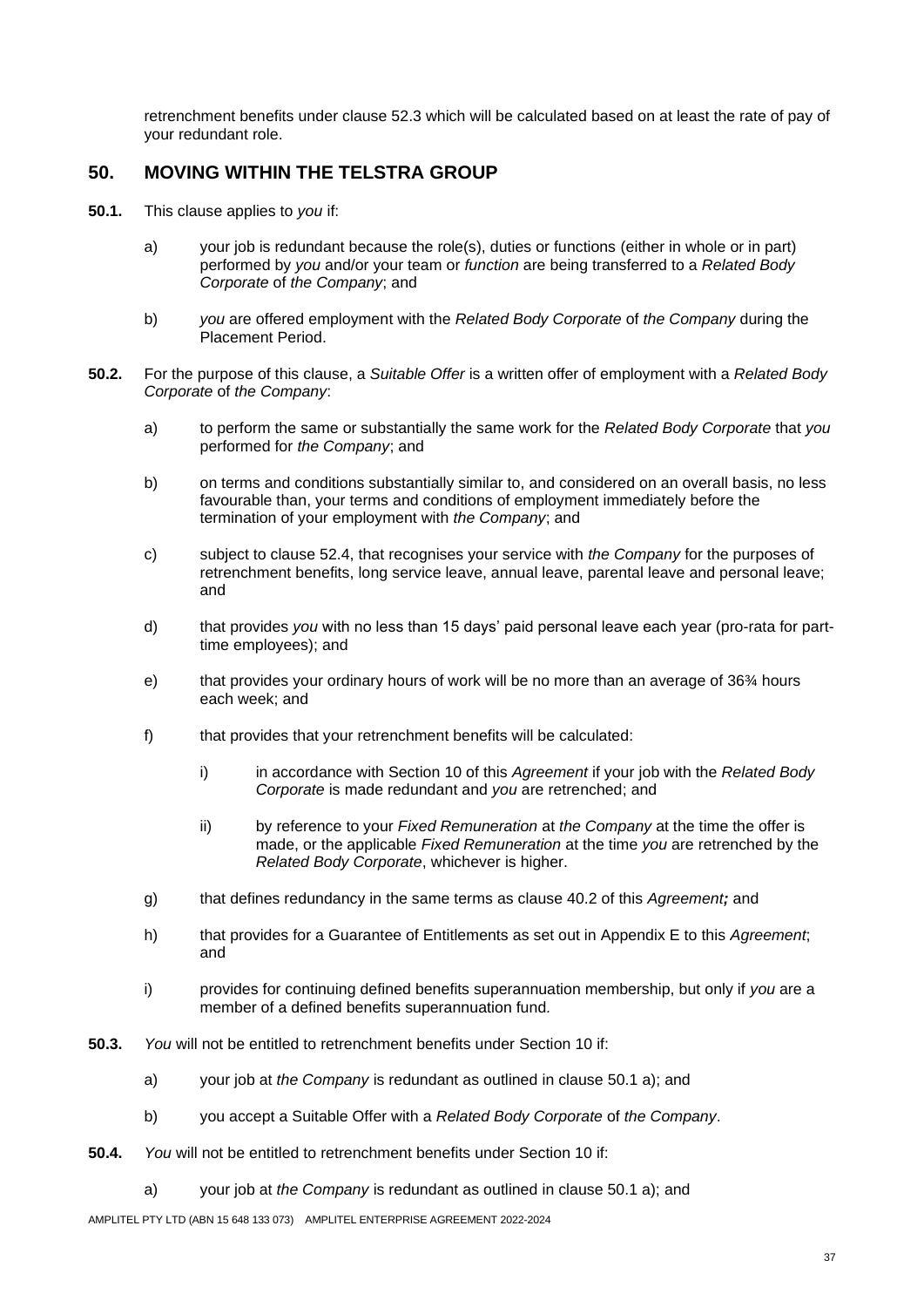retrenchment benefits under clause 52.3 which will be calculated based on at least the rate of pay of your redundant role.

## 50. MOVING WITHIN THE TELSTRA GROUP

**50.1.** This clause applies to *you* if:

a) your job is redundant because the role(s), duties or functions (either in whole or in part) performed by *you* and/or your team or *function* are being transferred to a *Related Body Corporate* of *the Company*; and

b) *you* are offered employment with the *Related Body Corporate* of *the Company* during the Placement Period.

**50.2.** For the purpose of this clause, a *Suitable Offer* is a written offer of employment with a *Related Body Corporate* of *the Company*:

a) to perform the same or substantially the same work for the *Related Body Corporate* that *you* performed for *the Company*; and

b) on terms and conditions substantially similar to, and considered on an overall basis, no less favourable than, your terms and conditions of employment immediately before the termination of your employment with *the Company*; and

c) subject to clause 52.4, that recognises your service with *the Company* for the purposes of retrenchment benefits, long service leave, annual leave, parental leave and personal leave; and

d) that provides *you* with no less than 15 days' paid personal leave each year (pro-rata for part-time employees); and

e) that provides your ordinary hours of work will be no more than an average of 36¾ hours each week; and

f) that provides that your retrenchment benefits will be calculated:

i) in accordance with Section 10 of this *Agreement* if your job with the *Related Body Corporate* is made redundant and *you* are retrenched; and

ii) by reference to your *Fixed Remuneration* at *the Company* at the time the offer is made, or the applicable *Fixed Remuneration* at the time *you* are retrenched by the *Related Body Corporate*, whichever is higher.

g) that defines redundancy in the same terms as clause 40.2 of this *Agreement;* and

h) that provides for a Guarantee of Entitlements as set out in Appendix E to this *Agreement*; and

i) provides for continuing defined benefits superannuation membership, but only if *you* are a member of a defined benefits superannuation fund.

**50.3.** *You* will not be entitled to retrenchment benefits under Section 10 if:

a) your job at *the Company* is redundant as outlined in clause 50.1 a); and

b) you accept a Suitable Offer with a *Related Body Corporate* of *the Company*.

**50.4.** *You* will not be entitled to retrenchment benefits under Section 10 if:

a) your job at *the Company* is redundant as outlined in clause 50.1 a); and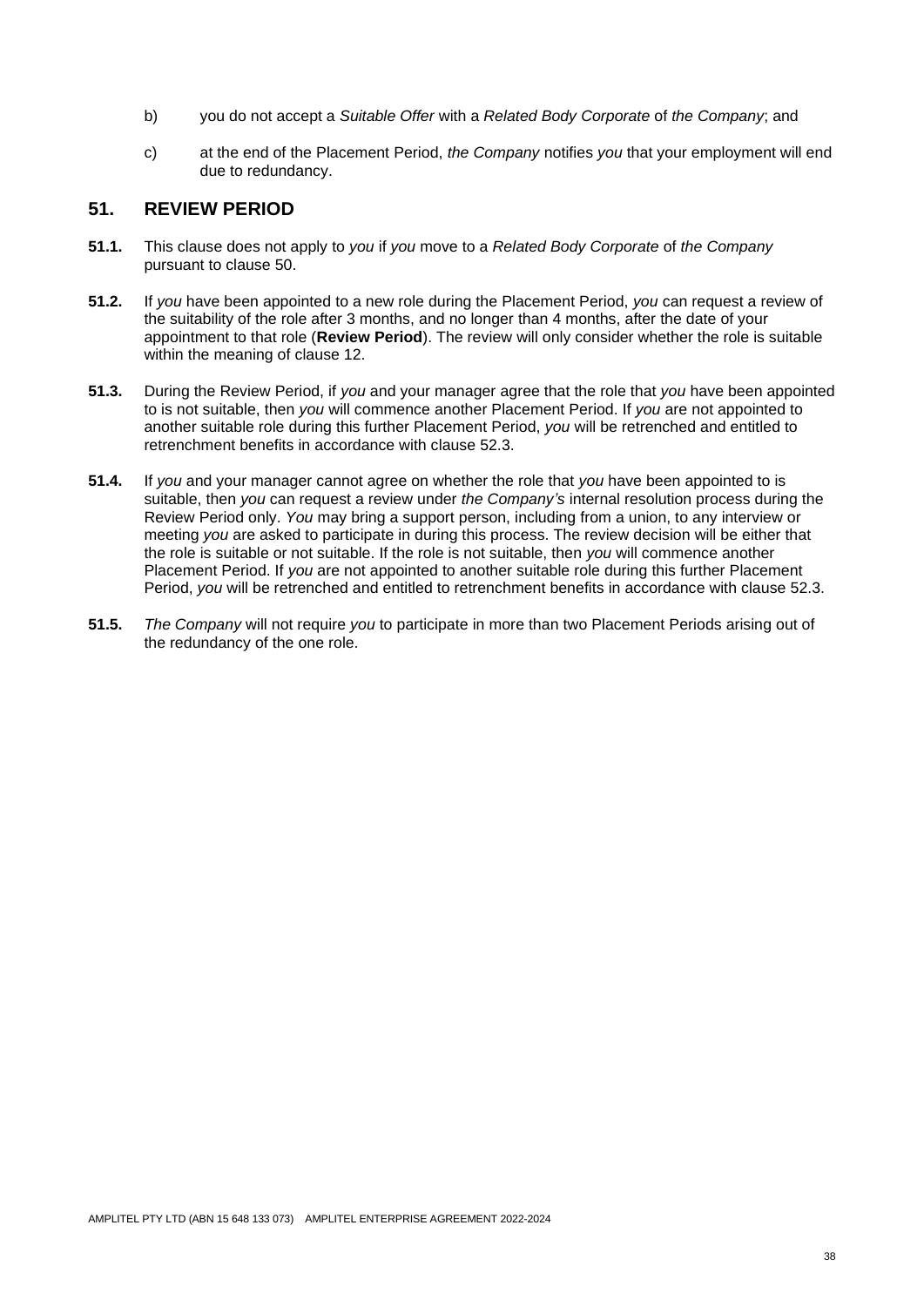b) you do not accept a *Suitable Offer* with a *Related Body Corporate* of *the Company*; and

c) at the end of the Placement Period, *the Company* notifies *you* that your employment will end due to redundancy.

## 51. REVIEW PERIOD

**51.1.** This clause does not apply to *you* if *you* move to a *Related Body Corporate* of *the Company* pursuant to clause 50.

**51.2.** If *you* have been appointed to a new role during the Placement Period, *you* can request a review of the suitability of the role after 3 months, and no longer than 4 months, after the date of your appointment to that role (**Review Period**). The review will only consider whether the role is suitable within the meaning of clause 12.

**51.3.** During the Review Period, if *you* and your manager agree that the role that *you* have been appointed to is not suitable, then *you* will commence another Placement Period. If *you* are not appointed to another suitable role during this further Placement Period, *you* will be retrenched and entitled to retrenchment benefits in accordance with clause 52.3.

**51.4.** If *you* and your manager cannot agree on whether the role that *you* have been appointed to is suitable, then *you* can request a review under *the Company's* internal resolution process during the Review Period only. *You* may bring a support person, including from a union, to any interview or meeting *you* are asked to participate in during this process. The review decision will be either that the role is suitable or not suitable. If the role is not suitable, then *you* will commence another Placement Period. If *you* are not appointed to another suitable role during this further Placement Period, *you* will be retrenched and entitled to retrenchment benefits in accordance with clause 52.3.

**51.5.** *The Company* will not require *you* to participate in more than two Placement Periods arising out of the redundancy of the one role.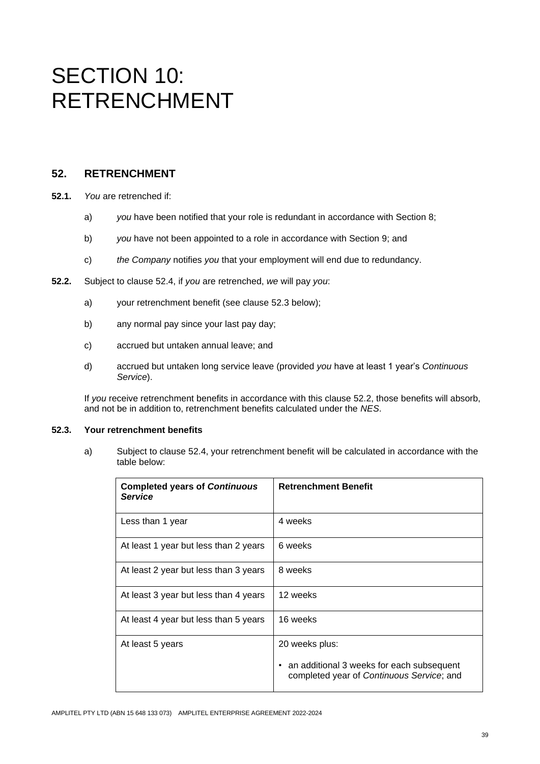# SECTION 10: RETRENCHMENT

## 52. RETRENCHMENT

**52.1.** *You* are retrenched if:

a) *you* have been notified that your role is redundant in accordance with Section 8;

b) *you* have not been appointed to a role in accordance with Section 9; and

c) *the Company* notifies *you* that your employment will end due to redundancy.

**52.2.** Subject to clause 52.4, if *you* are retrenched, *we* will pay *you*:

a) your retrenchment benefit (see clause 52.3 below);

b) any normal pay since your last pay day;

c) accrued but untaken annual leave; and

d) accrued but untaken long service leave (provided *you* have at least 1 year's *Continuous Service*).

If *you* receive retrenchment benefits in accordance with this clause 52.2, those benefits will absorb, and not be in addition to, retrenchment benefits calculated under the *NES*.

**52.3. Your retrenchment benefits**

a) Subject to clause 52.4, your retrenchment benefit will be calculated in accordance with the table below:

| **Completed years of *Continuous Service*** | **Retrenchment Benefit** |
|---|---|
| Less than 1 year | 4 weeks |
| At least 1 year but less than 2 years | 6 weeks |
| At least 2 year but less than 3 years | 8 weeks |
| At least 3 year but less than 4 years | 12 weeks |
| At least 4 year but less than 5 years | 16 weeks |
| At least 5 years | 20 weeks plus:<br>• an additional 3 weeks for each subsequent completed year of *Continuous Service*; and |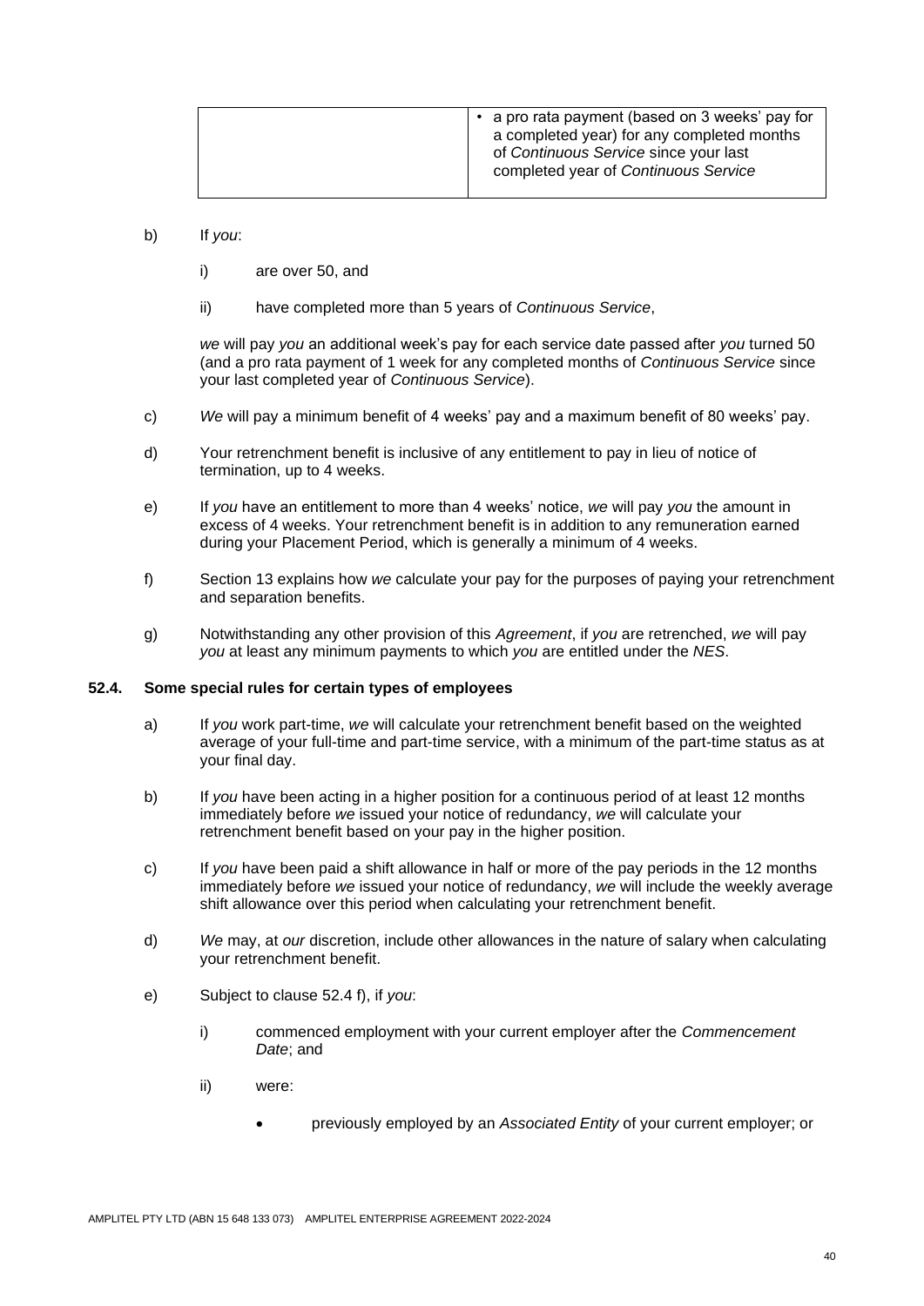| | |
|---|---|
| | • a pro rata payment (based on 3 weeks' pay for a completed year) for any completed months of *Continuous Service* since your last completed year of *Continuous Service* |

b) If *you*:

  i) are over 50, and

  ii) have completed more than 5 years of *Continuous Service*,

  *we* will pay *you* an additional week's pay for each service date passed after *you* turned 50 (and a pro rata payment of 1 week for any completed months of *Continuous Service* since your last completed year of *Continuous Service*).

c) *We* will pay a minimum benefit of 4 weeks' pay and a maximum benefit of 80 weeks' pay.

d) Your retrenchment benefit is inclusive of any entitlement to pay in lieu of notice of termination, up to 4 weeks.

e) If *you* have an entitlement to more than 4 weeks' notice, *we* will pay *you* the amount in excess of 4 weeks. Your retrenchment benefit is in addition to any remuneration earned during your Placement Period, which is generally a minimum of 4 weeks.

f) Section 13 explains how *we* calculate your pay for the purposes of paying your retrenchment and separation benefits.

g) Notwithstanding any other provision of this *Agreement*, if *you* are retrenched, *we* will pay *you* at least any minimum payments to which *you* are entitled under the *NES*.

### 52.4. Some special rules for certain types of employees

a) If *you* work part-time, *we* will calculate your retrenchment benefit based on the weighted average of your full-time and part-time service, with a minimum of the part-time status as at your final day.

b) If *you* have been acting in a higher position for a continuous period of at least 12 months immediately before *we* issued your notice of redundancy, *we* will calculate your retrenchment benefit based on your pay in the higher position.

c) If *you* have been paid a shift allowance in half or more of the pay periods in the 12 months immediately before *we* issued your notice of redundancy, *we* will include the weekly average shift allowance over this period when calculating your retrenchment benefit.

d) *We* may, at *our* discretion, include other allowances in the nature of salary when calculating your retrenchment benefit.

e) Subject to clause 52.4 f), if *you*:

  i) commenced employment with your current employer after the *Commencement Date*; and

  ii) were:

  - previously employed by an *Associated Entity* of your current employer; or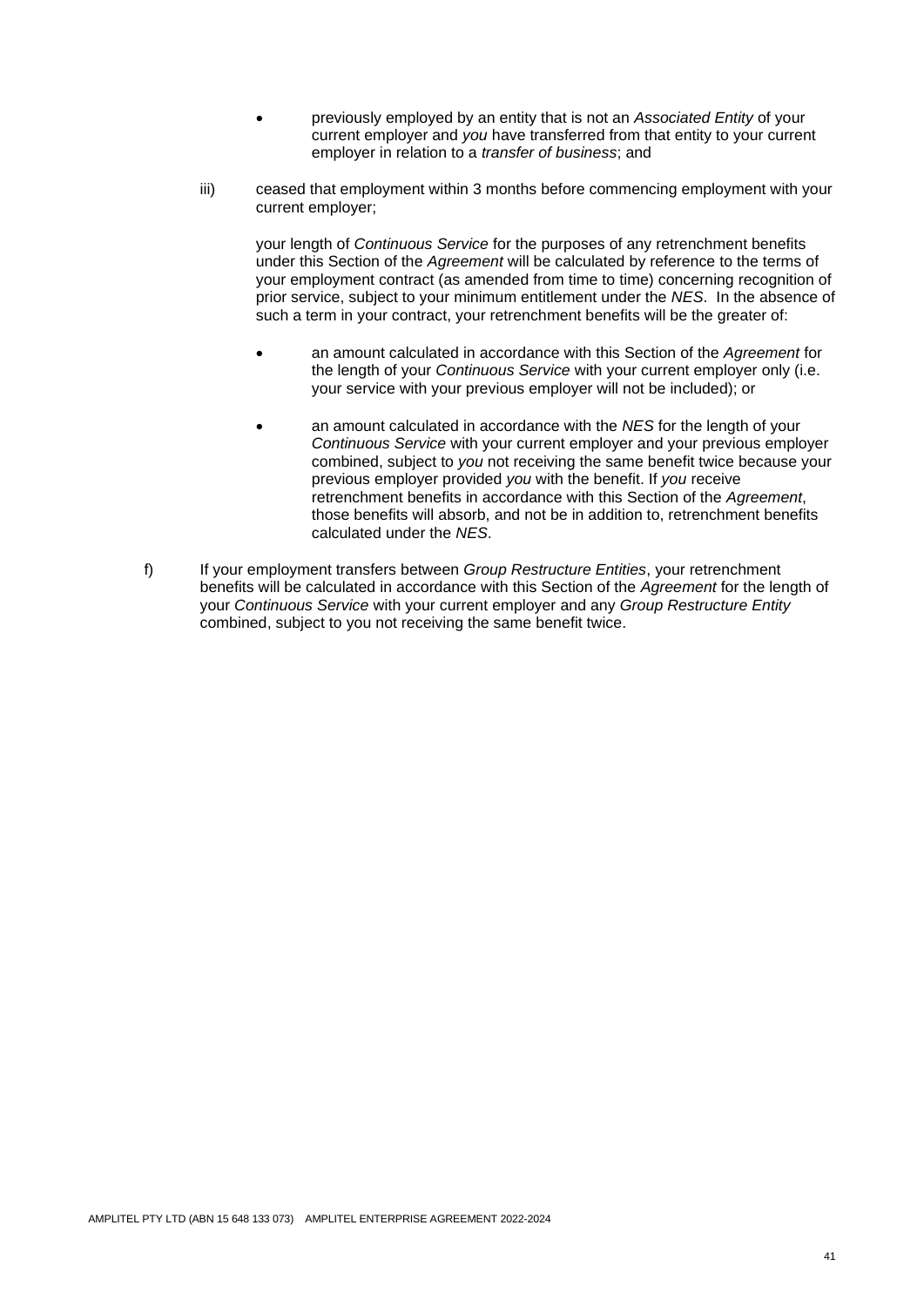- previously employed by an entity that is not an *Associated Entity* of your current employer and *you* have transferred from that entity to your current employer in relation to a *transfer of business*; and

iii) ceased that employment within 3 months before commencing employment with your current employer;

your length of *Continuous Service* for the purposes of any retrenchment benefits under this Section of the *Agreement* will be calculated by reference to the terms of your employment contract (as amended from time to time) concerning recognition of prior service, subject to your minimum entitlement under the *NES*. In the absence of such a term in your contract, your retrenchment benefits will be the greater of:

- an amount calculated in accordance with this Section of the *Agreement* for the length of your *Continuous Service* with your current employer only (i.e. your service with your previous employer will not be included); or

- an amount calculated in accordance with the *NES* for the length of your *Continuous Service* with your current employer and your previous employer combined, subject to *you* not receiving the same benefit twice because your previous employer provided *you* with the benefit. If *you* receive retrenchment benefits in accordance with this Section of the *Agreement*, those benefits will absorb, and not be in addition to, retrenchment benefits calculated under the *NES*.

f) If your employment transfers between *Group Restructure Entities*, your retrenchment benefits will be calculated in accordance with this Section of the *Agreement* for the length of your *Continuous Service* with your current employer and any *Group Restructure Entity* combined, subject to you not receiving the same benefit twice.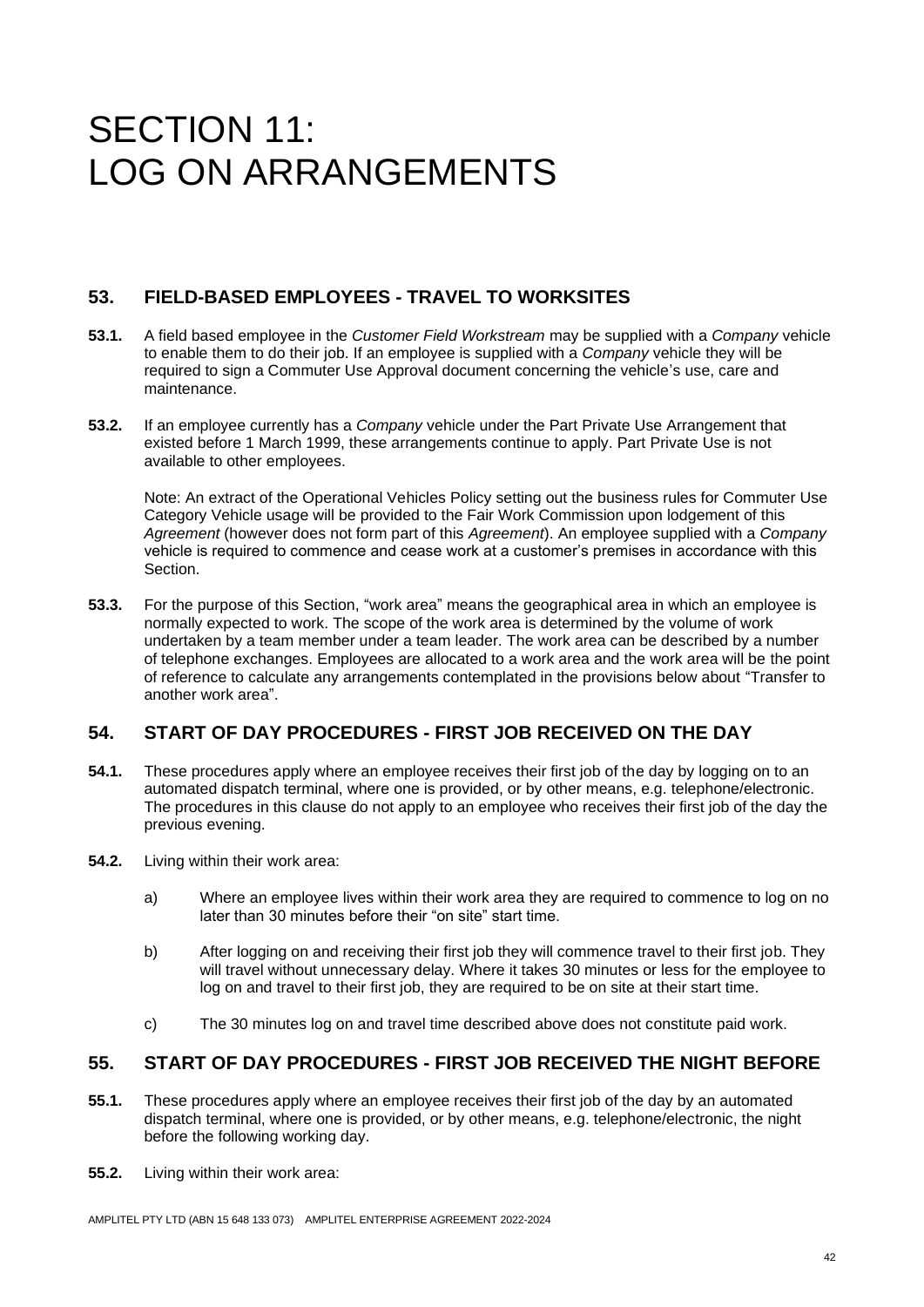# SECTION 11: LOG ON ARRANGEMENTS

## 53. FIELD-BASED EMPLOYEES - TRAVEL TO WORKSITES

**53.1.** A field based employee in the *Customer Field Workstream* may be supplied with a *Company* vehicle to enable them to do their job. If an employee is supplied with a *Company* vehicle they will be required to sign a Commuter Use Approval document concerning the vehicle's use, care and maintenance.

**53.2.** If an employee currently has a *Company* vehicle under the Part Private Use Arrangement that existed before 1 March 1999, these arrangements continue to apply. Part Private Use is not available to other employees.

Note: An extract of the Operational Vehicles Policy setting out the business rules for Commuter Use Category Vehicle usage will be provided to the Fair Work Commission upon lodgement of this *Agreement* (however does not form part of this *Agreement*). An employee supplied with a *Company* vehicle is required to commence and cease work at a customer's premises in accordance with this Section.

**53.3.** For the purpose of this Section, "work area" means the geographical area in which an employee is normally expected to work. The scope of the work area is determined by the volume of work undertaken by a team member under a team leader. The work area can be described by a number of telephone exchanges. Employees are allocated to a work area and the work area will be the point of reference to calculate any arrangements contemplated in the provisions below about "Transfer to another work area".

## 54. START OF DAY PROCEDURES - FIRST JOB RECEIVED ON THE DAY

**54.1.** These procedures apply where an employee receives their first job of the day by logging on to an automated dispatch terminal, where one is provided, or by other means, e.g. telephone/electronic. The procedures in this clause do not apply to an employee who receives their first job of the day the previous evening.

**54.2.** Living within their work area:

a) Where an employee lives within their work area they are required to commence to log on no later than 30 minutes before their "on site" start time.

b) After logging on and receiving their first job they will commence travel to their first job. They will travel without unnecessary delay. Where it takes 30 minutes or less for the employee to log on and travel to their first job, they are required to be on site at their start time.

c) The 30 minutes log on and travel time described above does not constitute paid work.

## 55. START OF DAY PROCEDURES - FIRST JOB RECEIVED THE NIGHT BEFORE

**55.1.** These procedures apply where an employee receives their first job of the day by an automated dispatch terminal, where one is provided, or by other means, e.g. telephone/electronic, the night before the following working day.

**55.2.** Living within their work area: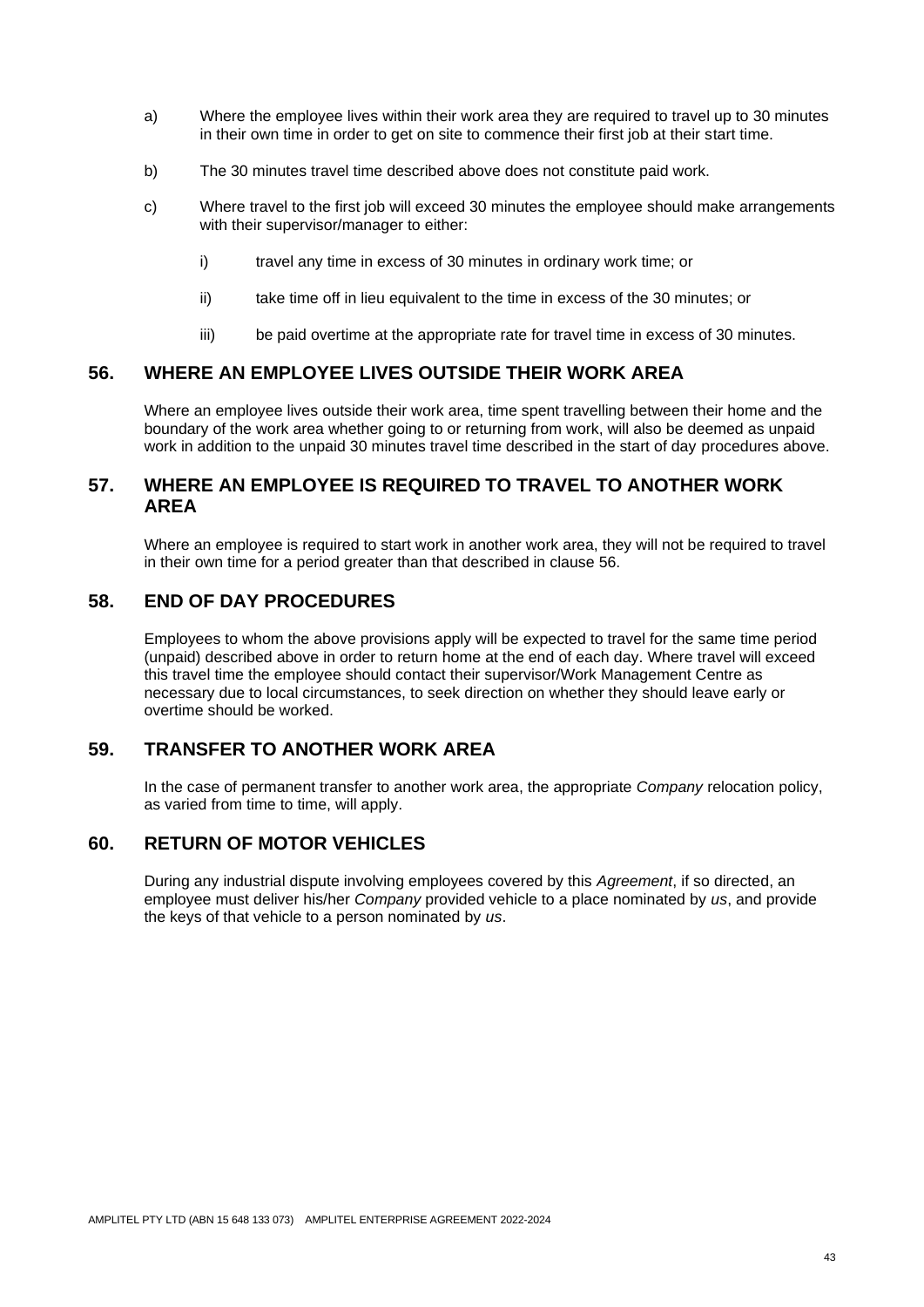a) Where the employee lives within their work area they are required to travel up to 30 minutes in their own time in order to get on site to commence their first job at their start time.

b) The 30 minutes travel time described above does not constitute paid work.

c) Where travel to the first job will exceed 30 minutes the employee should make arrangements with their supervisor/manager to either:

   i) travel any time in excess of 30 minutes in ordinary work time; or

   ii) take time off in lieu equivalent to the time in excess of the 30 minutes; or

   iii) be paid overtime at the appropriate rate for travel time in excess of 30 minutes.

## 56. WHERE AN EMPLOYEE LIVES OUTSIDE THEIR WORK AREA

Where an employee lives outside their work area, time spent travelling between their home and the boundary of the work area whether going to or returning from work, will also be deemed as unpaid work in addition to the unpaid 30 minutes travel time described in the start of day procedures above.

## 57. WHERE AN EMPLOYEE IS REQUIRED TO TRAVEL TO ANOTHER WORK AREA

Where an employee is required to start work in another work area, they will not be required to travel in their own time for a period greater than that described in clause 56.

## 58. END OF DAY PROCEDURES

Employees to whom the above provisions apply will be expected to travel for the same time period (unpaid) described above in order to return home at the end of each day. Where travel will exceed this travel time the employee should contact their supervisor/Work Management Centre as necessary due to local circumstances, to seek direction on whether they should leave early or overtime should be worked.

## 59. TRANSFER TO ANOTHER WORK AREA

In the case of permanent transfer to another work area, the appropriate *Company* relocation policy, as varied from time to time, will apply.

## 60. RETURN OF MOTOR VEHICLES

During any industrial dispute involving employees covered by this *Agreement*, if so directed, an employee must deliver his/her *Company* provided vehicle to a place nominated by *us*, and provide the keys of that vehicle to a person nominated by *us*.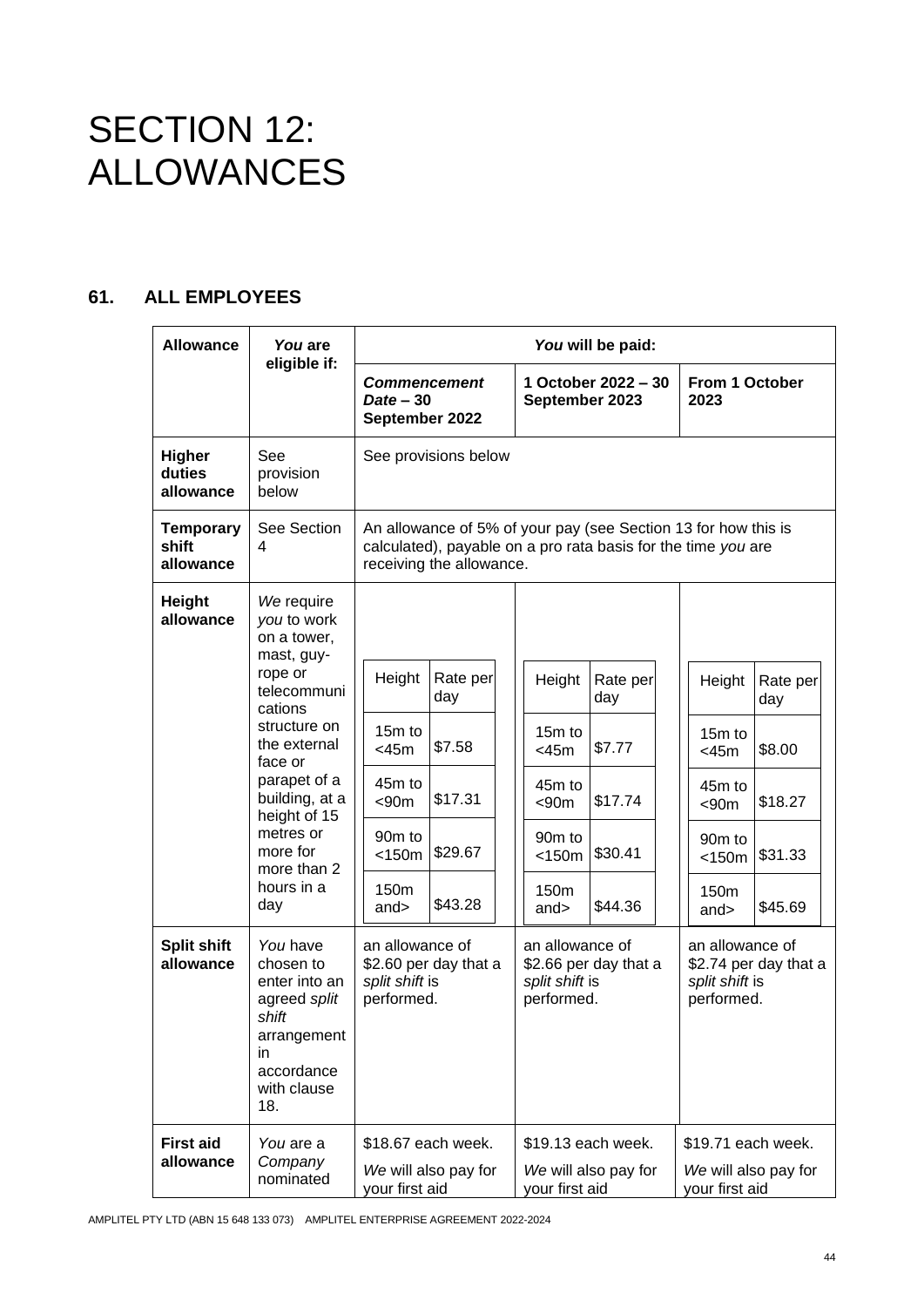# SECTION 12: ALLOWANCES

## 61. ALL EMPLOYEES

| Allowance | *You* are eligible if: | *You* will be paid: | | |
|---|---|---|---|---|
| | | ***Commencement Date* – 30 September 2022** | **1 October 2022 – 30 September 2023** | **From 1 October 2023** |
| **Higher duties allowance** | See provision below | See provisions below | | |
| **Temporary shift allowance** | See Section 4 | An allowance of 5% of your pay (see Section 13 for how this is calculated), payable on a pro rata basis for the time *you* are receiving the allowance. | | |
| **Height allowance** | *We* require *you* to work on a tower, mast, guy-rope or telecommunications structure on the external face or parapet of a building, at a height of 15 metres or more for more than 2 hours in a day | Height / Rate per day: 15m to <45m – $7.58; 45m to <90m – $17.31; 90m to <150m – $29.67; 150m and> – $43.28 | Height / Rate per day: 15m to <45m – $7.77; 45m to <90m – $17.74; 90m to <150m – $30.41; 150m and> – $44.36 | Height / Rate per day: 15m to <45m – $8.00; 45m to <90m – $18.27; 90m to <150m – $31.33; 150m and> – $45.69 |
| **Split shift allowance** | *You* have chosen to enter into an agreed *split shift* arrangement in accordance with clause 18. | an allowance of $2.60 per day that a *split shift* is performed. | an allowance of $2.66 per day that a *split shift* is performed. | an allowance of $2.74 per day that a *split shift* is performed. |
| **First aid allowance** | *You* are a *Company* nominated | $18.67 each week. *We* will also pay for your first aid | $19.13 each week. *We* will also pay for your first aid | $19.71 each week. *We* will also pay for your first aid |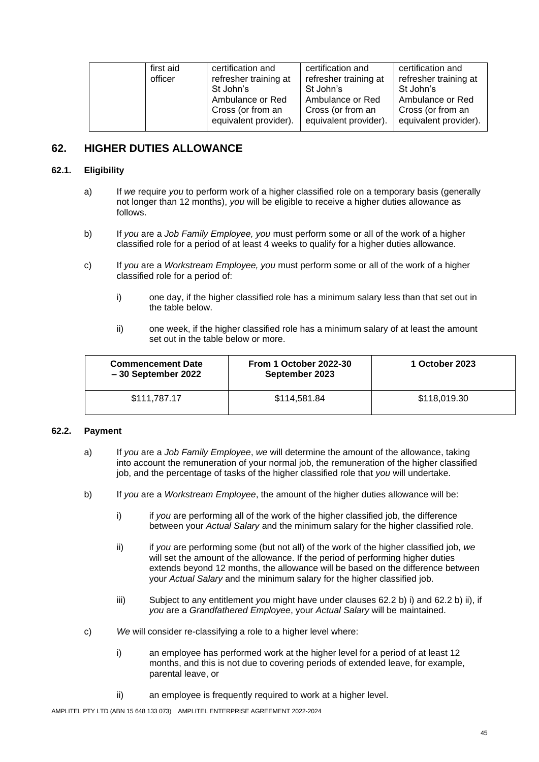| | first aid officer | certification and refresher training at St John's Ambulance or Red Cross (or from an equivalent provider). | certification and refresher training at St John's Ambulance or Red Cross (or from an equivalent provider). | certification and refresher training at St John's Ambulance or Red Cross (or from an equivalent provider). |
|---|---|---|---|---|

## 62. HIGHER DUTIES ALLOWANCE

### 62.1. Eligibility

a) If *we* require *you* to perform work of a higher classified role on a temporary basis (generally not longer than 12 months), *you* will be eligible to receive a higher duties allowance as follows.

b) If *you* are a *Job Family Employee, you* must perform some or all of the work of a higher classified role for a period of at least 4 weeks to qualify for a higher duties allowance.

c) If *you* are a *Workstream Employee, you* must perform some or all of the work of a higher classified role for a period of:

   i) one day, if the higher classified role has a minimum salary less than that set out in the table below.

   ii) one week, if the higher classified role has a minimum salary of at least the amount set out in the table below or more.

| Commencement Date – 30 September 2022 | From 1 October 2022-30 September 2023 | 1 October 2023 |
|---|---|---|
| $111,787.17 | $114,581.84 | $118,019.30 |

### 62.2. Payment

a) If *you* are a *Job Family Employee*, *we* will determine the amount of the allowance, taking into account the remuneration of your normal job, the remuneration of the higher classified job, and the percentage of tasks of the higher classified role that *you* will undertake.

b) If *you* are a *Workstream Employee*, the amount of the higher duties allowance will be:

   i) if *you* are performing all of the work of the higher classified job, the difference between your *Actual Salary* and the minimum salary for the higher classified role.

   ii) if *you* are performing some (but not all) of the work of the higher classified job, *we* will set the amount of the allowance. If the period of performing higher duties extends beyond 12 months, the allowance will be based on the difference between your *Actual Salary* and the minimum salary for the higher classified job.

   iii) Subject to any entitlement *you* might have under clauses 62.2 b) i) and 62.2 b) ii), if *you* are a *Grandfathered Employee*, your *Actual Salary* will be maintained.

c) *We* will consider re-classifying a role to a higher level where:

   i) an employee has performed work at the higher level for a period of at least 12 months, and this is not due to covering periods of extended leave, for example, parental leave, or

   ii) an employee is frequently required to work at a higher level.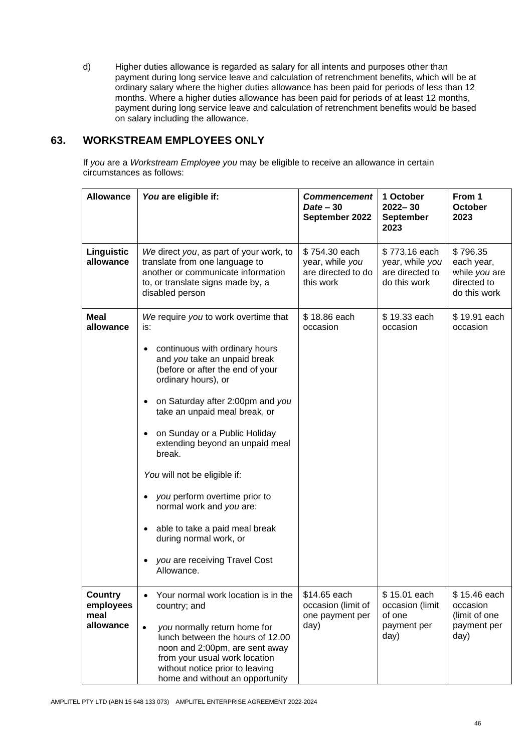d) Higher duties allowance is regarded as salary for all intents and purposes other than payment during long service leave and calculation of retrenchment benefits, which will be at ordinary salary where the higher duties allowance has been paid for periods of less than 12 months. Where a higher duties allowance has been paid for periods of at least 12 months, payment during long service leave and calculation of retrenchment benefits would be based on salary including the allowance.

## 63. WORKSTREAM EMPLOYEES ONLY

If *you* are a *Workstream Employee you* may be eligible to receive an allowance in certain circumstances as follows:

| Allowance | *You* are eligible if: | *Commencement Date* – 30 September 2022 | 1 October 2022– 30 September 2023 | From 1 October 2023 |
|---|---|---|---|---|
| **Linguistic allowance** | *We* direct *you*, as part of your work, to translate from one language to another or communicate information to, or translate signs made by, a disabled person | $ 754.30 each year, while *you* are directed to do this work | $ 773.16 each year, while *you* are directed to do this work | $ 796.35 each year, while *you* are directed to do this work |
| **Meal allowance** | *We* require *you* to work overtime that is:<br>• continuous with ordinary hours and *you* take an unpaid break (before or after the end of your ordinary hours), or<br>• on Saturday after 2:00pm and *you* take an unpaid meal break, or<br>• on Sunday or a Public Holiday extending beyond an unpaid meal break.<br>*You* will not be eligible if:<br>• *you* perform overtime prior to normal work and *you* are:<br>• able to take a paid meal break during normal work, or<br>• *you* are receiving Travel Cost Allowance. | $ 18.86 each occasion | $ 19.33 each occasion | $ 19.91 each occasion |
| **Country employees meal allowance** | • Your normal work location is in the country; and<br>• *you* normally return home for lunch between the hours of 12.00 noon and 2:00pm, are sent away from your usual work location without notice prior to leaving home and without an opportunity | $14.65 each occasion (limit of one payment per day) | $ 15.01 each occasion (limit of one payment per day) | $ 15.46 each occasion (limit of one payment per day) |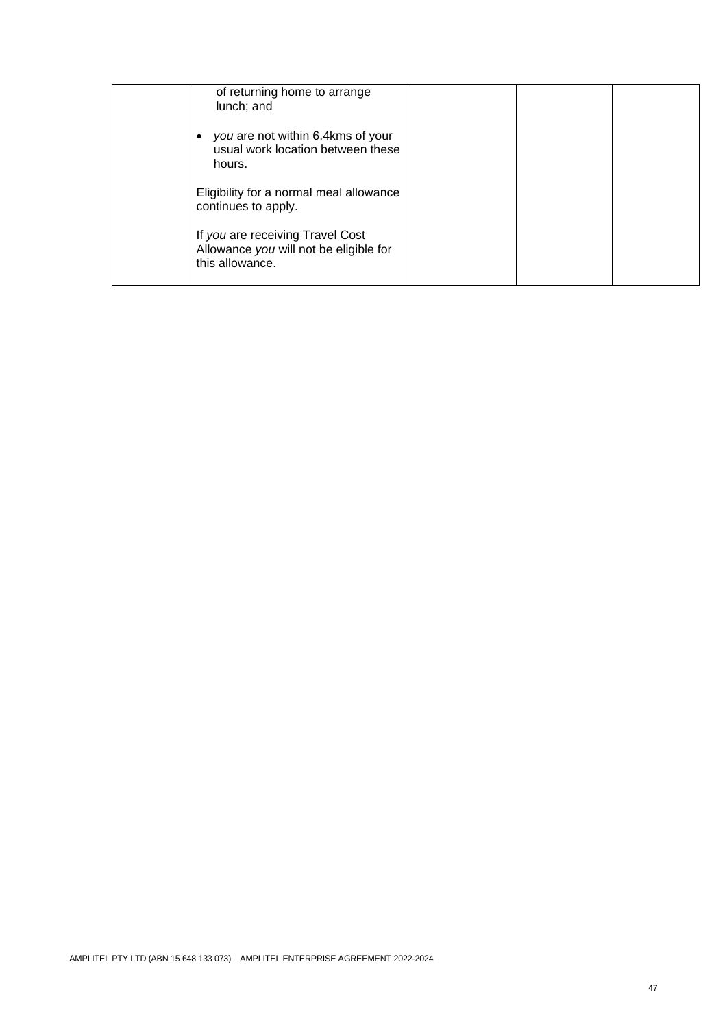| | | | | |
|---|---|---|---|---|
| | of returning home to arrange lunch; and<br><br>• *you* are not within 6.4kms of your usual work location between these hours.<br><br>Eligibility for a normal meal allowance continues to apply.<br><br>If *you* are receiving Travel Cost Allowance *you* will not be eligible for this allowance. | | | |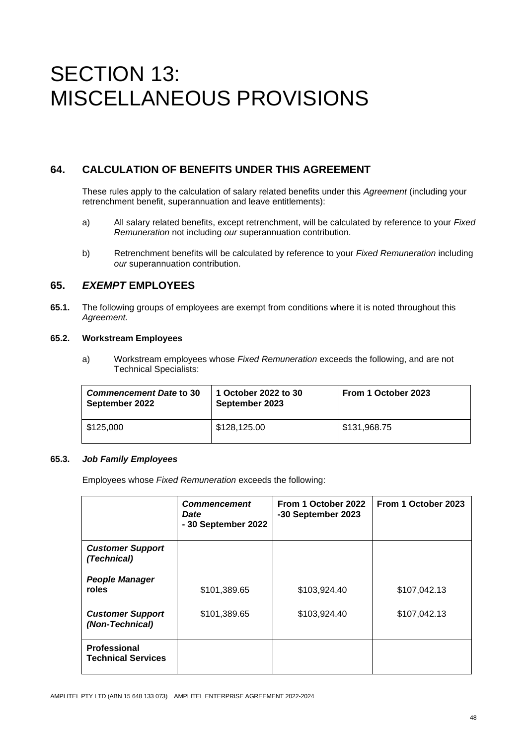# SECTION 13: MISCELLANEOUS PROVISIONS

## 64. CALCULATION OF BENEFITS UNDER THIS AGREEMENT

These rules apply to the calculation of salary related benefits under this *Agreement* (including your retrenchment benefit, superannuation and leave entitlements):

a) All salary related benefits, except retrenchment, will be calculated by reference to your *Fixed Remuneration* not including *our* superannuation contribution.

b) Retrenchment benefits will be calculated by reference to your *Fixed Remuneration* including *our* superannuation contribution.

## 65. *EXEMPT* EMPLOYEES

**65.1.** The following groups of employees are exempt from conditions where it is noted throughout this *Agreement.*

**65.2. Workstream Employees**

a) Workstream employees whose *Fixed Remuneration* exceeds the following, and are not Technical Specialists:

| ***Commencement Date* to 30 September 2022** | **1 October 2022 to 30 September 2023** | **From 1 October 2023** |
|---|---|---|
| $125,000 | $128,125.00 | $131,968.75 |

**65.3. *Job Family Employees***

Employees whose *Fixed Remuneration* exceeds the following:

| | ***Commencement Date* - 30 September 2022** | **From 1 October 2022 -30 September 2023** | **From 1 October 2023** |
|---|---|---|---|
| ***Customer Support (Technical)*** ***People Manager* roles** | $101,389.65 | $103,924.40 | $107,042.13 |
| ***Customer Support (Non-Technical)*** | $101,389.65 | $103,924.40 | $107,042.13 |
| **Professional Technical Services** | | | |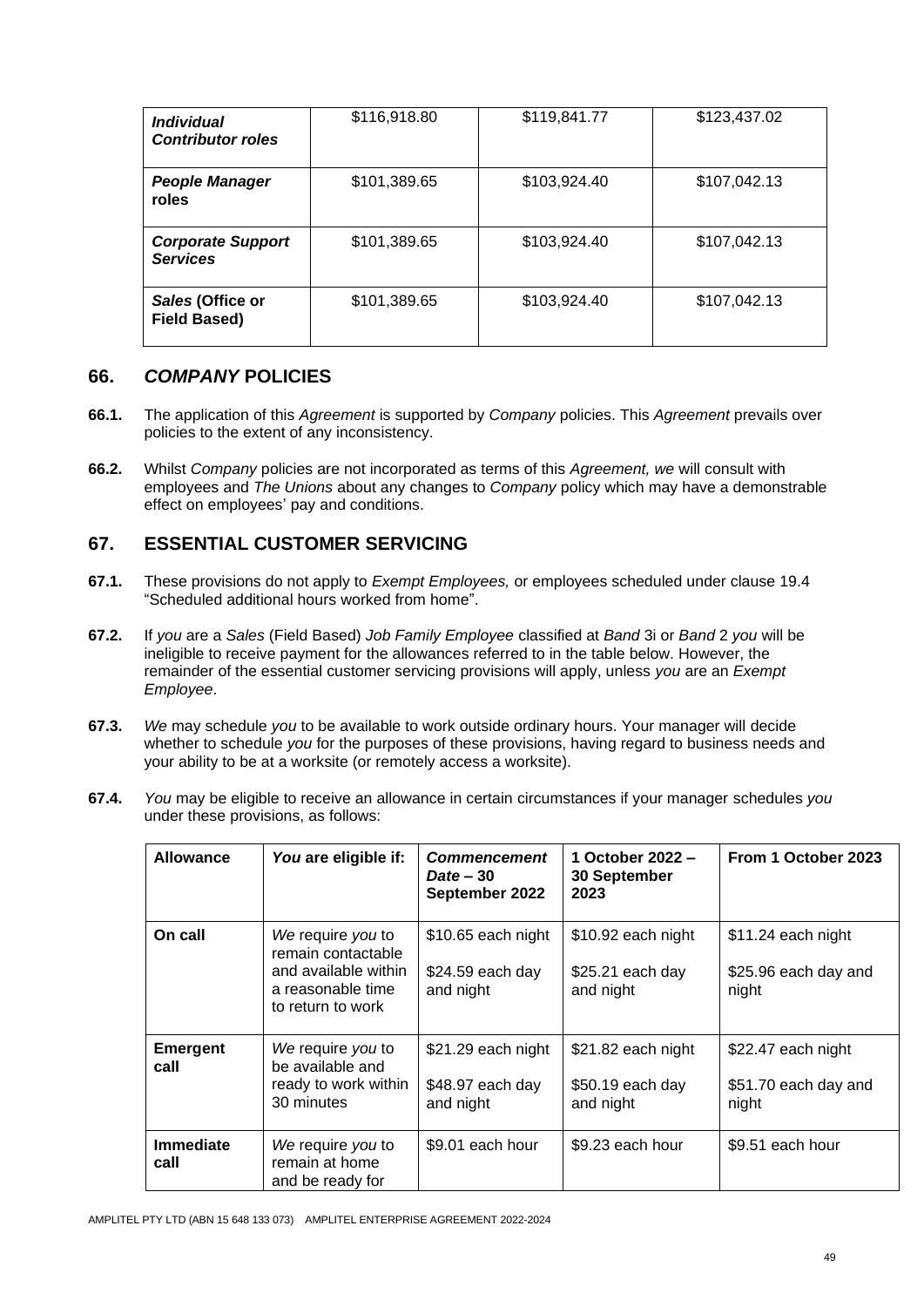| *Individual Contributor roles* | $116,918.80 | $119,841.77 | $123,437.02 |
|---|---|---|---|
| ***People Manager* roles** | $101,389.65 | $103,924.40 | $107,042.13 |
| ***Corporate Support Services*** | $101,389.65 | $103,924.40 | $107,042.13 |
| ***Sales* (Office or Field Based)** | $101,389.65 | $103,924.40 | $107,042.13 |

## 66. *COMPANY* POLICIES

**66.1.** The application of this *Agreement* is supported by *Company* policies. This *Agreement* prevails over policies to the extent of any inconsistency.

**66.2.** Whilst *Company* policies are not incorporated as terms of this *Agreement, we* will consult with employees and *The Unions* about any changes to *Company* policy which may have a demonstrable effect on employees' pay and conditions.

## 67. ESSENTIAL CUSTOMER SERVICING

**67.1.** These provisions do not apply to *Exempt Employees,* or employees scheduled under clause 19.4 "Scheduled additional hours worked from home".

**67.2.** If *you* are a *Sales* (Field Based) *Job Family Employee* classified at *Band* 3i or *Band* 2 *you* will be ineligible to receive payment for the allowances referred to in the table below. However, the remainder of the essential customer servicing provisions will apply, unless *you* are an *Exempt Employee*.

**67.3.** *We* may schedule *you* to be available to work outside ordinary hours. Your manager will decide whether to schedule *you* for the purposes of these provisions, having regard to business needs and your ability to be at a worksite (or remotely access a worksite).

**67.4.** *You* may be eligible to receive an allowance in certain circumstances if your manager schedules *you* under these provisions, as follows:

| Allowance | *You* are eligible if: | *Commencement Date* – 30 September 2022 | 1 October 2022 – 30 September 2023 | From 1 October 2023 |
|---|---|---|---|---|
| **On call** | *We* require *you* to remain contactable and available within a reasonable time to return to work | $10.65 each night<br>$24.59 each day and night | $10.92 each night<br>$25.21 each day and night | $11.24 each night<br>$25.96 each day and night |
| **Emergent call** | *We* require *you* to be available and ready to work within 30 minutes | $21.29 each night<br>$48.97 each day and night | $21.82 each night<br>$50.19 each day and night | $22.47 each night<br>$51.70 each day and night |
| **Immediate call** | *We* require *you* to remain at home and be ready for | $9.01 each hour | $9.23 each hour | $9.51 each hour |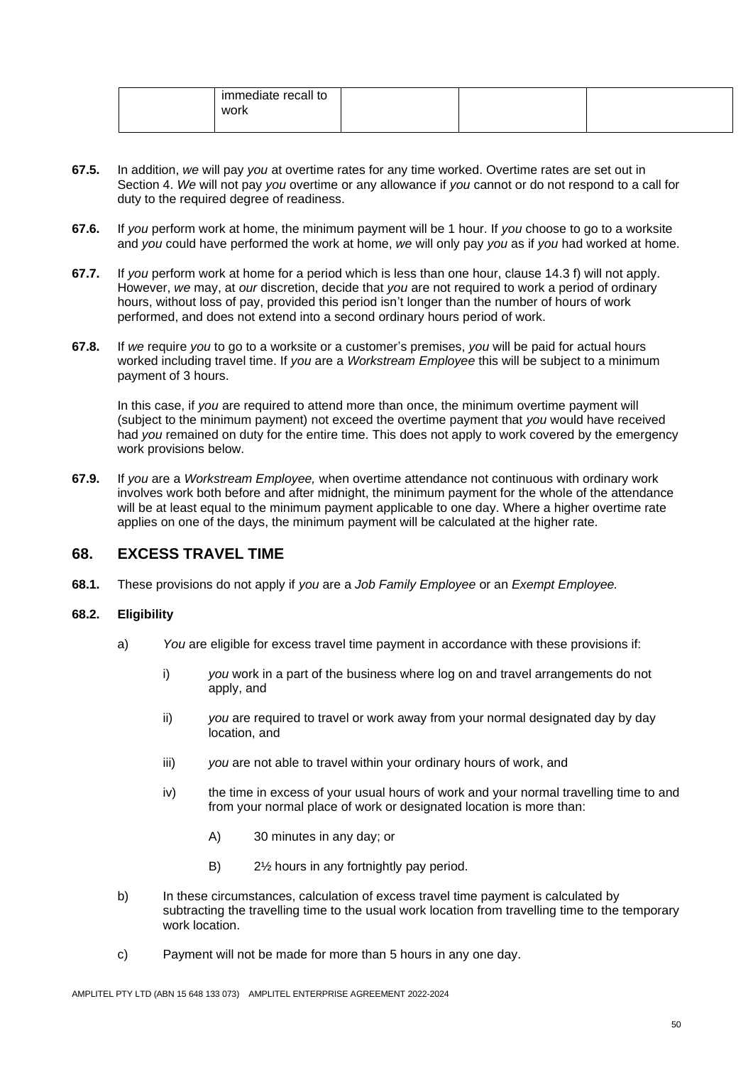| | immediate recall to work | | | |
|---|---|---|---|---|

**67.5.** In addition, *we* will pay *you* at overtime rates for any time worked. Overtime rates are set out in Section 4. *We* will not pay *you* overtime or any allowance if *you* cannot or do not respond to a call for duty to the required degree of readiness.

**67.6.** If *you* perform work at home, the minimum payment will be 1 hour. If *you* choose to go to a worksite and *you* could have performed the work at home, *we* will only pay *you* as if *you* had worked at home.

**67.7.** If *you* perform work at home for a period which is less than one hour, clause 14.3 f) will not apply. However, *we* may, at *our* discretion, decide that *you* are not required to work a period of ordinary hours, without loss of pay, provided this period isn't longer than the number of hours of work performed, and does not extend into a second ordinary hours period of work.

**67.8.** If *we* require *you* to go to a worksite or a customer's premises, *you* will be paid for actual hours worked including travel time. If *you* are a *Workstream Employee* this will be subject to a minimum payment of 3 hours.

In this case, if *you* are required to attend more than once, the minimum overtime payment will (subject to the minimum payment) not exceed the overtime payment that *you* would have received had *you* remained on duty for the entire time. This does not apply to work covered by the emergency work provisions below.

**67.9.** If *you* are a *Workstream Employee,* when overtime attendance not continuous with ordinary work involves work both before and after midnight, the minimum payment for the whole of the attendance will be at least equal to the minimum payment applicable to one day. Where a higher overtime rate applies on one of the days, the minimum payment will be calculated at the higher rate.

## 68. EXCESS TRAVEL TIME

**68.1.** These provisions do not apply if *you* are a *Job Family Employee* or an *Exempt Employee.*

**68.2. Eligibility**

a) *You* are eligible for excess travel time payment in accordance with these provisions if:

i) *you* work in a part of the business where log on and travel arrangements do not apply, and

ii) *you* are required to travel or work away from your normal designated day by day location, and

iii) *you* are not able to travel within your ordinary hours of work, and

iv) the time in excess of your usual hours of work and your normal travelling time to and from your normal place of work or designated location is more than:

A) 30 minutes in any day; or

B) 2½ hours in any fortnightly pay period.

b) In these circumstances, calculation of excess travel time payment is calculated by subtracting the travelling time to the usual work location from travelling time to the temporary work location.

c) Payment will not be made for more than 5 hours in any one day.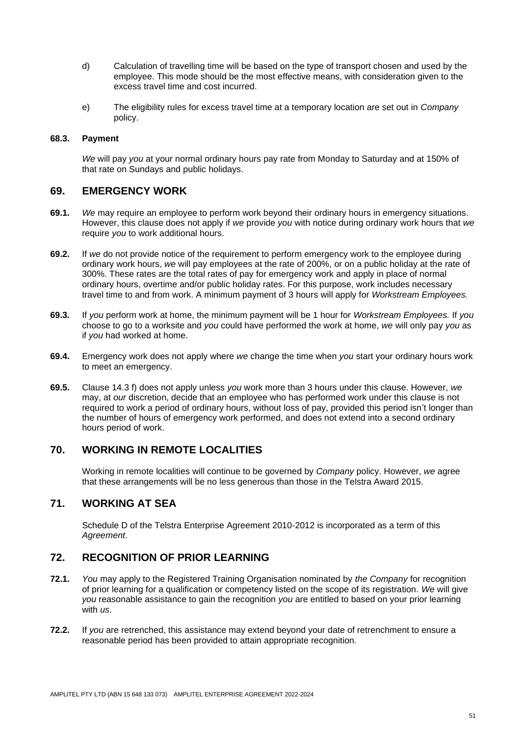d) Calculation of travelling time will be based on the type of transport chosen and used by the employee. This mode should be the most effective means, with consideration given to the excess travel time and cost incurred.

e) The eligibility rules for excess travel time at a temporary location are set out in *Company* policy.

**68.3. Payment**

*We* will pay *you* at your normal ordinary hours pay rate from Monday to Saturday and at 150% of that rate on Sundays and public holidays.

## 69. EMERGENCY WORK

**69.1.** *We* may require an employee to perform work beyond their ordinary hours in emergency situations. However, this clause does not apply if *we* provide *you* with notice during ordinary work hours that *we* require *you* to work additional hours.

**69.2.** If *we* do not provide notice of the requirement to perform emergency work to the employee during ordinary work hours, *we* will pay employees at the rate of 200%, or on a public holiday at the rate of 300%. These rates are the total rates of pay for emergency work and apply in place of normal ordinary hours, overtime and/or public holiday rates. For this purpose, work includes necessary travel time to and from work. A minimum payment of 3 hours will apply for *Workstream Employees.*

**69.3.** If *you* perform work at home, the minimum payment will be 1 hour for *Workstream Employees.* If *you* choose to go to a worksite and *you* could have performed the work at home, *we* will only pay *you* as if *you* had worked at home.

**69.4.** Emergency work does not apply where *we* change the time when *you* start your ordinary hours work to meet an emergency.

**69.5.** Clause 14.3 f) does not apply unless *you* work more than 3 hours under this clause. However, *we* may, at *our* discretion, decide that an employee who has performed work under this clause is not required to work a period of ordinary hours, without loss of pay, provided this period isn't longer than the number of hours of emergency work performed, and does not extend into a second ordinary hours period of work.

## 70. WORKING IN REMOTE LOCALITIES

Working in remote localities will continue to be governed by *Company* policy. However, *we* agree that these arrangements will be no less generous than those in the Telstra Award 2015.

## 71. WORKING AT SEA

Schedule D of the Telstra Enterprise Agreement 2010-2012 is incorporated as a term of this *Agreement*.

## 72. RECOGNITION OF PRIOR LEARNING

**72.1.** *You* may apply to the Registered Training Organisation nominated by *the Company* for recognition of prior learning for a qualification or competency listed on the scope of its registration. *We* will give *you* reasonable assistance to gain the recognition *you* are entitled to based on your prior learning with *us*.

**72.2.** If *you* are retrenched, this assistance may extend beyond your date of retrenchment to ensure a reasonable period has been provided to attain appropriate recognition.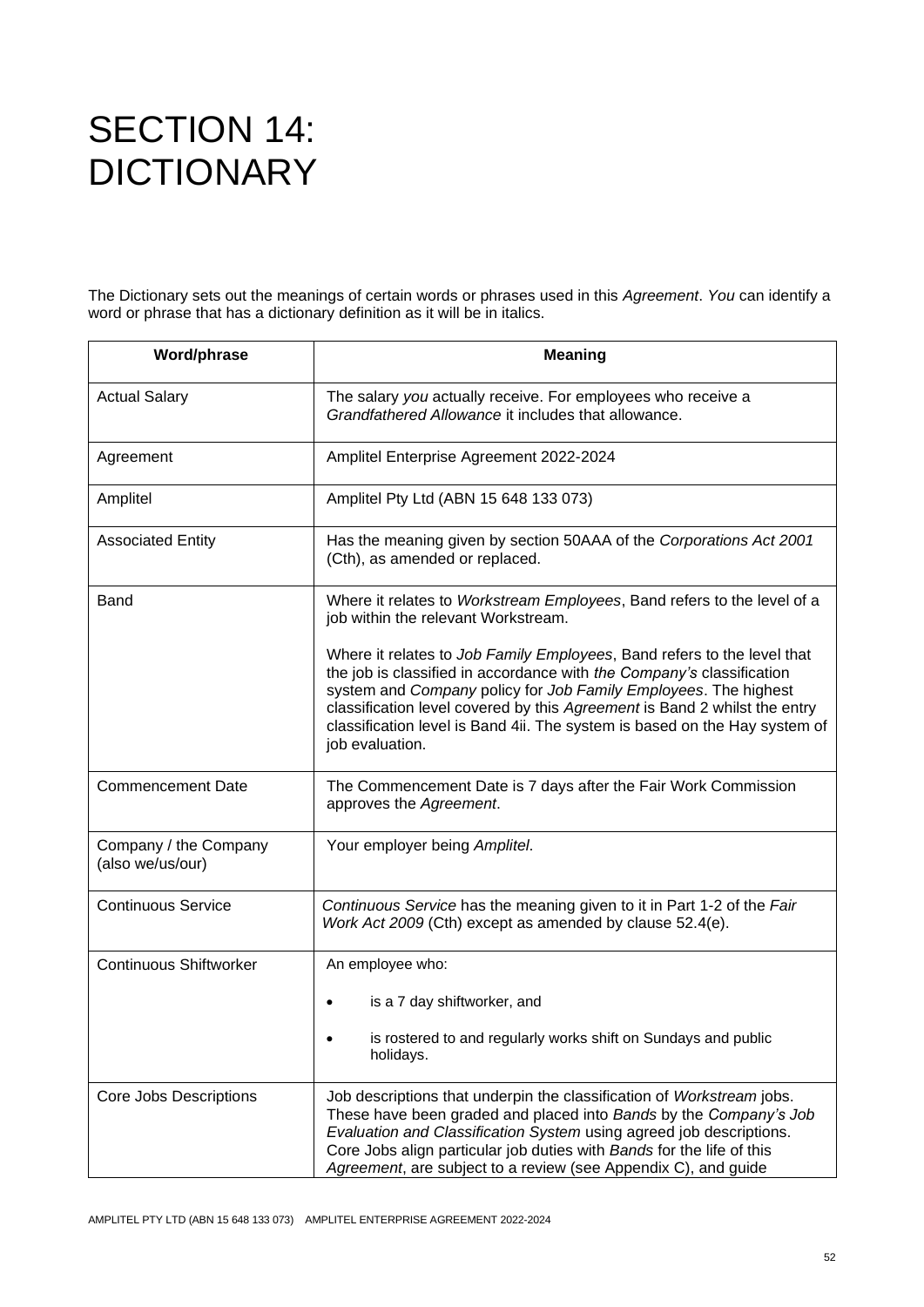# SECTION 14: DICTIONARY

The Dictionary sets out the meanings of certain words or phrases used in this *Agreement*. *You* can identify a word or phrase that has a dictionary definition as it will be in italics.

| Word/phrase | Meaning |
|---|---|
| Actual Salary | The salary *you* actually receive. For employees who receive a *Grandfathered Allowance* it includes that allowance. |
| Agreement | Amplitel Enterprise Agreement 2022-2024 |
| Amplitel | Amplitel Pty Ltd (ABN 15 648 133 073) |
| Associated Entity | Has the meaning given by section 50AAA of the *Corporations Act 2001* (Cth), as amended or replaced. |
| Band | Where it relates to *Workstream Employees*, Band refers to the level of a job within the relevant Workstream.<br><br>Where it relates to *Job Family Employees*, Band refers to the level that the job is classified in accordance with *the Company's* classification system and *Company* policy for *Job Family Employees*. The highest classification level covered by this *Agreement* is Band 2 whilst the entry classification level is Band 4ii. The system is based on the Hay system of job evaluation. |
| Commencement Date | The Commencement Date is 7 days after the Fair Work Commission approves the *Agreement*. |
| Company / the Company (also we/us/our) | Your employer being *Amplitel*. |
| Continuous Service | *Continuous Service* has the meaning given to it in Part 1-2 of the *Fair Work Act 2009* (Cth) except as amended by clause 52.4(e). |
| Continuous Shiftworker | An employee who:<br><br>• is a 7 day shiftworker, and<br><br>• is rostered to and regularly works shift on Sundays and public holidays. |
| Core Jobs Descriptions | Job descriptions that underpin the classification of *Workstream* jobs. These have been graded and placed into *Bands* by the *Company's Job Evaluation and Classification System* using agreed job descriptions. Core Jobs align particular job duties with *Bands* for the life of this *Agreement*, are subject to a review (see Appendix C), and guide |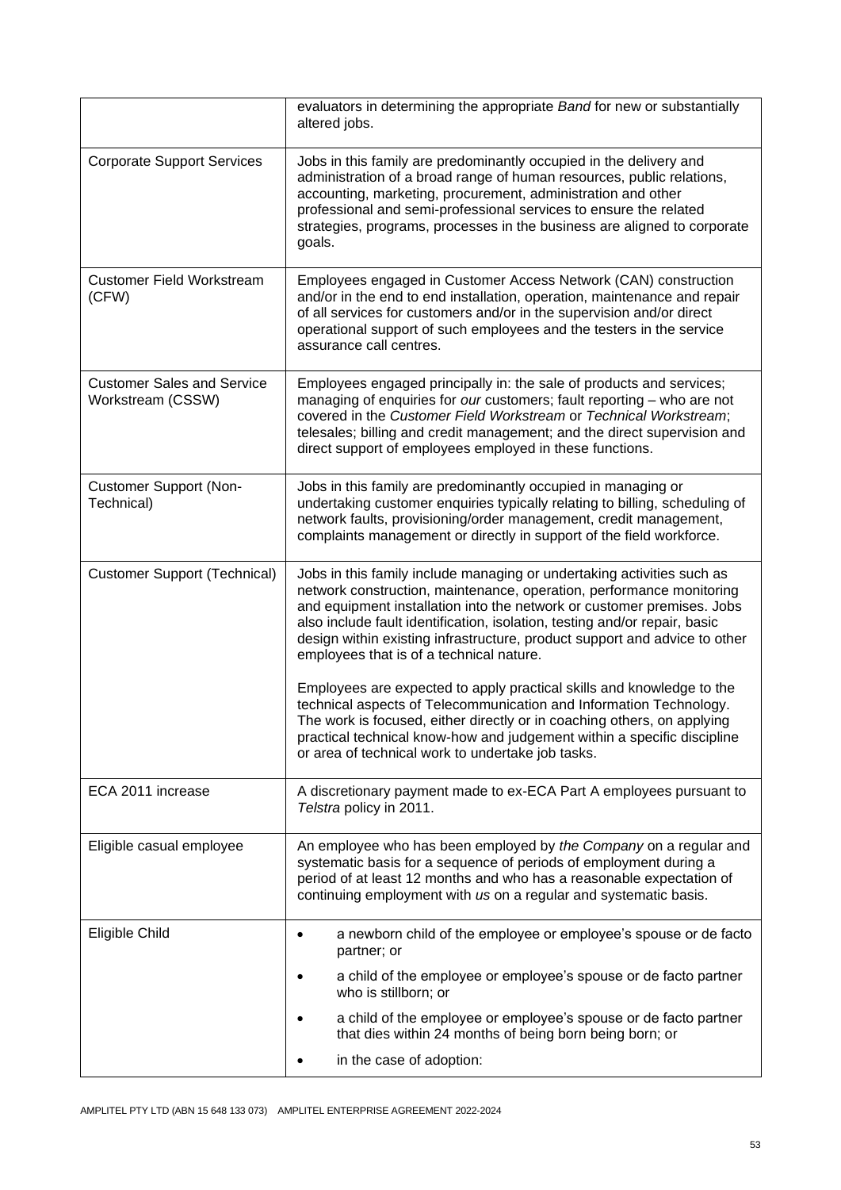| | |
|---|---|
| | evaluators in determining the appropriate *Band* for new or substantially altered jobs. |
| Corporate Support Services | Jobs in this family are predominantly occupied in the delivery and administration of a broad range of human resources, public relations, accounting, marketing, procurement, administration and other professional and semi-professional services to ensure the related strategies, programs, processes in the business are aligned to corporate goals. |
| Customer Field Workstream (CFW) | Employees engaged in Customer Access Network (CAN) construction and/or in the end to end installation, operation, maintenance and repair of all services for customers and/or in the supervision and/or direct operational support of such employees and the testers in the service assurance call centres. |
| Customer Sales and Service Workstream (CSSW) | Employees engaged principally in: the sale of products and services; managing of enquiries for *our* customers; fault reporting – who are not covered in the *Customer Field Workstream* or *Technical Workstream*; telesales; billing and credit management; and the direct supervision and direct support of employees employed in these functions. |
| Customer Support (Non-Technical) | Jobs in this family are predominantly occupied in managing or undertaking customer enquiries typically relating to billing, scheduling of network faults, provisioning/order management, credit management, complaints management or directly in support of the field workforce. |
| Customer Support (Technical) | Jobs in this family include managing or undertaking activities such as network construction, maintenance, operation, performance monitoring and equipment installation into the network or customer premises. Jobs also include fault identification, isolation, testing and/or repair, basic design within existing infrastructure, product support and advice to other employees that is of a technical nature.<br><br>Employees are expected to apply practical skills and knowledge to the technical aspects of Telecommunication and Information Technology. The work is focused, either directly or in coaching others, on applying practical technical know-how and judgement within a specific discipline or area of technical work to undertake job tasks. |
| ECA 2011 increase | A discretionary payment made to ex-ECA Part A employees pursuant to *Telstra* policy in 2011. |
| Eligible casual employee | An employee who has been employed by *the Company* on a regular and systematic basis for a sequence of periods of employment during a period of at least 12 months and who has a reasonable expectation of continuing employment with *us* on a regular and systematic basis. |
| Eligible Child | • a newborn child of the employee or employee's spouse or de facto partner; or<br>• a child of the employee or employee's spouse or de facto partner who is stillborn; or<br>• a child of the employee or employee's spouse or de facto partner that dies within 24 months of being born being born; or<br>• in the case of adoption: |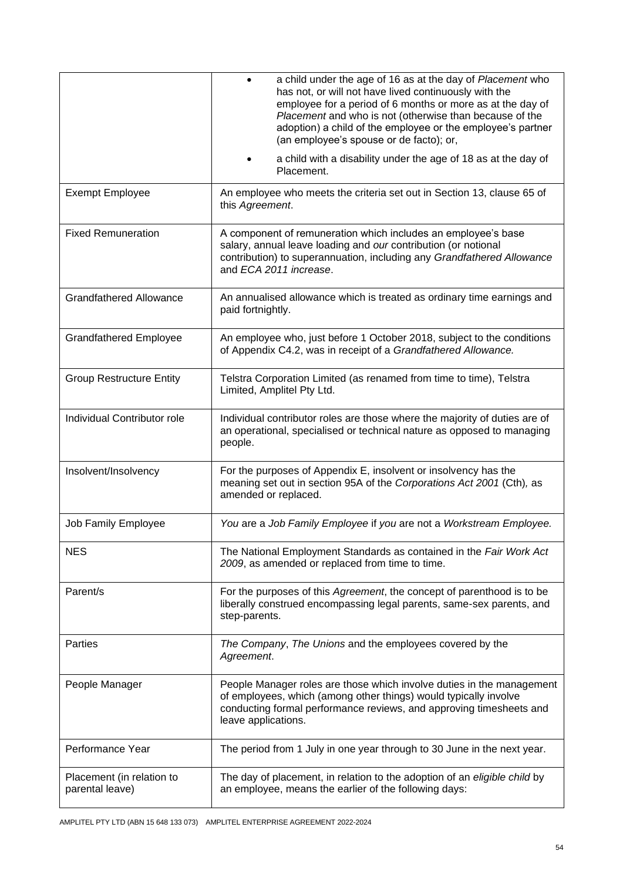| | |
|---|---|
| | • a child under the age of 16 as at the day of *Placement* who has not, or will not have lived continuously with the employee for a period of 6 months or more as at the day of *Placement* and who is not (otherwise than because of the adoption) a child of the employee or the employee's partner (an employee's spouse or de facto); or,<br>• a child with a disability under the age of 18 as at the day of Placement. |
| Exempt Employee | An employee who meets the criteria set out in Section 13, clause 65 of this *Agreement*. |
| Fixed Remuneration | A component of remuneration which includes an employee's base salary, annual leave loading and *our* contribution (or notional contribution) to superannuation, including any *Grandfathered Allowance* and *ECA 2011 increase*. |
| Grandfathered Allowance | An annualised allowance which is treated as ordinary time earnings and paid fortnightly. |
| Grandfathered Employee | An employee who, just before 1 October 2018, subject to the conditions of Appendix C4.2, was in receipt of a *Grandfathered Allowance.* |
| Group Restructure Entity | Telstra Corporation Limited (as renamed from time to time), Telstra Limited, Amplitel Pty Ltd. |
| Individual Contributor role | Individual contributor roles are those where the majority of duties are of an operational, specialised or technical nature as opposed to managing people. |
| Insolvent/Insolvency | For the purposes of Appendix E, insolvent or insolvency has the meaning set out in section 95A of the *Corporations Act 2001* (Cth)*,* as amended or replaced. |
| Job Family Employee | *You* are a *Job Family Employee* if *you* are not a *Workstream Employee.* |
| NES | The National Employment Standards as contained in the *Fair Work Act 2009*, as amended or replaced from time to time. |
| Parent/s | For the purposes of this *Agreement*, the concept of parenthood is to be liberally construed encompassing legal parents, same-sex parents, and step-parents. |
| Parties | *The Company*, *The Unions* and the employees covered by the *Agreement*. |
| People Manager | People Manager roles are those which involve duties in the management of employees, which (among other things) would typically involve conducting formal performance reviews, and approving timesheets and leave applications. |
| Performance Year | The period from 1 July in one year through to 30 June in the next year. |
| Placement (in relation to parental leave) | The day of placement, in relation to the adoption of an *eligible child* by an employee, means the earlier of the following days: |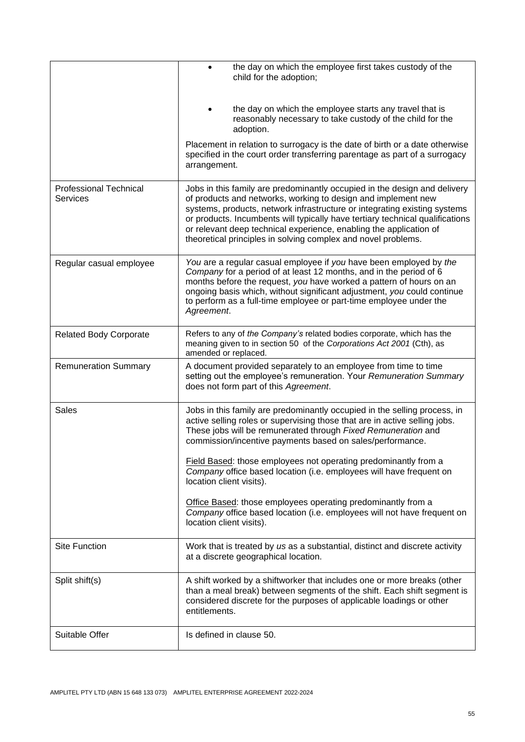| | |
|---|---|
| | • the day on which the employee first takes custody of the child for the adoption;<br><br>• the day on which the employee starts any travel that is reasonably necessary to take custody of the child for the adoption.<br><br>Placement in relation to surrogacy is the date of birth or a date otherwise specified in the court order transferring parentage as part of a surrogacy arrangement. |
| Professional Technical Services | Jobs in this family are predominantly occupied in the design and delivery of products and networks, working to design and implement new systems, products, network infrastructure or integrating existing systems or products. Incumbents will typically have tertiary technical qualifications or relevant deep technical experience, enabling the application of theoretical principles in solving complex and novel problems. |
| Regular casual employee | *You* are a regular casual employee if *you* have been employed by *the Company* for a period of at least 12 months, and in the period of 6 months before the request, *you* have worked a pattern of hours on an ongoing basis which, without significant adjustment, *you* could continue to perform as a full-time employee or part-time employee under the *Agreement*. |
| Related Body Corporate | Refers to any of *the Company's* related bodies corporate, which has the meaning given to in section 50 of the *Corporations Act 2001* (Cth), as amended or replaced. |
| Remuneration Summary | A document provided separately to an employee from time to time setting out the employee's remuneration. Your *Remuneration Summary* does not form part of this *Agreement*. |
| Sales | Jobs in this family are predominantly occupied in the selling process, in active selling roles or supervising those that are in active selling jobs. These jobs will be remunerated through *Fixed Remuneration* and commission/incentive payments based on sales/performance.<br><br><u>Field Based</u>: those employees not operating predominantly from a *Company* office based location (i.e. employees will have frequent on location client visits).<br><br><u>Office Based</u>: those employees operating predominantly from a *Company* office based location (i.e. employees will not have frequent on location client visits). |
| Site Function | Work that is treated by *us* as a substantial, distinct and discrete activity at a discrete geographical location. |
| Split shift(s) | A shift worked by a shiftworker that includes one or more breaks (other than a meal break) between segments of the shift. Each shift segment is considered discrete for the purposes of applicable loadings or other entitlements. |
| Suitable Offer | Is defined in clause 50. |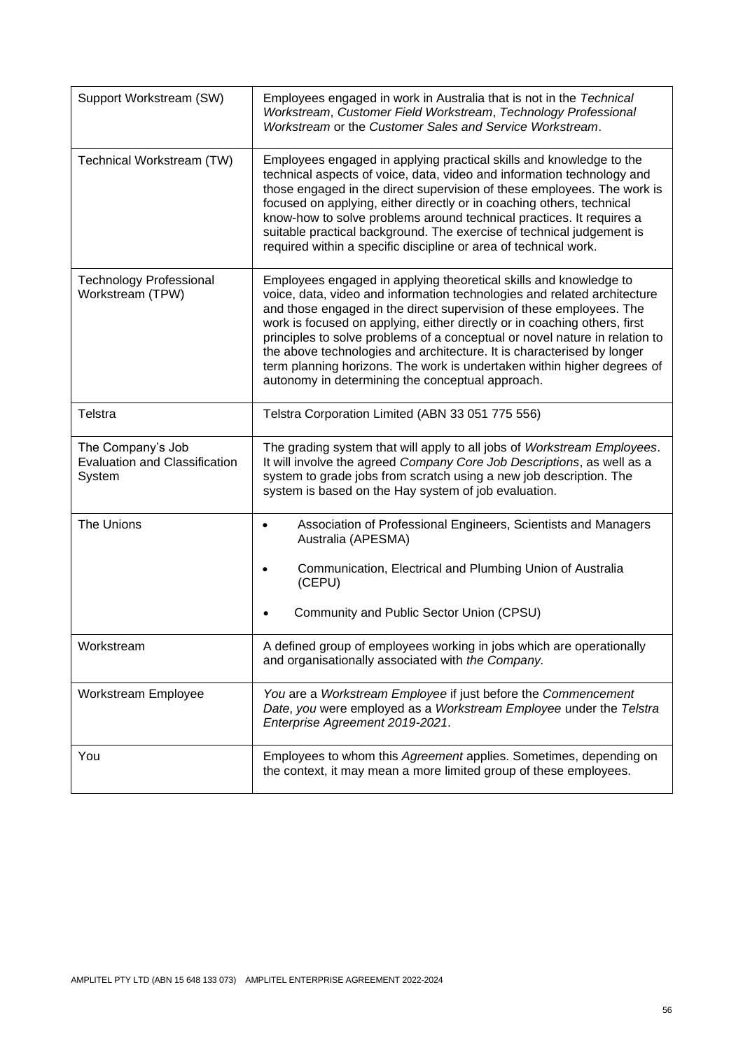| | |
|---|---|
| Support Workstream (SW) | Employees engaged in work in Australia that is not in the *Technical Workstream*, *Customer Field Workstream*, *Technology Professional Workstream* or the *Customer Sales and Service Workstream*. |
| Technical Workstream (TW) | Employees engaged in applying practical skills and knowledge to the technical aspects of voice, data, video and information technology and those engaged in the direct supervision of these employees. The work is focused on applying, either directly or in coaching others, technical know-how to solve problems around technical practices. It requires a suitable practical background. The exercise of technical judgement is required within a specific discipline or area of technical work. |
| Technology Professional Workstream (TPW) | Employees engaged in applying theoretical skills and knowledge to voice, data, video and information technologies and related architecture and those engaged in the direct supervision of these employees. The work is focused on applying, either directly or in coaching others, first principles to solve problems of a conceptual or novel nature in relation to the above technologies and architecture. It is characterised by longer term planning horizons. The work is undertaken within higher degrees of autonomy in determining the conceptual approach. |
| Telstra | Telstra Corporation Limited (ABN 33 051 775 556) |
| The Company's Job Evaluation and Classification System | The grading system that will apply to all jobs of *Workstream Employees*. It will involve the agreed *Company Core Job Descriptions*, as well as a system to grade jobs from scratch using a new job description. The system is based on the Hay system of job evaluation. |
| The Unions | • Association of Professional Engineers, Scientists and Managers Australia (APESMA)<br>• Communication, Electrical and Plumbing Union of Australia (CEPU)<br>• Community and Public Sector Union (CPSU) |
| Workstream | A defined group of employees working in jobs which are operationally and organisationally associated with *the Company.* |
| Workstream Employee | *You* are a *Workstream Employee* if just before the *Commencement Date*, *you* were employed as a *Workstream Employee* under the *Telstra Enterprise Agreement 2019-2021*. |
| You | Employees to whom this *Agreement* applies. Sometimes, depending on the context, it may mean a more limited group of these employees. |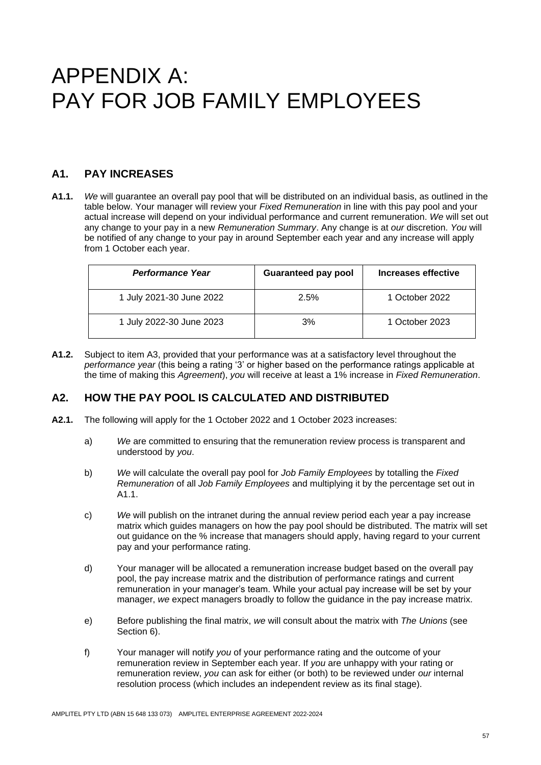# APPENDIX A: PAY FOR JOB FAMILY EMPLOYEES

## A1. PAY INCREASES

**A1.1.** *We* will guarantee an overall pay pool that will be distributed on an individual basis, as outlined in the table below. Your manager will review your *Fixed Remuneration* in line with this pay pool and your actual increase will depend on your individual performance and current remuneration. *We* will set out any change to your pay in a new *Remuneration Summary*. Any change is at *our* discretion. *You* will be notified of any change to your pay in around September each year and any increase will apply from 1 October each year.

| ***Performance Year*** | **Guaranteed pay pool** | **Increases effective** |
|---|---|---|
| 1 July 2021-30 June 2022 | 2.5% | 1 October 2022 |
| 1 July 2022-30 June 2023 | 3% | 1 October 2023 |

**A1.2.** Subject to item A3, provided that your performance was at a satisfactory level throughout the *performance year* (this being a rating '3' or higher based on the performance ratings applicable at the time of making this *Agreement*), *you* will receive at least a 1% increase in *Fixed Remuneration*.

## A2. HOW THE PAY POOL IS CALCULATED AND DISTRIBUTED

**A2.1.** The following will apply for the 1 October 2022 and 1 October 2023 increases:

a) *We* are committed to ensuring that the remuneration review process is transparent and understood by *you*.

b) *We* will calculate the overall pay pool for *Job Family Employees* by totalling the *Fixed Remuneration* of all *Job Family Employees* and multiplying it by the percentage set out in A1.1.

c) *We* will publish on the intranet during the annual review period each year a pay increase matrix which guides managers on how the pay pool should be distributed. The matrix will set out guidance on the % increase that managers should apply, having regard to your current pay and your performance rating.

d) Your manager will be allocated a remuneration increase budget based on the overall pay pool, the pay increase matrix and the distribution of performance ratings and current remuneration in your manager's team. While your actual pay increase will be set by your manager, *we* expect managers broadly to follow the guidance in the pay increase matrix.

e) Before publishing the final matrix, *we* will consult about the matrix with *The Unions* (see Section 6).

f) Your manager will notify *you* of your performance rating and the outcome of your remuneration review in September each year. If *you* are unhappy with your rating or remuneration review, *you* can ask for either (or both) to be reviewed under *our* internal resolution process (which includes an independent review as its final stage).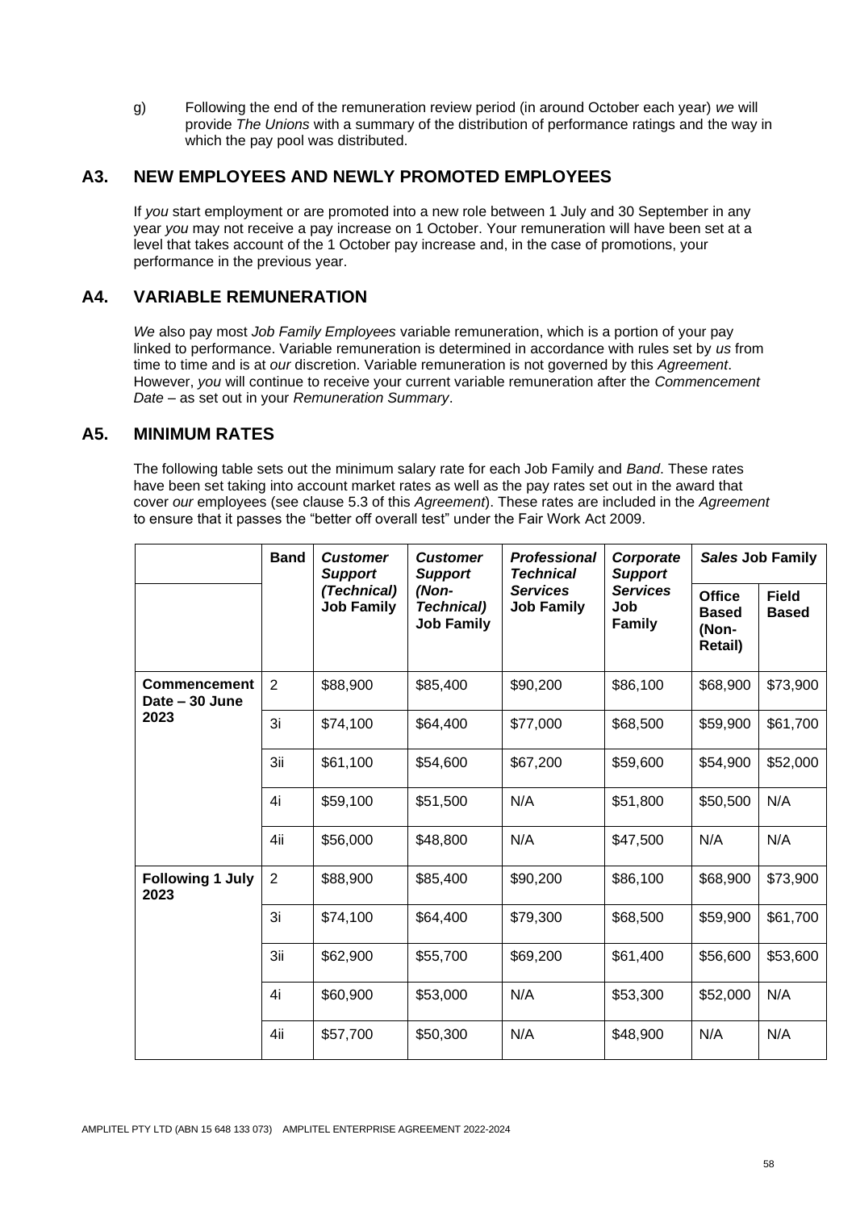g) Following the end of the remuneration review period (in around October each year) *we* will provide *The Unions* with a summary of the distribution of performance ratings and the way in which the pay pool was distributed.

## A3. NEW EMPLOYEES AND NEWLY PROMOTED EMPLOYEES

If *you* start employment or are promoted into a new role between 1 July and 30 September in any year *you* may not receive a pay increase on 1 October. Your remuneration will have been set at a level that takes account of the 1 October pay increase and, in the case of promotions, your performance in the previous year.

## A4. VARIABLE REMUNERATION

*We* also pay most *Job Family Employees* variable remuneration, which is a portion of your pay linked to performance. Variable remuneration is determined in accordance with rules set by *us* from time to time and is at *our* discretion. Variable remuneration is not governed by this *Agreement*. However, *you* will continue to receive your current variable remuneration after the *Commencement Date* – as set out in your *Remuneration Summary*.

## A5. MINIMUM RATES

The following table sets out the minimum salary rate for each Job Family and *Band*. These rates have been set taking into account market rates as well as the pay rates set out in the award that cover *our* employees (see clause 5.3 of this *Agreement*). These rates are included in the *Agreement* to ensure that it passes the "better off overall test" under the Fair Work Act 2009.

| | **Band** | ***Customer Support* (Technical) Job Family** | ***Customer Support* (Non-Technical) Job Family** | ***Professional Technical Services* Job Family** | ***Corporate Support Services* Job Family** | ***Sales* Job Family** | |
|---|---|---|---|---|---|---|---|
| | | | | | | **Office Based (Non-Retail)** | **Field Based** |
| **Commencement Date – 30 June 2023** | 2 | $88,900 | $85,400 | $90,200 | $86,100 | $68,900 | $73,900 |
| | 3i | $74,100 | $64,400 | $77,000 | $68,500 | $59,900 | $61,700 |
| | 3ii | $61,100 | $54,600 | $67,200 | $59,600 | $54,900 | $52,000 |
| | 4i | $59,100 | $51,500 | N/A | $51,800 | $50,500 | N/A |
| | 4ii | $56,000 | $48,800 | N/A | $47,500 | N/A | N/A |
| **Following 1 July 2023** | 2 | $88,900 | $85,400 | $90,200 | $86,100 | $68,900 | $73,900 |
| | 3i | $74,100 | $64,400 | $79,300 | $68,500 | $59,900 | $61,700 |
| | 3ii | $62,900 | $55,700 | $69,200 | $61,400 | $56,600 | $53,600 |
| | 4i | $60,900 | $53,000 | N/A | $53,300 | $52,000 | N/A |
| | 4ii | $57,700 | $50,300 | N/A | $48,900 | N/A | N/A |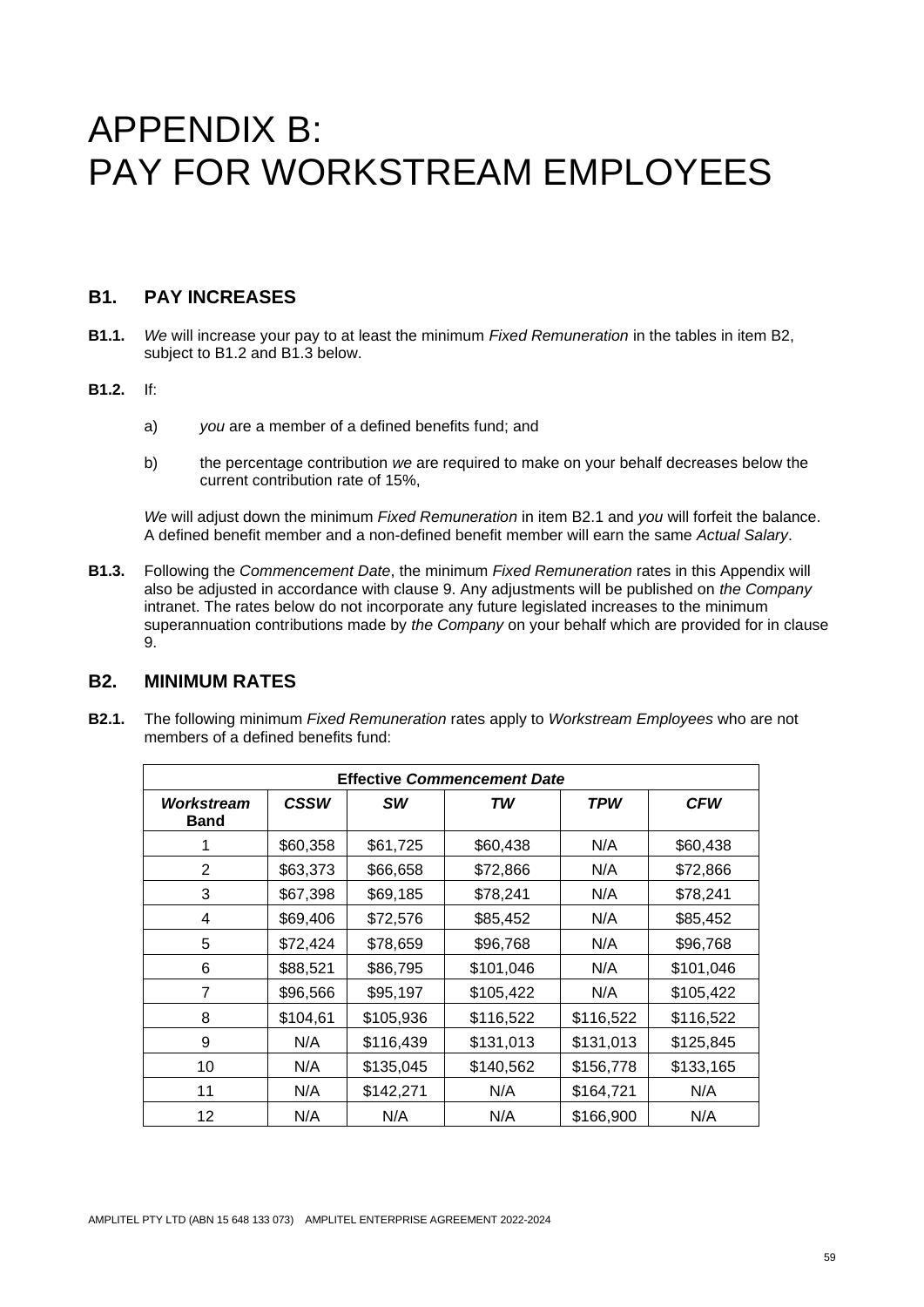# APPENDIX B: PAY FOR WORKSTREAM EMPLOYEES

## B1. PAY INCREASES

**B1.1.** *We* will increase your pay to at least the minimum *Fixed Remuneration* in the tables in item B2, subject to B1.2 and B1.3 below.

**B1.2.** If:

a) *you* are a member of a defined benefits fund; and

b) the percentage contribution *we* are required to make on your behalf decreases below the current contribution rate of 15%,

*We* will adjust down the minimum *Fixed Remuneration* in item B2.1 and *you* will forfeit the balance. A defined benefit member and a non-defined benefit member will earn the same *Actual Salary*.

**B1.3.** Following the *Commencement Date*, the minimum *Fixed Remuneration* rates in this Appendix will also be adjusted in accordance with clause 9. Any adjustments will be published on *the Company* intranet. The rates below do not incorporate any future legislated increases to the minimum superannuation contributions made by *the Company* on your behalf which are provided for in clause 9.

## B2. MINIMUM RATES

**B2.1.** The following minimum *Fixed Remuneration* rates apply to *Workstream Employees* who are not members of a defined benefits fund:

| **Effective *Commencement Date*** | | | | | |
|---|---|---|---|---|---|
| ***Workstream Band*** | ***CSSW*** | ***SW*** | ***TW*** | ***TPW*** | ***CFW*** |
| 1 | $60,358 | $61,725 | $60,438 | N/A | $60,438 |
| 2 | $63,373 | $66,658 | $72,866 | N/A | $72,866 |
| 3 | $67,398 | $69,185 | $78,241 | N/A | $78,241 |
| 4 | $69,406 | $72,576 | $85,452 | N/A | $85,452 |
| 5 | $72,424 | $78,659 | $96,768 | N/A | $96,768 |
| 6 | $88,521 | $86,795 | $101,046 | N/A | $101,046 |
| 7 | $96,566 | $95,197 | $105,422 | N/A | $105,422 |
| 8 | $104,61 | $105,936 | $116,522 | $116,522 | $116,522 |
| 9 | N/A | $116,439 | $131,013 | $131,013 | $125,845 |
| 10 | N/A | $135,045 | $140,562 | $156,778 | $133,165 |
| 11 | N/A | $142,271 | N/A | $164,721 | N/A |
| 12 | N/A | N/A | N/A | $166,900 | N/A |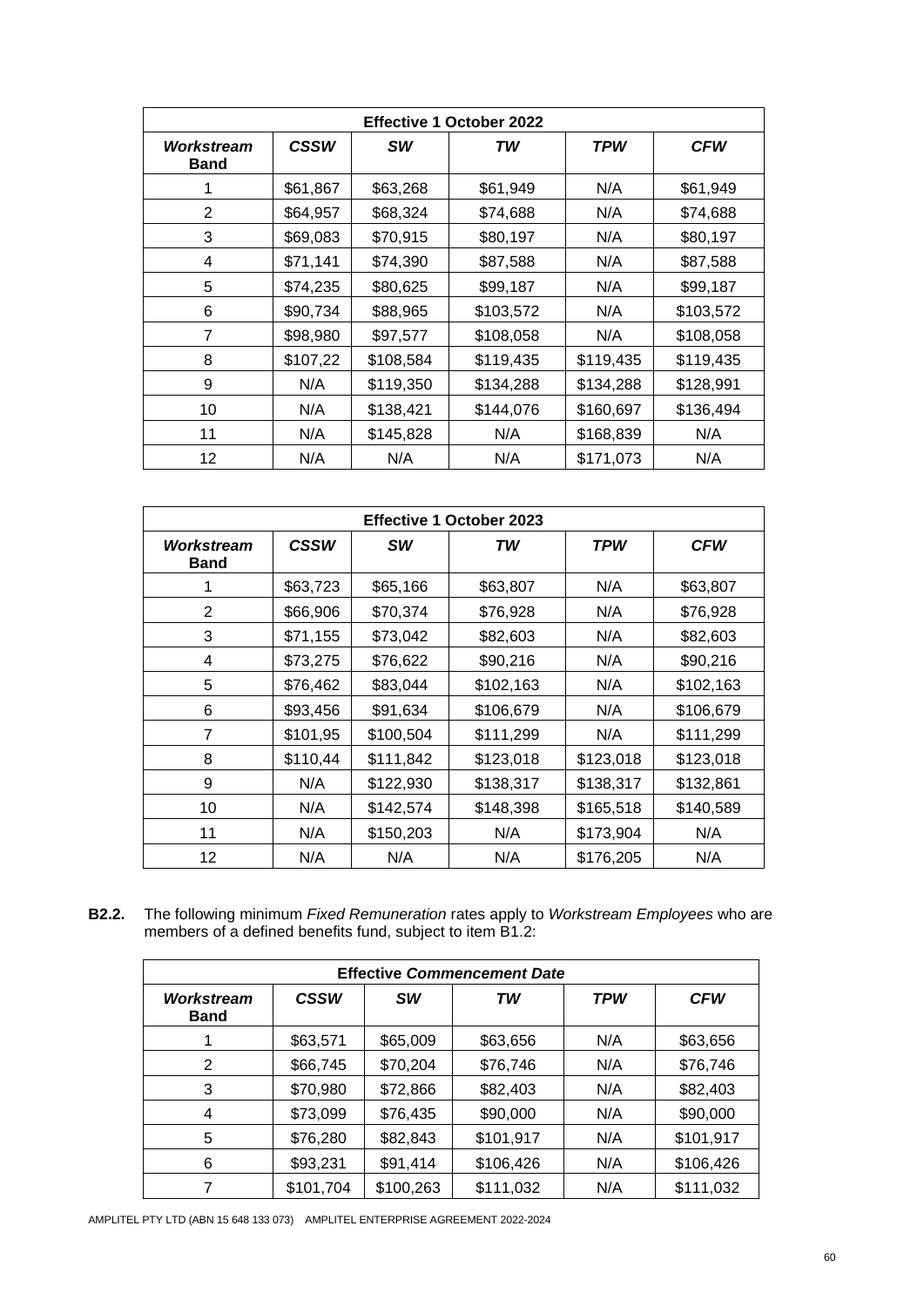| Effective 1 October 2022 | | | | | |
|---|---|---|---|---|---|
| ***Workstream* Band** | ***CSSW*** | ***SW*** | ***TW*** | ***TPW*** | ***CFW*** |
| 1 | $61,867 | $63,268 | $61,949 | N/A | $61,949 |
| 2 | $64,957 | $68,324 | $74,688 | N/A | $74,688 |
| 3 | $69,083 | $70,915 | $80,197 | N/A | $80,197 |
| 4 | $71,141 | $74,390 | $87,588 | N/A | $87,588 |
| 5 | $74,235 | $80,625 | $99,187 | N/A | $99,187 |
| 6 | $90,734 | $88,965 | $103,572 | N/A | $103,572 |
| 7 | $98,980 | $97,577 | $108,058 | N/A | $108,058 |
| 8 | $107,22 | $108,584 | $119,435 | $119,435 | $119,435 |
| 9 | N/A | $119,350 | $134,288 | $134,288 | $128,991 |
| 10 | N/A | $138,421 | $144,076 | $160,697 | $136,494 |
| 11 | N/A | $145,828 | N/A | $168,839 | N/A |
| 12 | N/A | N/A | N/A | $171,073 | N/A |

| Effective 1 October 2023 | | | | | |
|---|---|---|---|---|---|
| ***Workstream* Band** | ***CSSW*** | ***SW*** | ***TW*** | ***TPW*** | ***CFW*** |
| 1 | $63,723 | $65,166 | $63,807 | N/A | $63,807 |
| 2 | $66,906 | $70,374 | $76,928 | N/A | $76,928 |
| 3 | $71,155 | $73,042 | $82,603 | N/A | $82,603 |
| 4 | $73,275 | $76,622 | $90,216 | N/A | $90,216 |
| 5 | $76,462 | $83,044 | $102,163 | N/A | $102,163 |
| 6 | $93,456 | $91,634 | $106,679 | N/A | $106,679 |
| 7 | $101,95 | $100,504 | $111,299 | N/A | $111,299 |
| 8 | $110,44 | $111,842 | $123,018 | $123,018 | $123,018 |
| 9 | N/A | $122,930 | $138,317 | $138,317 | $132,861 |
| 10 | N/A | $142,574 | $148,398 | $165,518 | $140,589 |
| 11 | N/A | $150,203 | N/A | $173,904 | N/A |
| 12 | N/A | N/A | N/A | $176,205 | N/A |

**B2.2.** The following minimum *Fixed Remuneration* rates apply to *Workstream Employees* who are members of a defined benefits fund, subject to item B1.2:

| Effective *Commencement Date* | | | | | |
|---|---|---|---|---|---|
| ***Workstream* Band** | ***CSSW*** | ***SW*** | ***TW*** | ***TPW*** | ***CFW*** |
| 1 | $63,571 | $65,009 | $63,656 | N/A | $63,656 |
| 2 | $66,745 | $70,204 | $76,746 | N/A | $76,746 |
| 3 | $70,980 | $72,866 | $82,403 | N/A | $82,403 |
| 4 | $73,099 | $76,435 | $90,000 | N/A | $90,000 |
| 5 | $76,280 | $82,843 | $101,917 | N/A | $101,917 |
| 6 | $93,231 | $91,414 | $106,426 | N/A | $106,426 |
| 7 | $101,704 | $100,263 | $111,032 | N/A | $111,032 |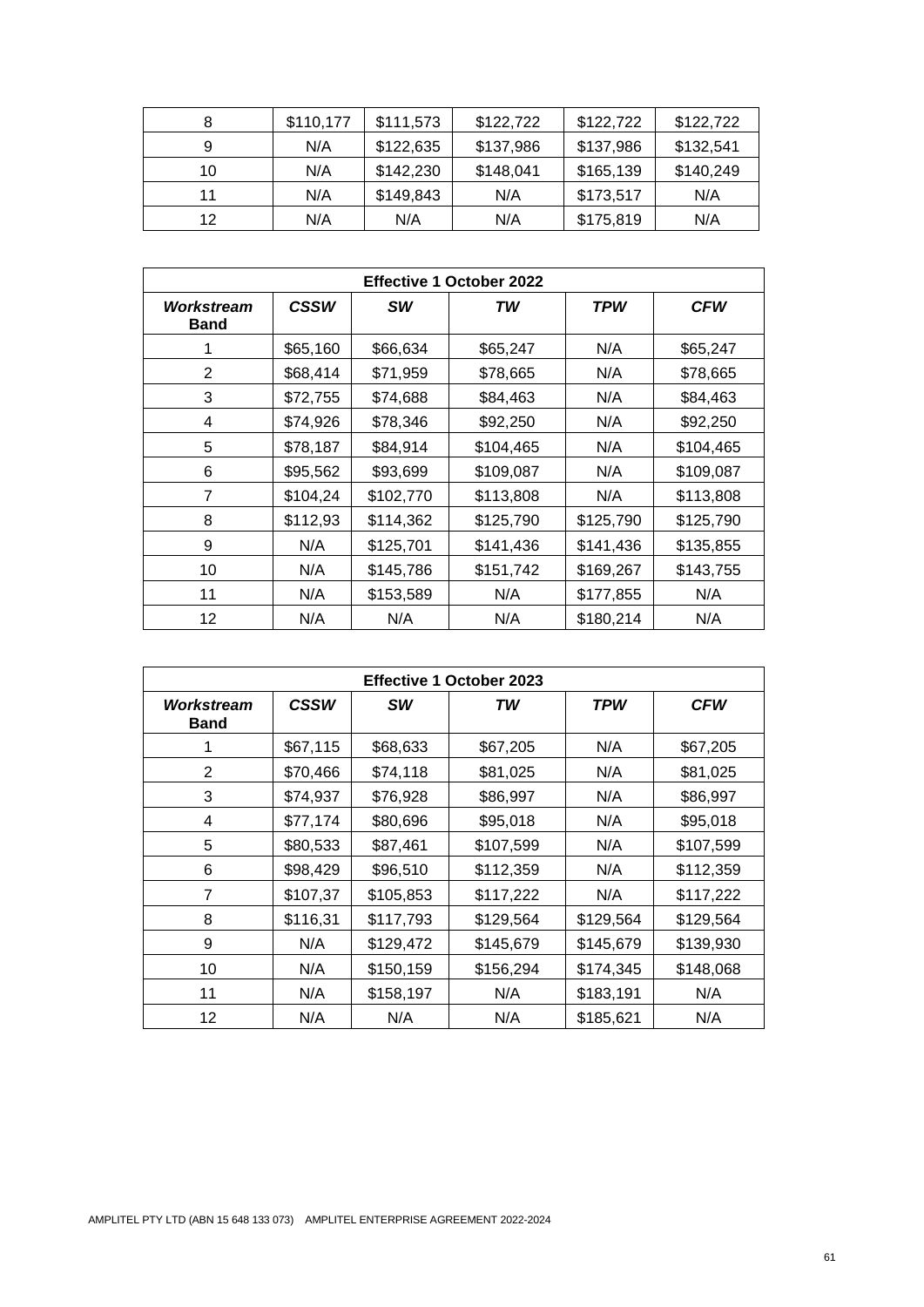| | | | | | |
|---|---|---|---|---|---|
| 8 | $110,177 | $111,573 | $122,722 | $122,722 | $122,722 |
| 9 | N/A | $122,635 | $137,986 | $137,986 | $132,541 |
| 10 | N/A | $142,230 | $148,041 | $165,139 | $140,249 |
| 11 | N/A | $149,843 | N/A | $173,517 | N/A |
| 12 | N/A | N/A | N/A | $175,819 | N/A |

| **Effective 1 October 2022** | | | | | |
|---|---|---|---|---|---|
| ***Workstream* Band** | ***CSSW*** | ***SW*** | ***TW*** | ***TPW*** | ***CFW*** |
| 1 | $65,160 | $66,634 | $65,247 | N/A | $65,247 |
| 2 | $68,414 | $71,959 | $78,665 | N/A | $78,665 |
| 3 | $72,755 | $74,688 | $84,463 | N/A | $84,463 |
| 4 | $74,926 | $78,346 | $92,250 | N/A | $92,250 |
| 5 | $78,187 | $84,914 | $104,465 | N/A | $104,465 |
| 6 | $95,562 | $93,699 | $109,087 | N/A | $109,087 |
| 7 | $104,24 | $102,770 | $113,808 | N/A | $113,808 |
| 8 | $112,93 | $114,362 | $125,790 | $125,790 | $125,790 |
| 9 | N/A | $125,701 | $141,436 | $141,436 | $135,855 |
| 10 | N/A | $145,786 | $151,742 | $169,267 | $143,755 |
| 11 | N/A | $153,589 | N/A | $177,855 | N/A |
| 12 | N/A | N/A | N/A | $180,214 | N/A |

| **Effective 1 October 2023** | | | | | |
|---|---|---|---|---|---|
| ***Workstream* Band** | ***CSSW*** | ***SW*** | ***TW*** | ***TPW*** | ***CFW*** |
| 1 | $67,115 | $68,633 | $67,205 | N/A | $67,205 |
| 2 | $70,466 | $74,118 | $81,025 | N/A | $81,025 |
| 3 | $74,937 | $76,928 | $86,997 | N/A | $86,997 |
| 4 | $77,174 | $80,696 | $95,018 | N/A | $95,018 |
| 5 | $80,533 | $87,461 | $107,599 | N/A | $107,599 |
| 6 | $98,429 | $96,510 | $112,359 | N/A | $112,359 |
| 7 | $107,37 | $105,853 | $117,222 | N/A | $117,222 |
| 8 | $116,31 | $117,793 | $129,564 | $129,564 | $129,564 |
| 9 | N/A | $129,472 | $145,679 | $145,679 | $139,930 |
| 10 | N/A | $150,159 | $156,294 | $174,345 | $148,068 |
| 11 | N/A | $158,197 | N/A | $183,191 | N/A |
| 12 | N/A | N/A | N/A | $185,621 | N/A |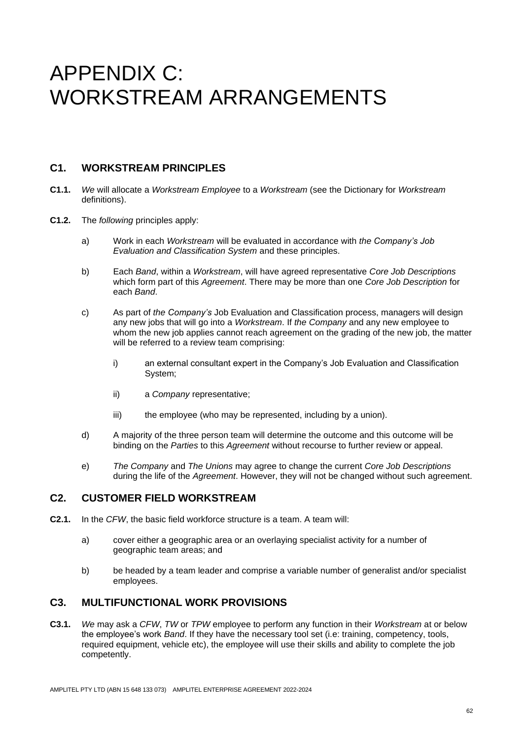# APPENDIX C: WORKSTREAM ARRANGEMENTS

## C1. WORKSTREAM PRINCIPLES

**C1.1.** *We* will allocate a *Workstream Employee* to a *Workstream* (see the Dictionary for *Workstream* definitions).

**C1.2.** The *following* principles apply:

a) Work in each *Workstream* will be evaluated in accordance with *the Company's Job Evaluation and Classification System* and these principles.

b) Each *Band*, within a *Workstream*, will have agreed representative *Core Job Descriptions* which form part of this *Agreement*. There may be more than one *Core Job Description* for each *Band*.

c) As part of *the Company's* Job Evaluation and Classification process, managers will design any new jobs that will go into a *Workstream*. If *the Company* and any new employee to whom the new job applies cannot reach agreement on the grading of the new job, the matter will be referred to a review team comprising:

   i) an external consultant expert in the Company's Job Evaluation and Classification System;

   ii) a *Company* representative;

   iii) the employee (who may be represented, including by a union).

d) A majority of the three person team will determine the outcome and this outcome will be binding on the *Parties* to this *Agreement* without recourse to further review or appeal.

e) *The Company* and *The Unions* may agree to change the current *Core Job Descriptions* during the life of the *Agreement*. However, they will not be changed without such agreement.

## C2. CUSTOMER FIELD WORKSTREAM

**C2.1.** In the *CFW*, the basic field workforce structure is a team. A team will:

a) cover either a geographic area or an overlaying specialist activity for a number of geographic team areas; and

b) be headed by a team leader and comprise a variable number of generalist and/or specialist employees.

## C3. MULTIFUNCTIONAL WORK PROVISIONS

**C3.1.** *We* may ask a *CFW*, *TW* or *TPW* employee to perform any function in their *Workstream* at or below the employee's work *Band*. If they have the necessary tool set (i.e: training, competency, tools, required equipment, vehicle etc), the employee will use their skills and ability to complete the job competently.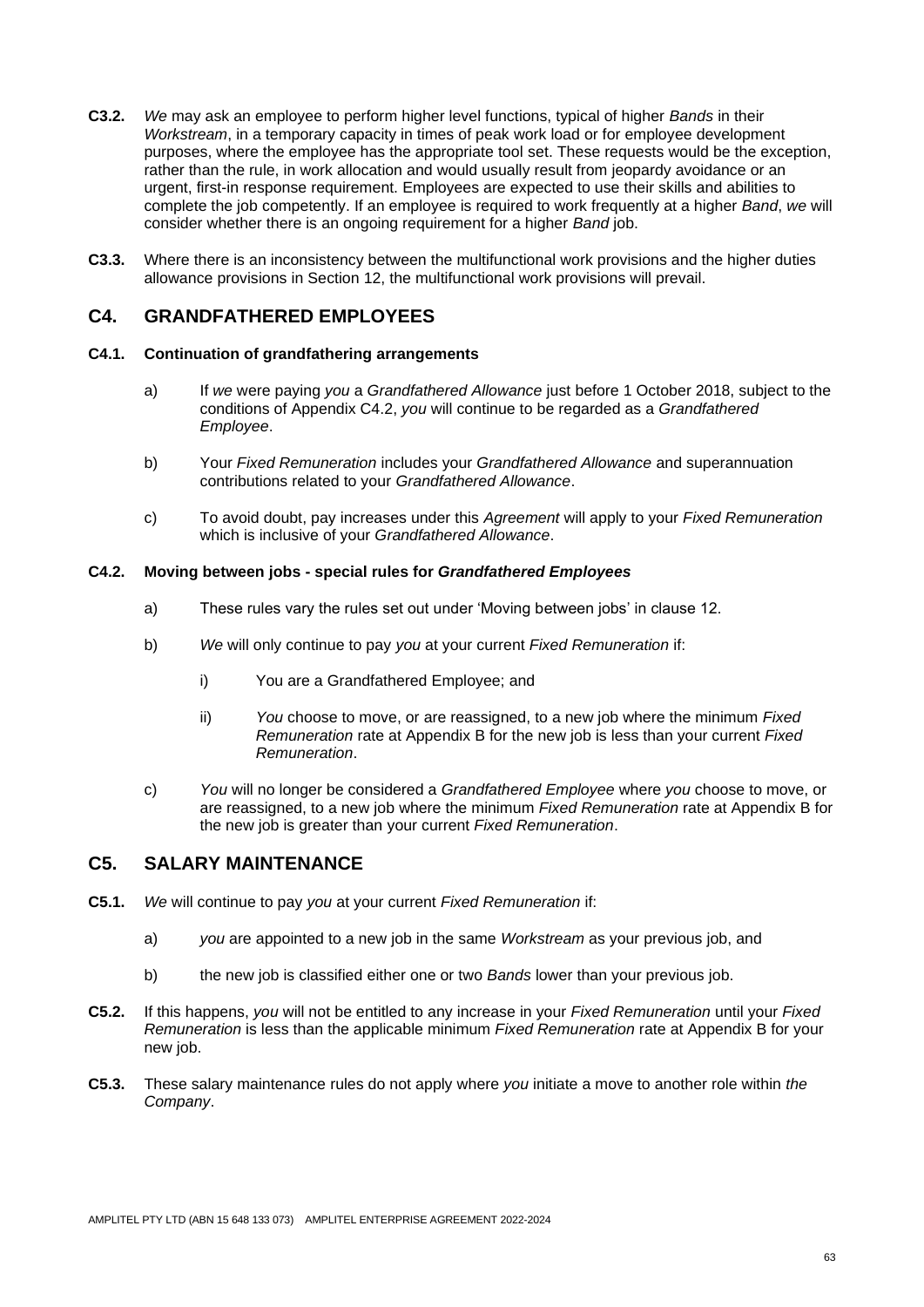**C3.2.** *We* may ask an employee to perform higher level functions, typical of higher *Bands* in their *Workstream*, in a temporary capacity in times of peak work load or for employee development purposes, where the employee has the appropriate tool set. These requests would be the exception, rather than the rule, in work allocation and would usually result from jeopardy avoidance or an urgent, first-in response requirement. Employees are expected to use their skills and abilities to complete the job competently. If an employee is required to work frequently at a higher *Band*, *we* will consider whether there is an ongoing requirement for a higher *Band* job.

**C3.3.** Where there is an inconsistency between the multifunctional work provisions and the higher duties allowance provisions in Section 12, the multifunctional work provisions will prevail.

## C4. GRANDFATHERED EMPLOYEES

### C4.1. Continuation of grandfathering arrangements

a) If *we* were paying *you* a *Grandfathered Allowance* just before 1 October 2018, subject to the conditions of Appendix C4.2, *you* will continue to be regarded as a *Grandfathered Employee*.

b) Your *Fixed Remuneration* includes your *Grandfathered Allowance* and superannuation contributions related to your *Grandfathered Allowance*.

c) To avoid doubt, pay increases under this *Agreement* will apply to your *Fixed Remuneration* which is inclusive of your *Grandfathered Allowance*.

### C4.2. Moving between jobs - special rules for *Grandfathered Employees*

a) These rules vary the rules set out under 'Moving between jobs' in clause 12.

b) *We* will only continue to pay *you* at your current *Fixed Remuneration* if:

   i) You are a Grandfathered Employee; and

   ii) *You* choose to move, or are reassigned, to a new job where the minimum *Fixed Remuneration* rate at Appendix B for the new job is less than your current *Fixed Remuneration*.

c) *You* will no longer be considered a *Grandfathered Employee* where *you* choose to move, or are reassigned, to a new job where the minimum *Fixed Remuneration* rate at Appendix B for the new job is greater than your current *Fixed Remuneration*.

## C5. SALARY MAINTENANCE

**C5.1.** *We* will continue to pay *you* at your current *Fixed Remuneration* if:

a) *you* are appointed to a new job in the same *Workstream* as your previous job, and

b) the new job is classified either one or two *Bands* lower than your previous job.

**C5.2.** If this happens, *you* will not be entitled to any increase in your *Fixed Remuneration* until your *Fixed Remuneration* is less than the applicable minimum *Fixed Remuneration* rate at Appendix B for your new job.

**C5.3.** These salary maintenance rules do not apply where *you* initiate a move to another role within *the Company*.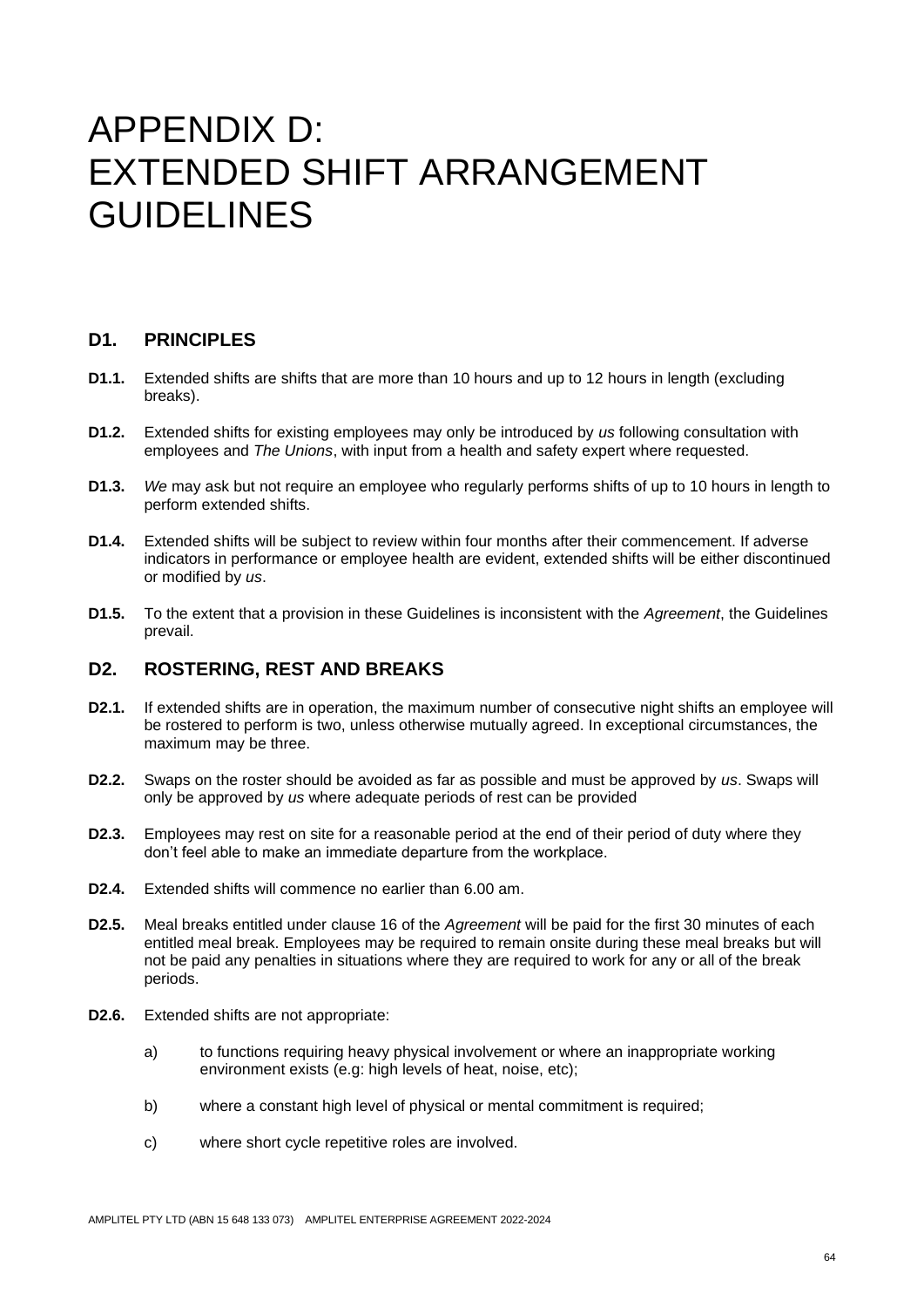# APPENDIX D: EXTENDED SHIFT ARRANGEMENT GUIDELINES

## D1. PRINCIPLES

**D1.1.** Extended shifts are shifts that are more than 10 hours and up to 12 hours in length (excluding breaks).

**D1.2.** Extended shifts for existing employees may only be introduced by *us* following consultation with employees and *The Unions*, with input from a health and safety expert where requested.

**D1.3.** *We* may ask but not require an employee who regularly performs shifts of up to 10 hours in length to perform extended shifts.

**D1.4.** Extended shifts will be subject to review within four months after their commencement. If adverse indicators in performance or employee health are evident, extended shifts will be either discontinued or modified by *us*.

**D1.5.** To the extent that a provision in these Guidelines is inconsistent with the *Agreement*, the Guidelines prevail.

## D2. ROSTERING, REST AND BREAKS

**D2.1.** If extended shifts are in operation, the maximum number of consecutive night shifts an employee will be rostered to perform is two, unless otherwise mutually agreed. In exceptional circumstances, the maximum may be three.

**D2.2.** Swaps on the roster should be avoided as far as possible and must be approved by *us*. Swaps will only be approved by *us* where adequate periods of rest can be provided

**D2.3.** Employees may rest on site for a reasonable period at the end of their period of duty where they don't feel able to make an immediate departure from the workplace.

**D2.4.** Extended shifts will commence no earlier than 6.00 am.

**D2.5.** Meal breaks entitled under clause 16 of the *Agreement* will be paid for the first 30 minutes of each entitled meal break. Employees may be required to remain onsite during these meal breaks but will not be paid any penalties in situations where they are required to work for any or all of the break periods.

**D2.6.** Extended shifts are not appropriate:

a) to functions requiring heavy physical involvement or where an inappropriate working environment exists (e.g: high levels of heat, noise, etc);

b) where a constant high level of physical or mental commitment is required;

c) where short cycle repetitive roles are involved.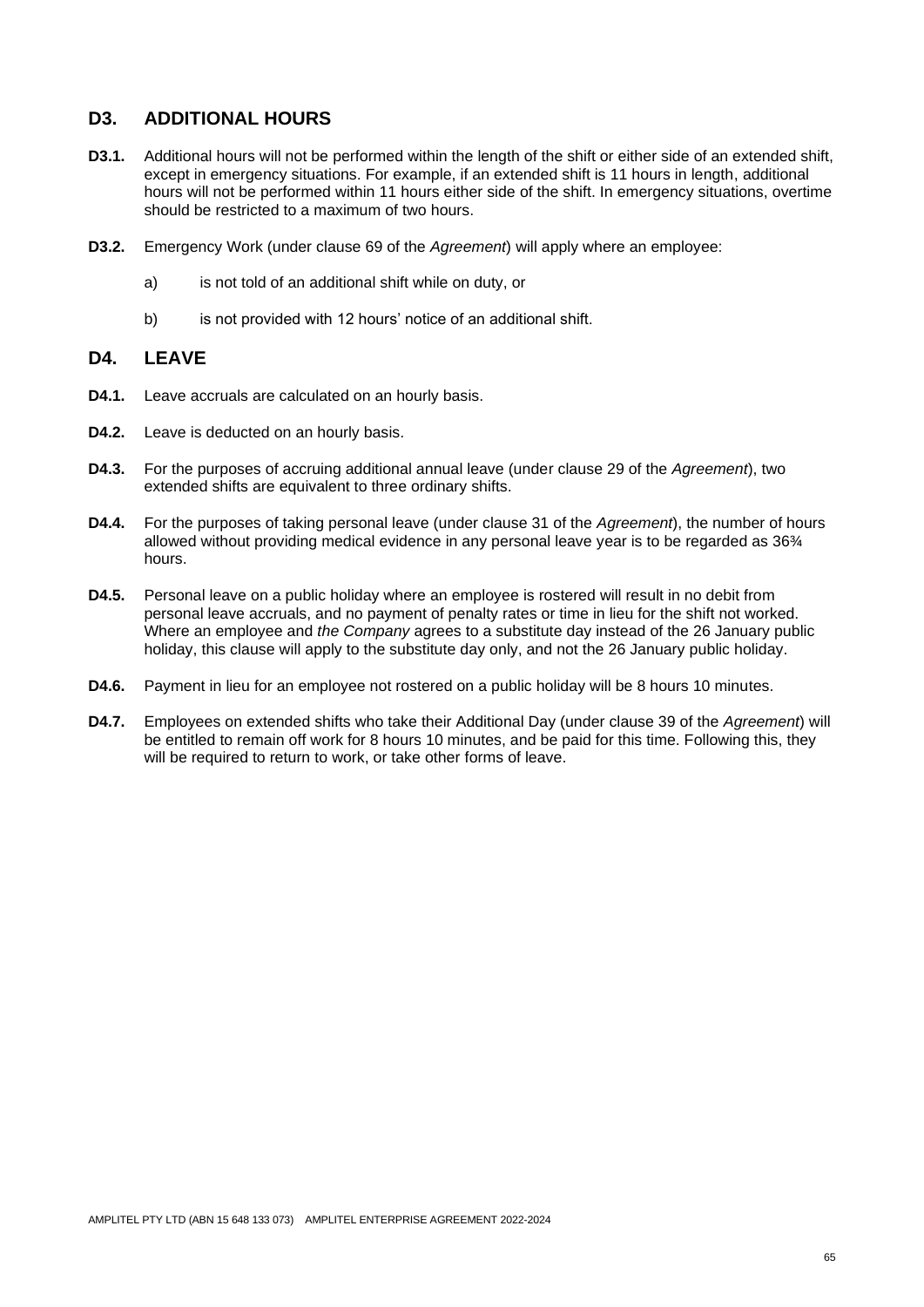## D3. ADDITIONAL HOURS

**D3.1.** Additional hours will not be performed within the length of the shift or either side of an extended shift, except in emergency situations. For example, if an extended shift is 11 hours in length, additional hours will not be performed within 11 hours either side of the shift. In emergency situations, overtime should be restricted to a maximum of two hours.

**D3.2.** Emergency Work (under clause 69 of the *Agreement*) will apply where an employee:

a) is not told of an additional shift while on duty, or

b) is not provided with 12 hours' notice of an additional shift.

## D4. LEAVE

**D4.1.** Leave accruals are calculated on an hourly basis.

**D4.2.** Leave is deducted on an hourly basis.

**D4.3.** For the purposes of accruing additional annual leave (under clause 29 of the *Agreement*), two extended shifts are equivalent to three ordinary shifts.

**D4.4.** For the purposes of taking personal leave (under clause 31 of the *Agreement*), the number of hours allowed without providing medical evidence in any personal leave year is to be regarded as 36¾ hours.

**D4.5.** Personal leave on a public holiday where an employee is rostered will result in no debit from personal leave accruals, and no payment of penalty rates or time in lieu for the shift not worked. Where an employee and *the Company* agrees to a substitute day instead of the 26 January public holiday, this clause will apply to the substitute day only, and not the 26 January public holiday.

**D4.6.** Payment in lieu for an employee not rostered on a public holiday will be 8 hours 10 minutes.

**D4.7.** Employees on extended shifts who take their Additional Day (under clause 39 of the *Agreement*) will be entitled to remain off work for 8 hours 10 minutes, and be paid for this time. Following this, they will be required to return to work, or take other forms of leave.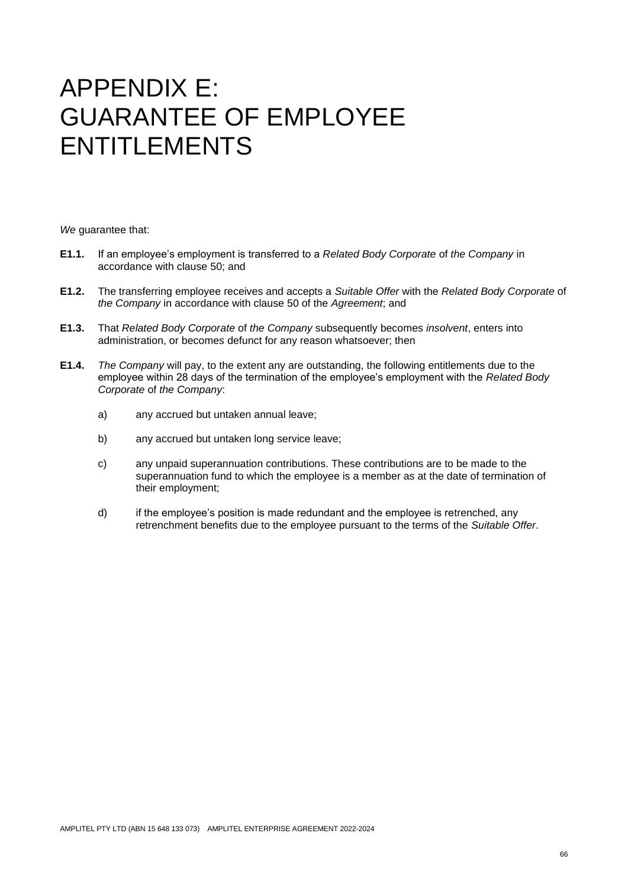# APPENDIX E: GUARANTEE OF EMPLOYEE ENTITLEMENTS

*We* guarantee that:

**E1.1.** If an employee's employment is transferred to a *Related Body Corporate* of *the Company* in accordance with clause 50; and

**E1.2.** The transferring employee receives and accepts a *Suitable Offer* with the *Related Body Corporate* of *the Company* in accordance with clause 50 of the *Agreement*; and

**E1.3.** That *Related Body Corporate* of *the Company* subsequently becomes *insolvent*, enters into administration, or becomes defunct for any reason whatsoever; then

**E1.4.** *The Company* will pay, to the extent any are outstanding, the following entitlements due to the employee within 28 days of the termination of the employee's employment with the *Related Body Corporate* of *the Company*:

a) any accrued but untaken annual leave;

b) any accrued but untaken long service leave;

c) any unpaid superannuation contributions. These contributions are to be made to the superannuation fund to which the employee is a member as at the date of termination of their employment;

d) if the employee's position is made redundant and the employee is retrenched, any retrenchment benefits due to the employee pursuant to the terms of the *Suitable Offer*.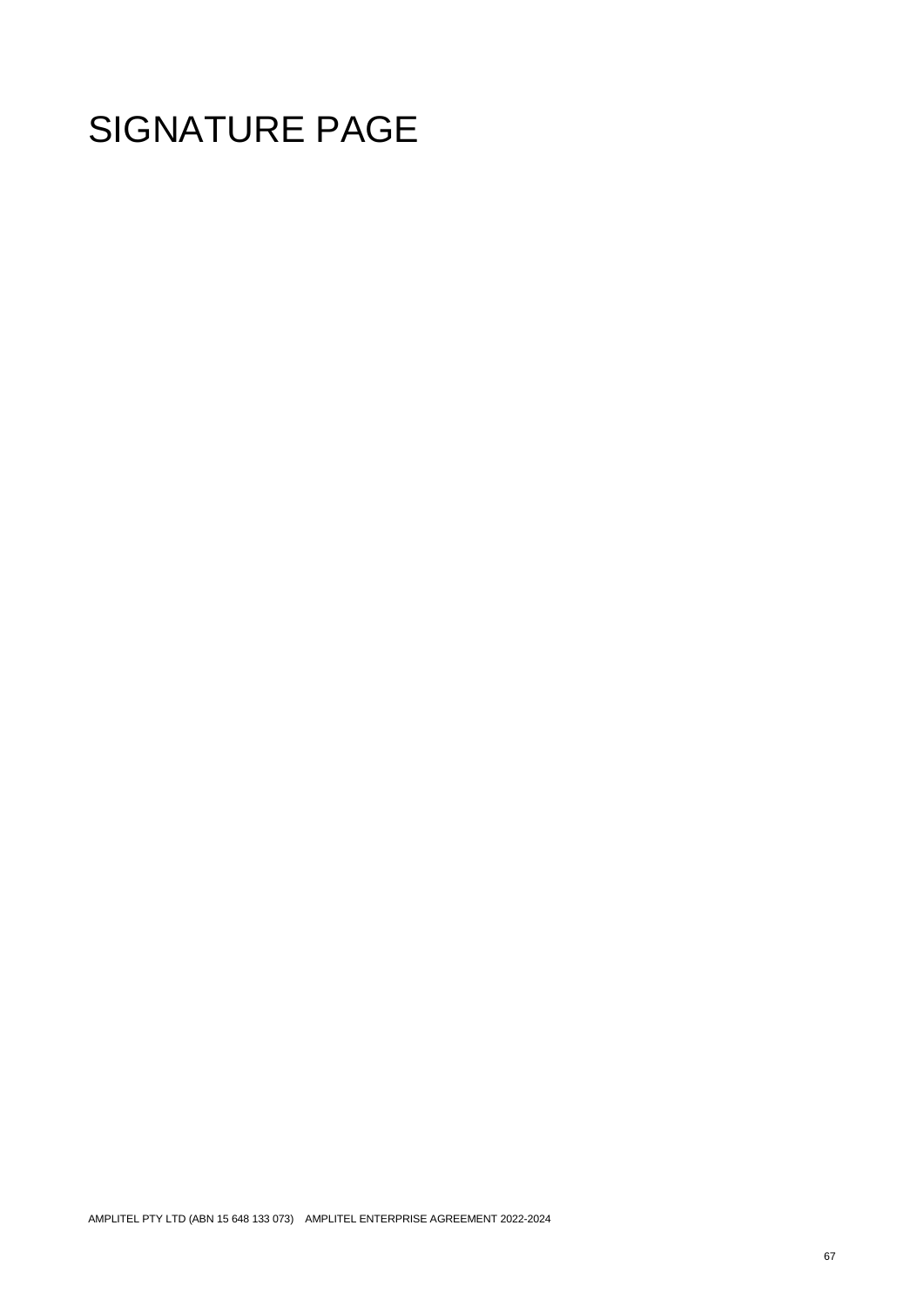# SIGNATURE PAGE